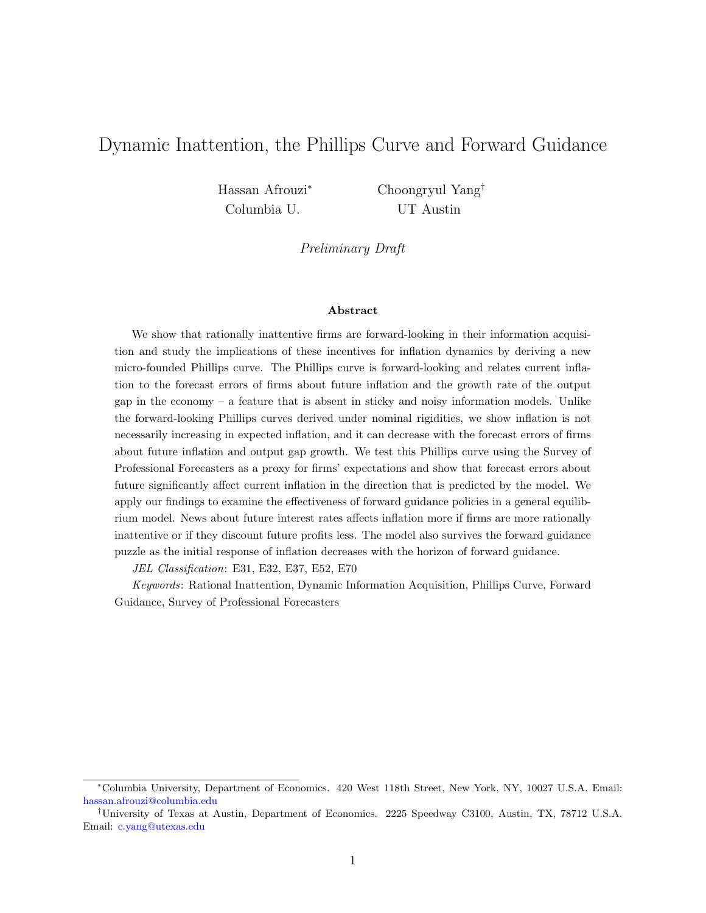# Dynamic Inattention, the Phillips Curve and Forward Guidance

Hassan Afrouzi[*]
Columbia U.

Choongryul Yang[†]
UT Austin

*Preliminary Draft*

### Abstract

We show that rationally inattentive firms are forward-looking in their information acquisition and study the implications of these incentives for inflation dynamics by deriving a new micro-founded Phillips curve. The Phillips curve is forward-looking and relates current inflation to the forecast errors of firms about future inflation and the growth rate of the output gap in the economy – a feature that is absent in sticky and noisy information models. Unlike the forward-looking Phillips curves derived under nominal rigidities, we show inflation is not necessarily increasing in expected inflation, and it can decrease with the forecast errors of firms about future inflation and output gap growth. We test this Phillips curve using the Survey of Professional Forecasters as a proxy for firms' expectations and show that forecast errors about future significantly affect current inflation in the direction that is predicted by the model. We apply our findings to examine the effectiveness of forward guidance policies in a general equilibrium model. News about future interest rates affects inflation more if firms are more rationally inattentive or if they discount future profits less. The model also survives the forward guidance puzzle as the initial response of inflation decreases with the horizon of forward guidance.

*JEL Classification*: E31, E32, E37, E52, E70

*Keywords*: Rational Inattention, Dynamic Information Acquisition, Phillips Curve, Forward Guidance, Survey of Professional Forecasters

---

[*] Columbia University, Department of Economics. 420 West 118th Street, New York, NY, 10027 U.S.A. Email: hassan.afrouzi@columbia.edu

[†] University of Texas at Austin, Department of Economics. 2225 Speedway C3100, Austin, TX, 78712 U.S.A. Email: c.yang@utexas.edu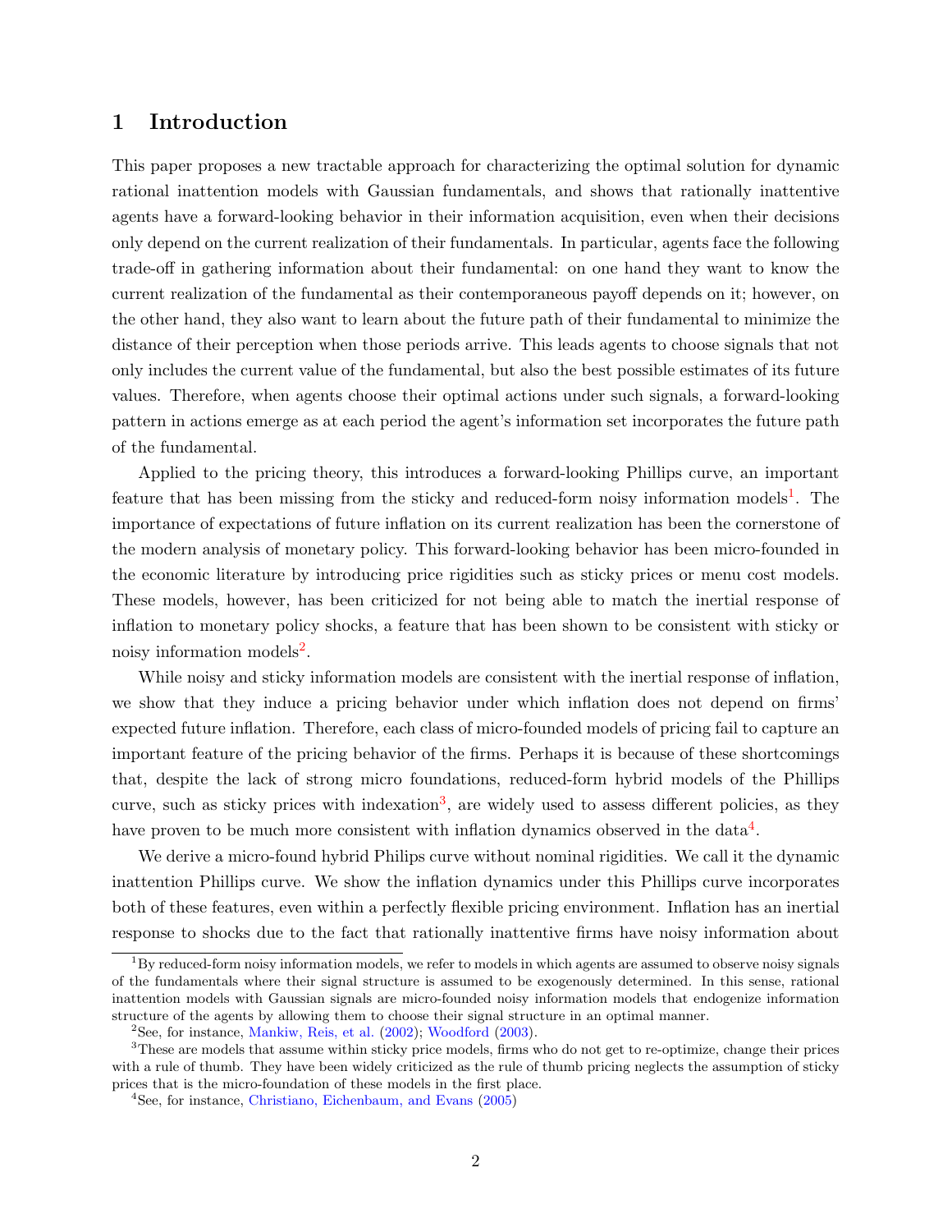## 1 Introduction

This paper proposes a new tractable approach for characterizing the optimal solution for dynamic rational inattention models with Gaussian fundamentals, and shows that rationally inattentive agents have a forward-looking behavior in their information acquisition, even when their decisions only depend on the current realization of their fundamentals. In particular, agents face the following trade-off in gathering information about their fundamental: on one hand they want to know the current realization of the fundamental as their contemporaneous payoff depends on it; however, on the other hand, they also want to learn about the future path of their fundamental to minimize the distance of their perception when those periods arrive. This leads agents to choose signals that not only includes the current value of the fundamental, but also the best possible estimates of its future values. Therefore, when agents choose their optimal actions under such signals, a forward-looking pattern in actions emerge as at each period the agent's information set incorporates the future path of the fundamental.

Applied to the pricing theory, this introduces a forward-looking Phillips curve, an important feature that has been missing from the sticky and reduced-form noisy information models[1]. The importance of expectations of future inflation on its current realization has been the cornerstone of the modern analysis of monetary policy. This forward-looking behavior has been micro-founded in the economic literature by introducing price rigidities such as sticky prices or menu cost models. These models, however, has been criticized for not being able to match the inertial response of inflation to monetary policy shocks, a feature that has been shown to be consistent with sticky or noisy information models[2].

While noisy and sticky information models are consistent with the inertial response of inflation, we show that they induce a pricing behavior under which inflation does not depend on firms' expected future inflation. Therefore, each class of micro-founded models of pricing fail to capture an important feature of the pricing behavior of the firms. Perhaps it is because of these shortcomings that, despite the lack of strong micro foundations, reduced-form hybrid models of the Phillips curve, such as sticky prices with indexation[3], are widely used to assess different policies, as they have proven to be much more consistent with inflation dynamics observed in the data[4].

We derive a micro-found hybrid Philips curve without nominal rigidities. We call it the dynamic inattention Phillips curve. We show the inflation dynamics under this Phillips curve incorporates both of these features, even within a perfectly flexible pricing environment. Inflation has an inertial response to shocks due to the fact that rationally inattentive firms have noisy information about

---

[1] By reduced-form noisy information models, we refer to models in which agents are assumed to observe noisy signals of the fundamentals where their signal structure is assumed to be exogenously determined. In this sense, rational inattention models with Gaussian signals are micro-founded noisy information models that endogenize information structure of the agents by allowing them to choose their signal structure in an optimal manner.

[2] See, for instance, Mankiw, Reis, et al. (2002); Woodford (2003).

[3] These are models that assume within sticky price models, firms who do not get to re-optimize, change their prices with a rule of thumb. They have been widely criticized as the rule of thumb pricing neglects the assumption of sticky prices that is the micro-foundation of these models in the first place.

[4] See, for instance, Christiano, Eichenbaum, and Evans (2005)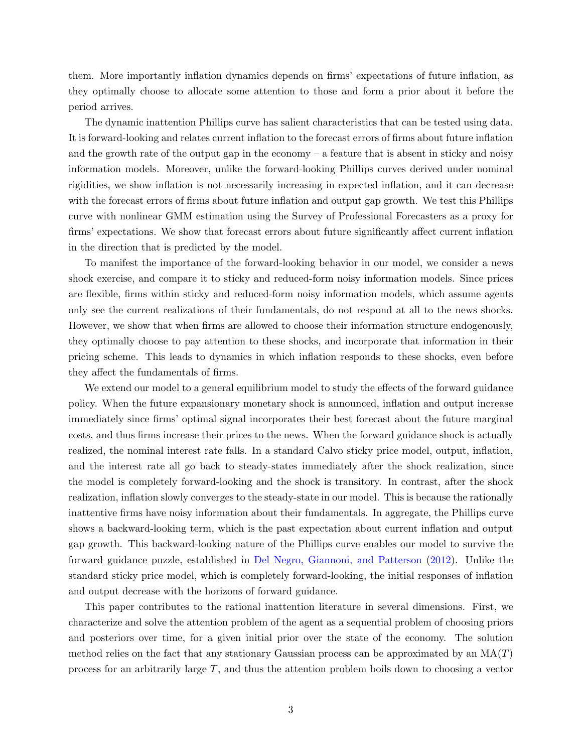them. More importantly inflation dynamics depends on firms' expectations of future inflation, as they optimally choose to allocate some attention to those and form a prior about it before the period arrives.

The dynamic inattention Phillips curve has salient characteristics that can be tested using data. It is forward-looking and relates current inflation to the forecast errors of firms about future inflation and the growth rate of the output gap in the economy – a feature that is absent in sticky and noisy information models. Moreover, unlike the forward-looking Phillips curves derived under nominal rigidities, we show inflation is not necessarily increasing in expected inflation, and it can decrease with the forecast errors of firms about future inflation and output gap growth. We test this Phillips curve with nonlinear GMM estimation using the Survey of Professional Forecasters as a proxy for firms' expectations. We show that forecast errors about future significantly affect current inflation in the direction that is predicted by the model.

To manifest the importance of the forward-looking behavior in our model, we consider a news shock exercise, and compare it to sticky and reduced-form noisy information models. Since prices are flexible, firms within sticky and reduced-form noisy information models, which assume agents only see the current realizations of their fundamentals, do not respond at all to the news shocks. However, we show that when firms are allowed to choose their information structure endogenously, they optimally choose to pay attention to these shocks, and incorporate that information in their pricing scheme. This leads to dynamics in which inflation responds to these shocks, even before they affect the fundamentals of firms.

We extend our model to a general equilibrium model to study the effects of the forward guidance policy. When the future expansionary monetary shock is announced, inflation and output increase immediately since firms' optimal signal incorporates their best forecast about the future marginal costs, and thus firms increase their prices to the news. When the forward guidance shock is actually realized, the nominal interest rate falls. In a standard Calvo sticky price model, output, inflation, and the interest rate all go back to steady-states immediately after the shock realization, since the model is completely forward-looking and the shock is transitory. In contrast, after the shock realization, inflation slowly converges to the steady-state in our model. This is because the rationally inattentive firms have noisy information about their fundamentals. In aggregate, the Phillips curve shows a backward-looking term, which is the past expectation about current inflation and output gap growth. This backward-looking nature of the Phillips curve enables our model to survive the forward guidance puzzle, established in Del Negro, Giannoni, and Patterson (2012). Unlike the standard sticky price model, which is completely forward-looking, the initial responses of inflation and output decrease with the horizons of forward guidance.

This paper contributes to the rational inattention literature in several dimensions. First, we characterize and solve the attention problem of the agent as a sequential problem of choosing priors and posteriors over time, for a given initial prior over the state of the economy. The solution method relies on the fact that any stationary Gaussian process can be approximated by an MA($T$) process for an arbitrarily large $T$, and thus the attention problem boils down to choosing a vector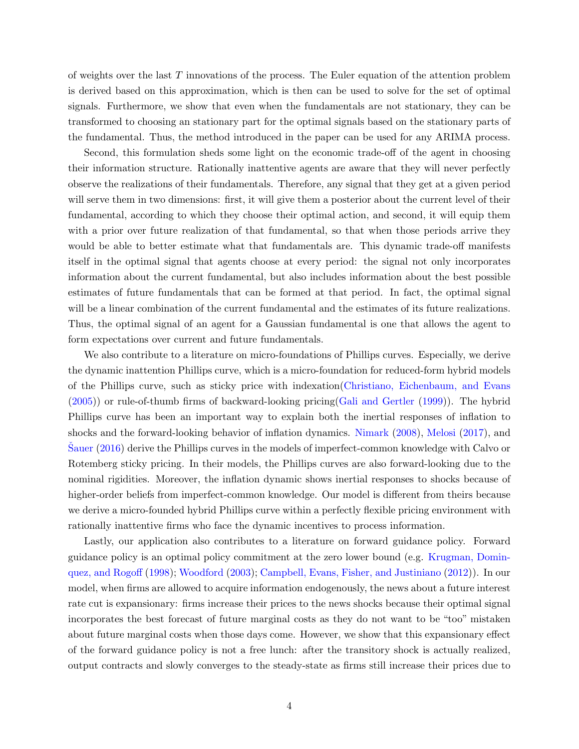of weights over the last $T$ innovations of the process. The Euler equation of the attention problem is derived based on this approximation, which is then can be used to solve for the set of optimal signals. Furthermore, we show that even when the fundamentals are not stationary, they can be transformed to choosing an stationary part for the optimal signals based on the stationary parts of the fundamental. Thus, the method introduced in the paper can be used for any ARIMA process.

Second, this formulation sheds some light on the economic trade-off of the agent in choosing their information structure. Rationally inattentive agents are aware that they will never perfectly observe the realizations of their fundamentals. Therefore, any signal that they get at a given period will serve them in two dimensions: first, it will give them a posterior about the current level of their fundamental, according to which they choose their optimal action, and second, it will equip them with a prior over future realization of that fundamental, so that when those periods arrive they would be able to better estimate what that fundamentals are. This dynamic trade-off manifests itself in the optimal signal that agents choose at every period: the signal not only incorporates information about the current fundamental, but also includes information about the best possible estimates of future fundamentals that can be formed at that period. In fact, the optimal signal will be a linear combination of the current fundamental and the estimates of its future realizations. Thus, the optimal signal of an agent for a Gaussian fundamental is one that allows the agent to form expectations over current and future fundamentals.

We also contribute to a literature on micro-foundations of Phillips curves. Especially, we derive the dynamic inattention Phillips curve, which is a micro-foundation for reduced-form hybrid models of the Phillips curve, such as sticky price with indexation(Christiano, Eichenbaum, and Evans (2005)) or rule-of-thumb firms of backward-looking pricing(Gali and Gertler (1999)). The hybrid Phillips curve has been an important way to explain both the inertial responses of inflation to shocks and the forward-looking behavior of inflation dynamics. Nimark (2008), Melosi (2017), and Šauer (2016) derive the Phillips curves in the models of imperfect-common knowledge with Calvo or Rotemberg sticky pricing. In their models, the Phillips curves are also forward-looking due to the nominal rigidities. Moreover, the inflation dynamic shows inertial responses to shocks because of higher-order beliefs from imperfect-common knowledge. Our model is different from theirs because we derive a micro-founded hybrid Phillips curve within a perfectly flexible pricing environment with rationally inattentive firms who face the dynamic incentives to process information.

Lastly, our application also contributes to a literature on forward guidance policy. Forward guidance policy is an optimal policy commitment at the zero lower bound (e.g. Krugman, Dominquez, and Rogoff (1998); Woodford (2003); Campbell, Evans, Fisher, and Justiniano (2012)). In our model, when firms are allowed to acquire information endogenously, the news about a future interest rate cut is expansionary: firms increase their prices to the news shocks because their optimal signal incorporates the best forecast of future marginal costs as they do not want to be "too" mistaken about future marginal costs when those days come. However, we show that this expansionary effect of the forward guidance policy is not a free lunch: after the transitory shock is actually realized, output contracts and slowly converges to the steady-state as firms still increase their prices due to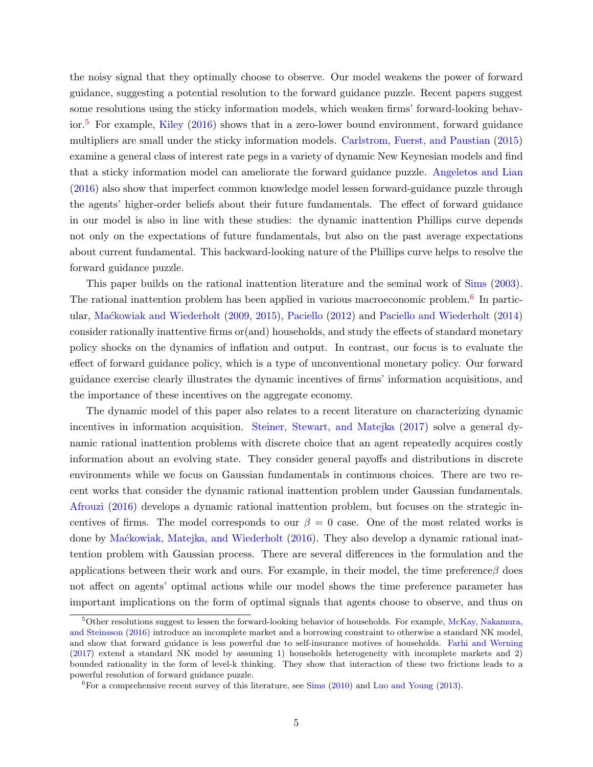the noisy signal that they optimally choose to observe. Our model weakens the power of forward guidance, suggesting a potential resolution to the forward guidance puzzle. Recent papers suggest some resolutions using the sticky information models, which weaken firms' forward-looking behavior.[5] For example, Kiley (2016) shows that in a zero-lower bound environment, forward guidance multipliers are small under the sticky information models. Carlstrom, Fuerst, and Paustian (2015) examine a general class of interest rate pegs in a variety of dynamic New Keynesian models and find that a sticky information model can ameliorate the forward guidance puzzle. Angeletos and Lian (2016) also show that imperfect common knowledge model lessen forward-guidance puzzle through the agents' higher-order beliefs about their future fundamentals. The effect of forward guidance in our model is also in line with these studies: the dynamic inattention Phillips curve depends not only on the expectations of future fundamentals, but also on the past average expectations about current fundamental. This backward-looking nature of the Phillips curve helps to resolve the forward guidance puzzle.

This paper builds on the rational inattention literature and the seminal work of Sims (2003). The rational inattention problem has been applied in various macroeconomic problem.[6] In particular, Maćkowiak and Wiederholt (2009, 2015), Paciello (2012) and Paciello and Wiederholt (2014) consider rationally inattentive firms or(and) households, and study the effects of standard monetary policy shocks on the dynamics of inflation and output. In contrast, our focus is to evaluate the effect of forward guidance policy, which is a type of unconventional monetary policy. Our forward guidance exercise clearly illustrates the dynamic incentives of firms' information acquisitions, and the importance of these incentives on the aggregate economy.

The dynamic model of this paper also relates to a recent literature on characterizing dynamic incentives in information acquisition. Steiner, Stewart, and Matejka (2017) solve a general dynamic rational inattention problems with discrete choice that an agent repeatedly acquires costly information about an evolving state. They consider general payoffs and distributions in discrete environments while we focus on Gaussian fundamentals in continuous choices. There are two recent works that consider the dynamic rational inattention problem under Gaussian fundamentals. Afrouzi (2016) develops a dynamic rational inattention problem, but focuses on the strategic incentives of firms. The model corresponds to our $\beta = 0$ case. One of the most related works is done by Maćkowiak, Matejka, and Wiederholt (2016). They also develop a dynamic rational inattention problem with Gaussian process. There are several differences in the formulation and the applications between their work and ours. For example, in their model, the time preference$\beta$ does not affect on agents' optimal actions while our model shows the time preference parameter has important implications on the form of optimal signals that agents choose to observe, and thus on

[5]Other resolutions suggest to lessen the forward-looking behavior of households. For example, McKay, Nakamura, and Steinsson (2016) introduce an incomplete market and a borrowing constraint to otherwise a standard NK model, and show that forward guidance is less powerful due to self-insurance motives of households. Farhi and Werning (2017) extend a standard NK model by assuming 1) households heterogeneity with incomplete markets and 2) bounded rationality in the form of level-k thinking. They show that interaction of these two frictions leads to a powerful resolution of forward guidance puzzle.

[6]For a comprehensive recent survey of this literature, see Sims (2010) and Luo and Young (2013).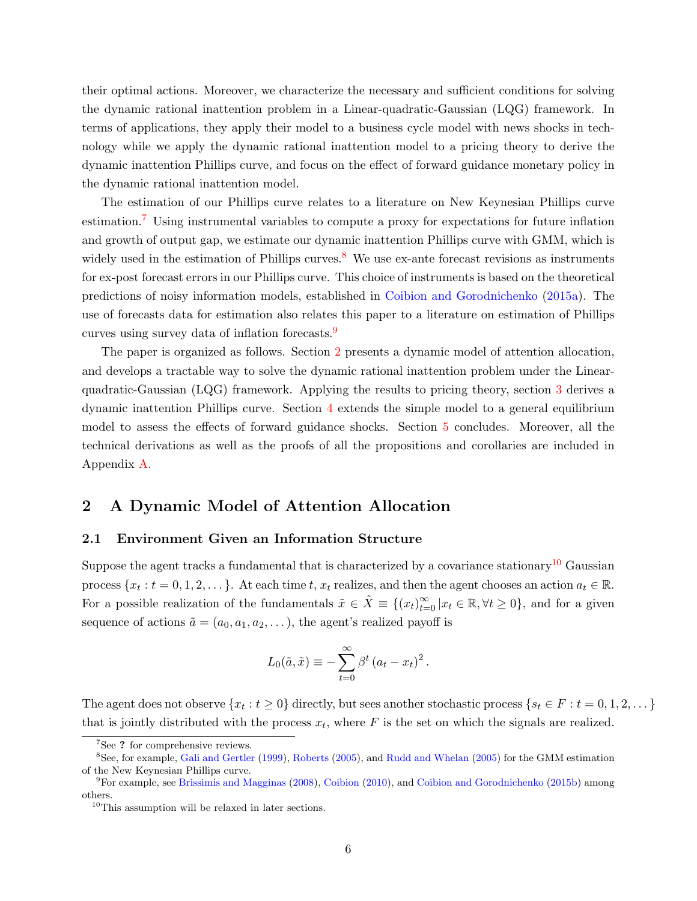their optimal actions. Moreover, we characterize the necessary and sufficient conditions for solving the dynamic rational inattention problem in a Linear-quadratic-Gaussian (LQG) framework. In terms of applications, they apply their model to a business cycle model with news shocks in technology while we apply the dynamic rational inattention model to a pricing theory to derive the dynamic inattention Phillips curve, and focus on the effect of forward guidance monetary policy in the dynamic rational inattention model.

The estimation of our Phillips curve relates to a literature on New Keynesian Phillips curve estimation.[7] Using instrumental variables to compute a proxy for expectations for future inflation and growth of output gap, we estimate our dynamic inattention Phillips curve with GMM, which is widely used in the estimation of Phillips curves.[8] We use ex-ante forecast revisions as instruments for ex-post forecast errors in our Phillips curve. This choice of instruments is based on the theoretical predictions of noisy information models, established in Coibion and Gorodnichenko (2015a). The use of forecasts data for estimation also relates this paper to a literature on estimation of Phillips curves using survey data of inflation forecasts.[9]

The paper is organized as follows. Section 2 presents a dynamic model of attention allocation, and develops a tractable way to solve the dynamic rational inattention problem under the Linear-quadratic-Gaussian (LQG) framework. Applying the results to pricing theory, section 3 derives a dynamic inattention Phillips curve. Section 4 extends the simple model to a general equilibrium model to assess the effects of forward guidance shocks. Section 5 concludes. Moreover, all the technical derivations as well as the proofs of all the propositions and corollaries are included in Appendix A.

## 2 A Dynamic Model of Attention Allocation

### 2.1 Environment Given an Information Structure

Suppose the agent tracks a fundamental that is characterized by a covariance stationary[10] Gaussian process $\{x_t : t = 0, 1, 2, \dots\}$. At each time $t$, $x_t$ realizes, and then the agent chooses an action $a_t \in \mathbb{R}$. For a possible realization of the fundamentals $\tilde{x} \in \tilde{X} \equiv \{(x_t)_{t=0}^{\infty} | x_t \in \mathbb{R}, \forall t \geq 0\}$, and for a given sequence of actions $\tilde{a} = (a_0, a_1, a_2, \dots)$, the agent's realized payoff is

$$L_0(\tilde{a}, \tilde{x}) \equiv -\sum_{t=0}^{\infty} \beta^t (a_t - x_t)^2 .$$

The agent does not observe $\{x_t : t \geq 0\}$ directly, but sees another stochastic process $\{s_t \in F : t = 0, 1, 2, \dots\}$ that is jointly distributed with the process $x_t$, where $F$ is the set on which the signals are realized.

---

[7] See **?** for comprehensive reviews.

[8] See, for example, Gali and Gertler (1999), Roberts (2005), and Rudd and Whelan (2005) for the GMM estimation of the New Keynesian Phillips curve.

[9] For example, see Brissimis and Magginas (2008), Coibion (2010), and Coibion and Gorodnichenko (2015b) among others.

[10] This assumption will be relaxed in later sections.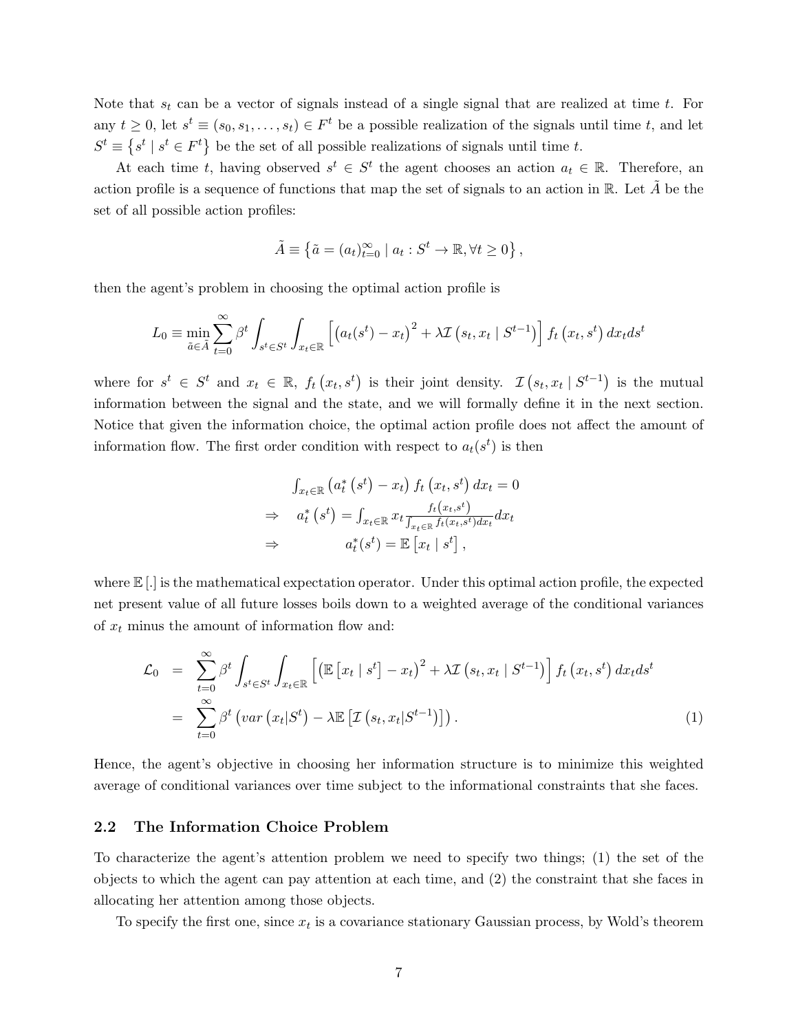Note that $s_t$ can be a vector of signals instead of a single signal that are realized at time $t$. For any $t \geq 0$, let $s^t \equiv (s_0, s_1, \dots, s_t) \in F^t$ be a possible realization of the signals until time $t$, and let $S^t \equiv \{s^t \mid s^t \in F^t\}$ be the set of all possible realizations of signals until time $t$.

At each time $t$, having observed $s^t \in S^t$ the agent chooses an action $a_t \in \mathbb{R}$. Therefore, an action profile is a sequence of functions that map the set of signals to an action in $\mathbb{R}$. Let $\tilde{A}$ be the set of all possible action profiles:

$$\tilde{A} \equiv \left\{ \tilde{a} = (a_t)_{t=0}^{\infty} \mid a_t : S^t \to \mathbb{R}, \forall t \geq 0 \right\},$$

then the agent's problem in choosing the optimal action profile is

$$L_0 \equiv \min_{\tilde{a} \in \tilde{A}} \sum_{t=0}^{\infty} \beta^t \int_{s^t \in S^t} \int_{x_t \in \mathbb{R}} \left[ \left( a_t(s^t) - x_t \right)^2 + \lambda \mathcal{I}\left(s_t, x_t \mid S^{t-1}\right) \right] f_t\left(x_t, s^t\right) dx_t ds^t$$

where for $s^t \in S^t$ and $x_t \in \mathbb{R}$, $f_t\left(x_t, s^t\right)$ is their joint density. $\mathcal{I}\left(s_t, x_t \mid S^{t-1}\right)$ is the mutual information between the signal and the state, and we will formally define it in the next section. Notice that given the information choice, the optimal action profile does not affect the amount of information flow. The first order condition with respect to $a_t(s^t)$ is then

$$\begin{aligned}
& \int_{x_t \in \mathbb{R}} \left( a_t^*\left(s^t\right) - x_t \right) f_t\left(x_t, s^t\right) dx_t = 0 \\
\Rightarrow \quad & a_t^*\left(s^t\right) = \int_{x_t \in \mathbb{R}} x_t \frac{f_t\left(x_t, s^t\right)}{\int_{x_t \in \mathbb{R}} f_t(x_t, s^t) dx_t} dx_t \\
\Rightarrow \quad & a_t^*(s^t) = \mathbb{E}\left[x_t \mid s^t\right],
\end{aligned}$$

where $\mathbb{E}\left[.\right]$ is the mathematical expectation operator. Under this optimal action profile, the expected net present value of all future losses boils down to a weighted average of the conditional variances of $x_t$ minus the amount of information flow and:

$$\begin{aligned}
\mathcal{L}_0 &= \sum_{t=0}^{\infty} \beta^t \int_{s^t \in S^t} \int_{x_t \in \mathbb{R}} \left[ \left( \mathbb{E}\left[x_t \mid s^t\right] - x_t \right)^2 + \lambda \mathcal{I}\left(s_t, x_t \mid S^{t-1}\right) \right] f_t\left(x_t, s^t\right) dx_t ds^t \\
&= \sum_{t=0}^{\infty} \beta^t \left( var\left(x_t | S^t\right) - \lambda \mathbb{E}\left[\mathcal{I}\left(s_t, x_t | S^{t-1}\right)\right] \right). \qquad (1)
\end{aligned}$$

Hence, the agent's objective in choosing her information structure is to minimize this weighted average of conditional variances over time subject to the informational constraints that she faces.

## 2.2 The Information Choice Problem

To characterize the agent's attention problem we need to specify two things; (1) the set of the objects to which the agent can pay attention at each time, and (2) the constraint that she faces in allocating her attention among those objects.

To specify the first one, since $x_t$ is a covariance stationary Gaussian process, by Wold's theorem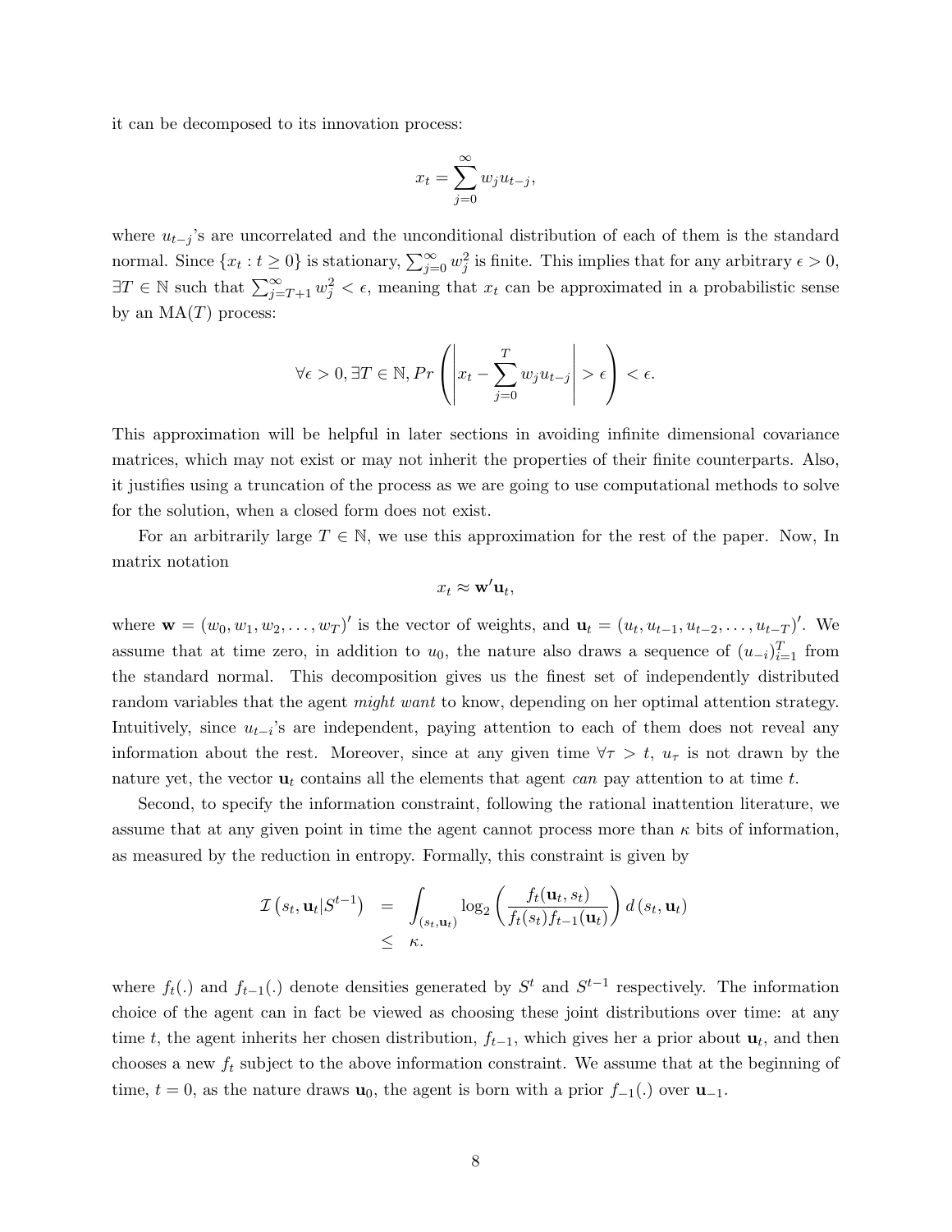it can be decomposed to its innovation process:

$$x_t = \sum_{j=0}^{\infty} w_j u_{t-j},$$

where $u_{t-j}$'s are uncorrelated and the unconditional distribution of each of them is the standard normal. Since $\{x_t : t \geq 0\}$ is stationary, $\sum_{j=0}^{\infty} w_j^2$ is finite. This implies that for any arbitrary $\epsilon > 0$, $\exists T \in \mathbb{N}$ such that $\sum_{j=T+1}^{\infty} w_j^2 < \epsilon$, meaning that $x_t$ can be approximated in a probabilistic sense by an MA($T$) process:

$$\forall \epsilon > 0, \exists T \in \mathbb{N}, Pr\left(\left|x_t - \sum_{j=0}^{T} w_j u_{t-j}\right| > \epsilon\right) < \epsilon.$$

This approximation will be helpful in later sections in avoiding infinite dimensional covariance matrices, which may not exist or may not inherit the properties of their finite counterparts. Also, it justifies using a truncation of the process as we are going to use computational methods to solve for the solution, when a closed form does not exist.

For an arbitrarily large $T \in \mathbb{N}$, we use this approximation for the rest of the paper. Now, In matrix notation

$$x_t \approx \mathbf{w}'\mathbf{u}_t,$$

where $\mathbf{w} = (w_0, w_1, w_2, \ldots, w_T)'$ is the vector of weights, and $\mathbf{u}_t = (u_t, u_{t-1}, u_{t-2}, \ldots, u_{t-T})'$. We assume that at time zero, in addition to $u_0$, the nature also draws a sequence of $(u_{-i})_{i=1}^{T}$ from the standard normal. This decomposition gives us the finest set of independently distributed random variables that the agent *might want* to know, depending on her optimal attention strategy. Intuitively, since $u_{t-i}$'s are independent, paying attention to each of them does not reveal any information about the rest. Moreover, since at any given time $\forall \tau > t$, $u_\tau$ is not drawn by the nature yet, the vector $\mathbf{u}_t$ contains all the elements that agent *can* pay attention to at time $t$.

Second, to specify the information constraint, following the rational inattention literature, we assume that at any given point in time the agent cannot process more than $\kappa$ bits of information, as measured by the reduction in entropy. Formally, this constraint is given by

$$\begin{aligned} \mathcal{I}\left(s_t, \mathbf{u}_t | S^{t-1}\right) &= \int_{(s_t, \mathbf{u}_t)} \log_2\left(\frac{f_t(\mathbf{u}_t, s_t)}{f_t(s_t) f_{t-1}(\mathbf{u}_t)}\right) d\left(s_t, \mathbf{u}_t\right) \\ &\leq \kappa. \end{aligned}$$

where $f_t(.)$ and $f_{t-1}(.)$ denote densities generated by $S^t$ and $S^{t-1}$ respectively. The information choice of the agent can in fact be viewed as choosing these joint distributions over time: at any time $t$, the agent inherits her chosen distribution, $f_{t-1}$, which gives her a prior about $\mathbf{u}_t$, and then chooses a new $f_t$ subject to the above information constraint. We assume that at the beginning of time, $t = 0$, as the nature draws $\mathbf{u}_0$, the agent is born with a prior $f_{-1}(.)$ over $\mathbf{u}_{-1}$.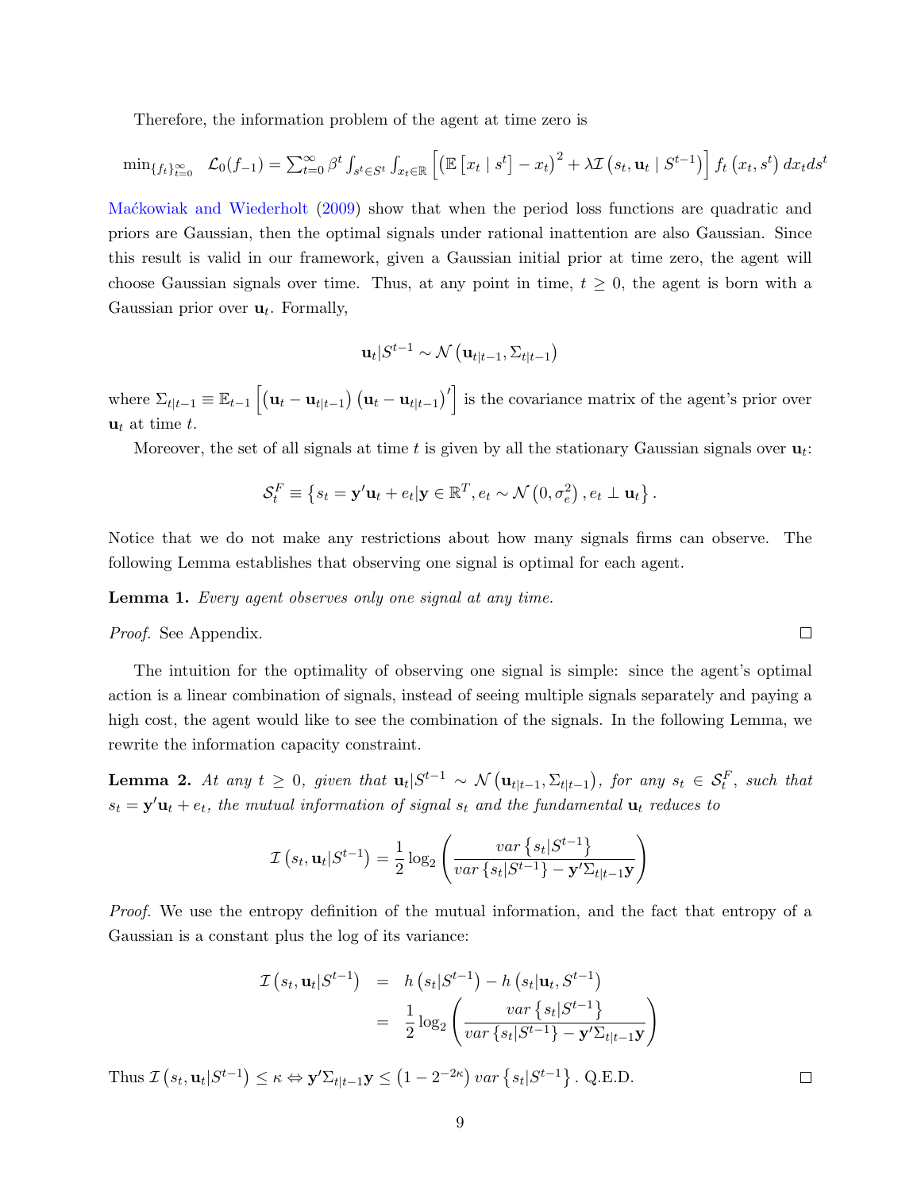Therefore, the information problem of the agent at time zero is

$$\min_{\{f_t\}_{t=0}^{\infty}} \quad \mathcal{L}_0(f_{-1}) = \sum_{t=0}^{\infty} \beta^t \int_{s^t \in S^t} \int_{x_t \in \mathbb{R}} \left[ \left( \mathbb{E}\left[ x_t \mid s^t \right] - x_t \right)^2 + \lambda \mathcal{I}\left( s_t, \mathbf{u}_t \mid S^{t-1} \right) \right] f_t\left( x_t, s^t \right) dx_t ds^t$$

Maćkowiak and Wiederholt (2009) show that when the period loss functions are quadratic and priors are Gaussian, then the optimal signals under rational inattention are also Gaussian. Since this result is valid in our framework, given a Gaussian initial prior at time zero, the agent will choose Gaussian signals over time. Thus, at any point in time, $t \geq 0$, the agent is born with a Gaussian prior over $\mathbf{u}_t$. Formally,

$$\mathbf{u}_t | S^{t-1} \sim \mathcal{N}\left( \mathbf{u}_{t|t-1}, \Sigma_{t|t-1} \right)$$

where $\Sigma_{t|t-1} \equiv \mathbb{E}_{t-1}\left[ \left( \mathbf{u}_t - \mathbf{u}_{t|t-1} \right) \left( \mathbf{u}_t - \mathbf{u}_{t|t-1} \right)' \right]$ is the covariance matrix of the agent's prior over $\mathbf{u}_t$ at time $t$.

Moreover, the set of all signals at time $t$ is given by all the stationary Gaussian signals over $\mathbf{u}_t$:

$$\mathcal{S}_t^F \equiv \left\{ s_t = \mathbf{y}'\mathbf{u}_t + e_t | \mathbf{y} \in \mathbb{R}^T, e_t \sim \mathcal{N}\left( 0, \sigma_e^2 \right), e_t \perp \mathbf{u}_t \right\}.$$

Notice that we do not make any restrictions about how many signals firms can observe. The following Lemma establishes that observing one signal is optimal for each agent.

**Lemma 1.** *Every agent observes only one signal at any time.*

*Proof.* See Appendix. $\square$

The intuition for the optimality of observing one signal is simple: since the agent's optimal action is a linear combination of signals, instead of seeing multiple signals separately and paying a high cost, the agent would like to see the combination of the signals. In the following Lemma, we rewrite the information capacity constraint.

**Lemma 2.** *At any $t \geq 0$, given that $\mathbf{u}_t | S^{t-1} \sim \mathcal{N}\left( \mathbf{u}_{t|t-1}, \Sigma_{t|t-1} \right)$, for any $s_t \in \mathcal{S}_t^F$, such that $s_t = \mathbf{y}'\mathbf{u}_t + e_t$, the mutual information of signal $s_t$ and the fundamental $\mathbf{u}_t$ reduces to*

$$\mathcal{I}\left( s_t, \mathbf{u}_t | S^{t-1} \right) = \frac{1}{2} \log_2 \left( \frac{var\left\{ s_t | S^{t-1} \right\}}{var\left\{ s_t | S^{t-1} \right\} - \mathbf{y}'\Sigma_{t|t-1}\mathbf{y}} \right)$$

*Proof.* We use the entropy definition of the mutual information, and the fact that entropy of a Gaussian is a constant plus the log of its variance:

$$\begin{aligned} \mathcal{I}\left( s_t, \mathbf{u}_t | S^{t-1} \right) &= h\left( s_t | S^{t-1} \right) - h\left( s_t | \mathbf{u}_t, S^{t-1} \right) \\ &= \frac{1}{2} \log_2 \left( \frac{var\left\{ s_t | S^{t-1} \right\}}{var\left\{ s_t | S^{t-1} \right\} - \mathbf{y}'\Sigma_{t|t-1}\mathbf{y}} \right) \end{aligned}$$

Thus $\mathcal{I}\left( s_t, \mathbf{u}_t | S^{t-1} \right) \leq \kappa \Leftrightarrow \mathbf{y}'\Sigma_{t|t-1}\mathbf{y} \leq \left( 1 - 2^{-2\kappa} \right) var\left\{ s_t | S^{t-1} \right\}$. Q.E.D. $\square$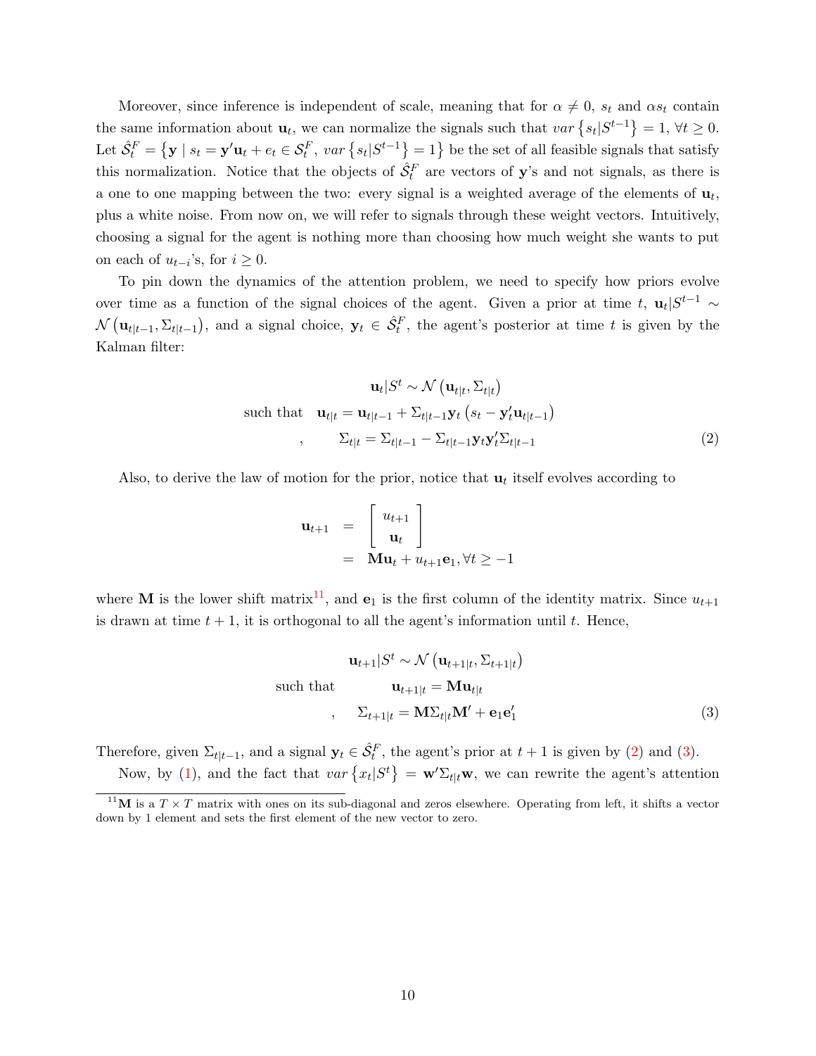Moreover, since inference is independent of scale, meaning that for $\alpha \neq 0$, $s_t$ and $\alpha s_t$ contain the same information about $\mathbf{u}_t$, we can normalize the signals such that $var\left\{s_t|S^{t-1}\right\} = 1, \forall t \geq 0$. Let $\hat{\mathcal{S}}_t^F = \left\{\mathbf{y} \mid s_t = \mathbf{y}'\mathbf{u}_t + e_t \in \mathcal{S}_t^F,\ var\left\{s_t|S^{t-1}\right\} = 1\right\}$ be the set of all feasible signals that satisfy this normalization. Notice that the objects of $\hat{\mathcal{S}}_t^F$ are vectors of $\mathbf{y}$'s and not signals, as there is a one to one mapping between the two: every signal is a weighted average of the elements of $\mathbf{u}_t$, plus a white noise. From now on, we will refer to signals through these weight vectors. Intuitively, choosing a signal for the agent is nothing more than choosing how much weight she wants to put on each of $u_{t-i}$'s, for $i \geq 0$.

To pin down the dynamics of the attention problem, we need to specify how priors evolve over time as a function of the signal choices of the agent. Given a prior at time $t$, $\mathbf{u}_t|S^{t-1} \sim \mathcal{N}\left(\mathbf{u}_{t|t-1}, \Sigma_{t|t-1}\right)$, and a signal choice, $\mathbf{y}_t \in \hat{\mathcal{S}}_t^F$, the agent's posterior at time $t$ is given by the Kalman filter:

$$
\begin{aligned}
& \mathbf{u}_t|S^t \sim \mathcal{N}\left(\mathbf{u}_{t|t}, \Sigma_{t|t}\right) \\
\text{such that} \quad & \mathbf{u}_{t|t} = \mathbf{u}_{t|t-1} + \Sigma_{t|t-1}\mathbf{y}_t\left(s_t - \mathbf{y}_t'\mathbf{u}_{t|t-1}\right) \\
, \quad & \Sigma_{t|t} = \Sigma_{t|t-1} - \Sigma_{t|t-1}\mathbf{y}_t\mathbf{y}_t'\Sigma_{t|t-1}
\end{aligned} \tag{2}
$$

Also, to derive the law of motion for the prior, notice that $\mathbf{u}_t$ itself evolves according to

$$
\begin{aligned}
\mathbf{u}_{t+1} &= \begin{bmatrix} u_{t+1} \\ \mathbf{u}_t \end{bmatrix} \\
&= \mathbf{M}\mathbf{u}_t + u_{t+1}\mathbf{e}_1, \forall t \geq -1
\end{aligned}
$$

where $\mathbf{M}$ is the lower shift matrix[11], and $\mathbf{e}_1$ is the first column of the identity matrix. Since $u_{t+1}$ is drawn at time $t+1$, it is orthogonal to all the agent's information until $t$. Hence,

$$
\begin{aligned}
& \mathbf{u}_{t+1}|S^t \sim \mathcal{N}\left(\mathbf{u}_{t+1|t}, \Sigma_{t+1|t}\right) \\
\text{such that} \quad & \mathbf{u}_{t+1|t} = \mathbf{M}\mathbf{u}_{t|t} \\
, \quad & \Sigma_{t+1|t} = \mathbf{M}\Sigma_{t|t}\mathbf{M}' + \mathbf{e}_1\mathbf{e}_1'
\end{aligned} \tag{3}
$$

Therefore, given $\Sigma_{t|t-1}$, and a signal $\mathbf{y}_t \in \hat{\mathcal{S}}_t^F$, the agent's prior at $t+1$ is given by (2) and (3).

Now, by (1), and the fact that $var\left\{x_t|S^t\right\} = \mathbf{w}'\Sigma_{t|t}\mathbf{w}$, we can rewrite the agent's attention

[11] $\mathbf{M}$ is a $T \times T$ matrix with ones on its sub-diagonal and zeros elsewhere. Operating from left, it shifts a vector down by 1 element and sets the first element of the new vector to zero.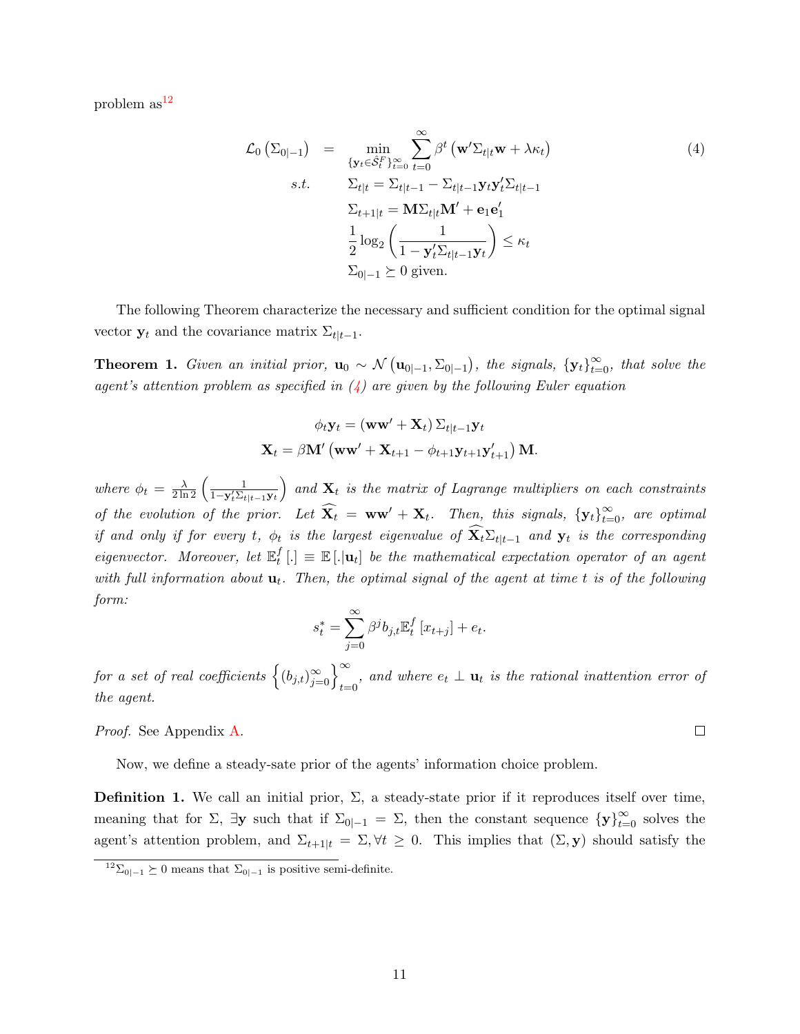problem as[12]

$$
\begin{aligned}
\mathcal{L}_0\left(\Sigma_{0|-1}\right) &= \min_{\{\mathbf{y}_t \in \hat{\mathcal{S}}_t^F\}_{t=0}^{\infty}} \sum_{t=0}^{\infty} \beta^t \left(\mathbf{w}'\Sigma_{t|t}\mathbf{w} + \lambda \kappa_t\right) \\
s.t. \quad & \Sigma_{t|t} = \Sigma_{t|t-1} - \Sigma_{t|t-1}\mathbf{y}_t\mathbf{y}_t'\Sigma_{t|t-1} \\
& \Sigma_{t+1|t} = \mathbf{M}\Sigma_{t|t}\mathbf{M}' + \mathbf{e}_1\mathbf{e}_1' \\
& \frac{1}{2}\log_2\left(\frac{1}{1-\mathbf{y}_t'\Sigma_{t|t-1}\mathbf{y}_t}\right) \le \kappa_t \\
& \Sigma_{0|-1} \succeq 0 \text{ given.}
\end{aligned} \tag{4}
$$

The following Theorem characterize the necessary and sufficient condition for the optimal signal vector $\mathbf{y}_t$ and the covariance matrix $\Sigma_{t|t-1}$.

**Theorem 1.** *Given an initial prior, $\mathbf{u}_0 \sim \mathcal{N}\left(\mathbf{u}_{0|-1}, \Sigma_{0|-1}\right)$, the signals, $\{\mathbf{y}_t\}_{t=0}^{\infty}$, that solve the agent's attention problem as specified in (4) are given by the following Euler equation*

$$
\phi_t \mathbf{y}_t = \left(\mathbf{w}\mathbf{w}' + \mathbf{X}_t\right)\Sigma_{t|t-1}\mathbf{y}_t
$$

$$
\mathbf{X}_t = \beta \mathbf{M}'\left(\mathbf{w}\mathbf{w}' + \mathbf{X}_{t+1} - \phi_{t+1}\mathbf{y}_{t+1}\mathbf{y}_{t+1}'\right)\mathbf{M}.
$$

*where $\phi_t = \frac{\lambda}{2\ln 2}\left(\frac{1}{1-\mathbf{y}_t'\Sigma_{t|t-1}\mathbf{y}_t}\right)$ and $\mathbf{X}_t$ is the matrix of Lagrange multipliers on each constraints of the evolution of the prior. Let $\widehat{\mathbf{X}_t} = \mathbf{w}\mathbf{w}' + \mathbf{X}_t$. Then, this signals, $\{\mathbf{y}_t\}_{t=0}^{\infty}$, are optimal if and only if for every $t$, $\phi_t$ is the largest eigenvalue of $\widehat{\mathbf{X}_t}\Sigma_{t|t-1}$ and $\mathbf{y}_t$ is the corresponding eigenvector. Moreover, let $\mathbb{E}_t^f[.] \equiv \mathbb{E}[.|\mathbf{u}_t]$ be the mathematical expectation operator of an agent with full information about $\mathbf{u}_t$. Then, the optimal signal of the agent at time $t$ is of the following form:*

$$
s_t^* = \sum_{j=0}^{\infty} \beta^j b_{j,t}\mathbb{E}_t^f\left[x_{t+j}\right] + e_t.
$$

*for a set of real coefficients $\left\{(b_{j,t})_{j=0}^{\infty}\right\}_{t=0}^{\infty}$, and where $e_t \perp \mathbf{u}_t$ is the rational inattention error of the agent.*

*Proof.* See Appendix A. ∎

Now, we define a steady-sate prior of the agents' information choice problem.

**Definition 1.** We call an initial prior, $\Sigma$, a steady-state prior if it reproduces itself over time, meaning that for $\Sigma$, $\exists \mathbf{y}$ such that if $\Sigma_{0|-1} = \Sigma$, then the constant sequence $\{\mathbf{y}\}_{t=0}^{\infty}$ solves the agent's attention problem, and $\Sigma_{t+1|t} = \Sigma, \forall t \ge 0$. This implies that $(\Sigma, \mathbf{y})$ should satisfy the

[12] $\Sigma_{0|-1} \succeq 0$ means that $\Sigma_{0|-1}$ is positive semi-definite.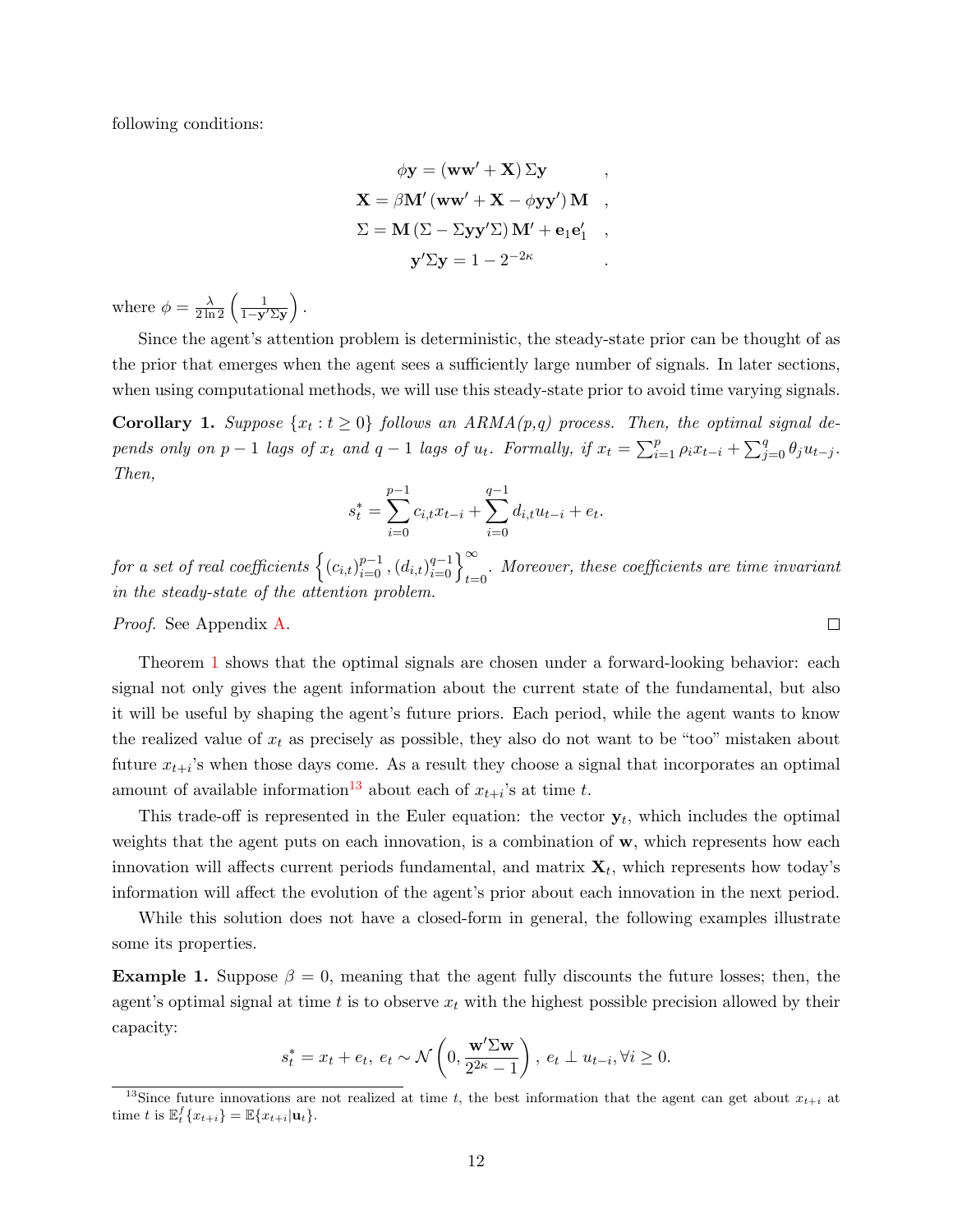following conditions:

$$
\begin{aligned}
\phi \mathbf{y} &= \left(\mathbf{w}\mathbf{w}' + \mathbf{X}\right)\Sigma \mathbf{y} \quad , \\
\mathbf{X} &= \beta \mathbf{M}'\left(\mathbf{w}\mathbf{w}' + \mathbf{X} - \phi \mathbf{y}\mathbf{y}'\right)\mathbf{M} \quad , \\
\Sigma &= \mathbf{M}\left(\Sigma - \Sigma \mathbf{y}\mathbf{y}'\Sigma\right)\mathbf{M}' + \mathbf{e}_1\mathbf{e}_1' \quad , \\
\mathbf{y}'\Sigma\mathbf{y} &= 1 - 2^{-2\kappa} \quad .
\end{aligned}
$$

where $\phi = \frac{\lambda}{2\ln 2}\left(\frac{1}{1-\mathbf{y}'\Sigma\mathbf{y}}\right)$.

Since the agent's attention problem is deterministic, the steady-state prior can be thought of as the prior that emerges when the agent sees a sufficiently large number of signals. In later sections, when using computational methods, we will use this steady-state prior to avoid time varying signals.

**Corollary 1.** *Suppose $\{x_t : t \geq 0\}$ follows an ARMA(p,q) process. Then, the optimal signal depends only on $p-1$ lags of $x_t$ and $q-1$ lags of $u_t$. Formally, if $x_t = \sum_{i=1}^{p} \rho_i x_{t-i} + \sum_{j=0}^{q} \theta_j u_{t-j}$. Then,*

$$
s_t^* = \sum_{i=0}^{p-1} c_{i,t} x_{t-i} + \sum_{i=0}^{q-1} d_{i,t} u_{t-i} + e_t.
$$

*for a set of real coefficients $\left\{ (c_{i,t})_{i=0}^{p-1}, (d_{i,t})_{i=0}^{q-1} \right\}_{t=0}^{\infty}$. Moreover, these coefficients are time invariant in the steady-state of the attention problem.*

*Proof.* See Appendix A. □

Theorem 1 shows that the optimal signals are chosen under a forward-looking behavior: each signal not only gives the agent information about the current state of the fundamental, but also it will be useful by shaping the agent's future priors. Each period, while the agent wants to know the realized value of $x_t$ as precisely as possible, they also do not want to be "too" mistaken about future $x_{t+i}$'s when those days come. As a result they choose a signal that incorporates an optimal amount of available information[13] about each of $x_{t+i}$'s at time $t$.

This trade-off is represented in the Euler equation: the vector $\mathbf{y}_t$, which includes the optimal weights that the agent puts on each innovation, is a combination of $\mathbf{w}$, which represents how each innovation will affects current periods fundamental, and matrix $\mathbf{X}_t$, which represents how today's information will affect the evolution of the agent's prior about each innovation in the next period.

While this solution does not have a closed-form in general, the following examples illustrate some its properties.

**Example 1.** Suppose $\beta = 0$, meaning that the agent fully discounts the future losses; then, the agent's optimal signal at time $t$ is to observe $x_t$ with the highest possible precision allowed by their capacity:

$$
s_t^* = x_t + e_t, \; e_t \sim \mathcal{N}\left(0, \frac{\mathbf{w}'\Sigma\mathbf{w}}{2^{2\kappa} - 1}\right), \; e_t \perp u_{t-i}, \forall i \geq 0.
$$

[13] Since future innovations are not realized at time $t$, the best information that the agent can get about $x_{t+i}$ at time $t$ is $\mathbb{E}_t^f\{x_{t+i}\} = \mathbb{E}\{x_{t+i}|\mathbf{u}_t\}$.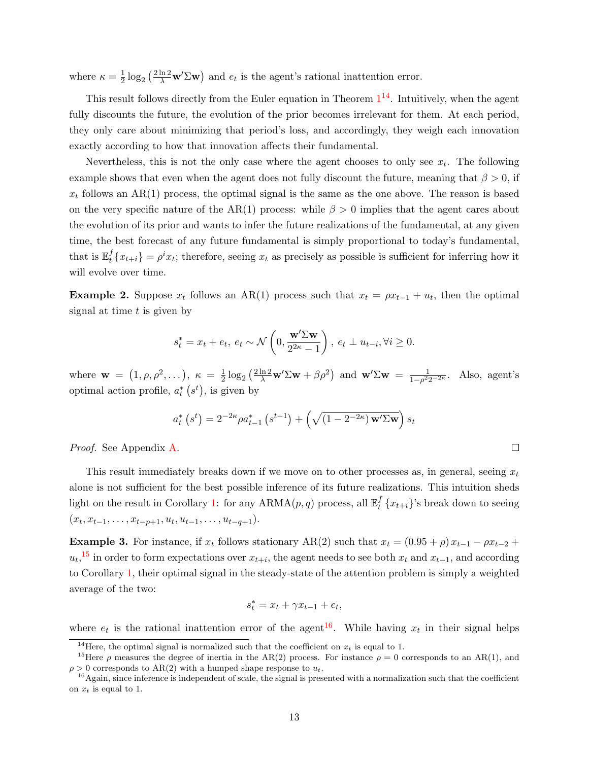where $\kappa = \frac{1}{2}\log_2\left(\frac{2\ln 2}{\lambda}\mathbf{w}'\Sigma\mathbf{w}\right)$ and $e_t$ is the agent's rational inattention error.

This result follows directly from the Euler equation in Theorem 1[14]. Intuitively, when the agent fully discounts the future, the evolution of the prior becomes irrelevant for them. At each period, they only care about minimizing that period's loss, and accordingly, they weigh each innovation exactly according to how that innovation affects their fundamental.

Nevertheless, this is not the only case where the agent chooses to only see $x_t$. The following example shows that even when the agent does not fully discount the future, meaning that $\beta > 0$, if $x_t$ follows an AR(1) process, the optimal signal is the same as the one above. The reason is based on the very specific nature of the AR(1) process: while $\beta > 0$ implies that the agent cares about the evolution of its prior and wants to infer the future realizations of the fundamental, at any given time, the best forecast of any future fundamental is simply proportional to today's fundamental, that is $\mathbb{E}_t^f\{x_{t+i}\} = \rho^i x_t$; therefore, seeing $x_t$ as precisely as possible is sufficient for inferring how it will evolve over time.

**Example 2.** Suppose $x_t$ follows an AR(1) process such that $x_t = \rho x_{t-1} + u_t$, then the optimal signal at time $t$ is given by

$$s_t^* = x_t + e_t,\ e_t \sim \mathcal{N}\left(0, \frac{\mathbf{w}'\Sigma\mathbf{w}}{2^{2\kappa}-1}\right),\ e_t \perp u_{t-i}, \forall i \geq 0.$$

where $\mathbf{w} = \left(1, \rho, \rho^2, \ldots\right)$, $\kappa = \frac{1}{2}\log_2\left(\frac{2\ln 2}{\lambda}\mathbf{w}'\Sigma\mathbf{w} + \beta\rho^2\right)$ and $\mathbf{w}'\Sigma\mathbf{w} = \frac{1}{1-\rho^2 2^{-2\kappa}}$. Also, agent's optimal action profile, $a_t^*\left(s^t\right)$, is given by

$$a_t^*\left(s^t\right) = 2^{-2\kappa}\rho a_{t-1}^*\left(s^{t-1}\right) + \left(\sqrt{\left(1-2^{-2\kappa}\right)\mathbf{w}'\Sigma\mathbf{w}}\right)s_t$$

*Proof.* See Appendix A. ∎

This result immediately breaks down if we move on to other processes as, in general, seeing $x_t$ alone is not sufficient for the best possible inference of its future realizations. This intuition sheds light on the result in Corollary 1: for any ARMA$(p, q)$ process, all $\mathbb{E}_t^f\{x_{t+i}\}$'s break down to seeing $(x_t, x_{t-1}, \ldots, x_{t-p+1}, u_t, u_{t-1}, \ldots, u_{t-q+1})$.

**Example 3.** For instance, if $x_t$ follows stationary AR(2) such that $x_t = (0.95 + \rho)x_{t-1} - \rho x_{t-2} + u_t$,[15] in order to form expectations over $x_{t+i}$, the agent needs to see both $x_t$ and $x_{t-1}$, and according to Corollary 1, their optimal signal in the steady-state of the attention problem is simply a weighted average of the two:

$$s_t^* = x_t + \gamma x_{t-1} + e_t,$$

where $e_t$ is the rational inattention error of the agent[16]. While having $x_t$ in their signal helps

---

[14] Here, the optimal signal is normalized such that the coefficient on $x_t$ is equal to 1.

[15] Here $\rho$ measures the degree of inertia in the AR(2) process. For instance $\rho = 0$ corresponds to an AR(1), and $\rho > 0$ corresponds to AR(2) with a humped shape response to $u_t$.

[16] Again, since inference is independent of scale, the signal is presented with a normalization such that the coefficient on $x_t$ is equal to 1.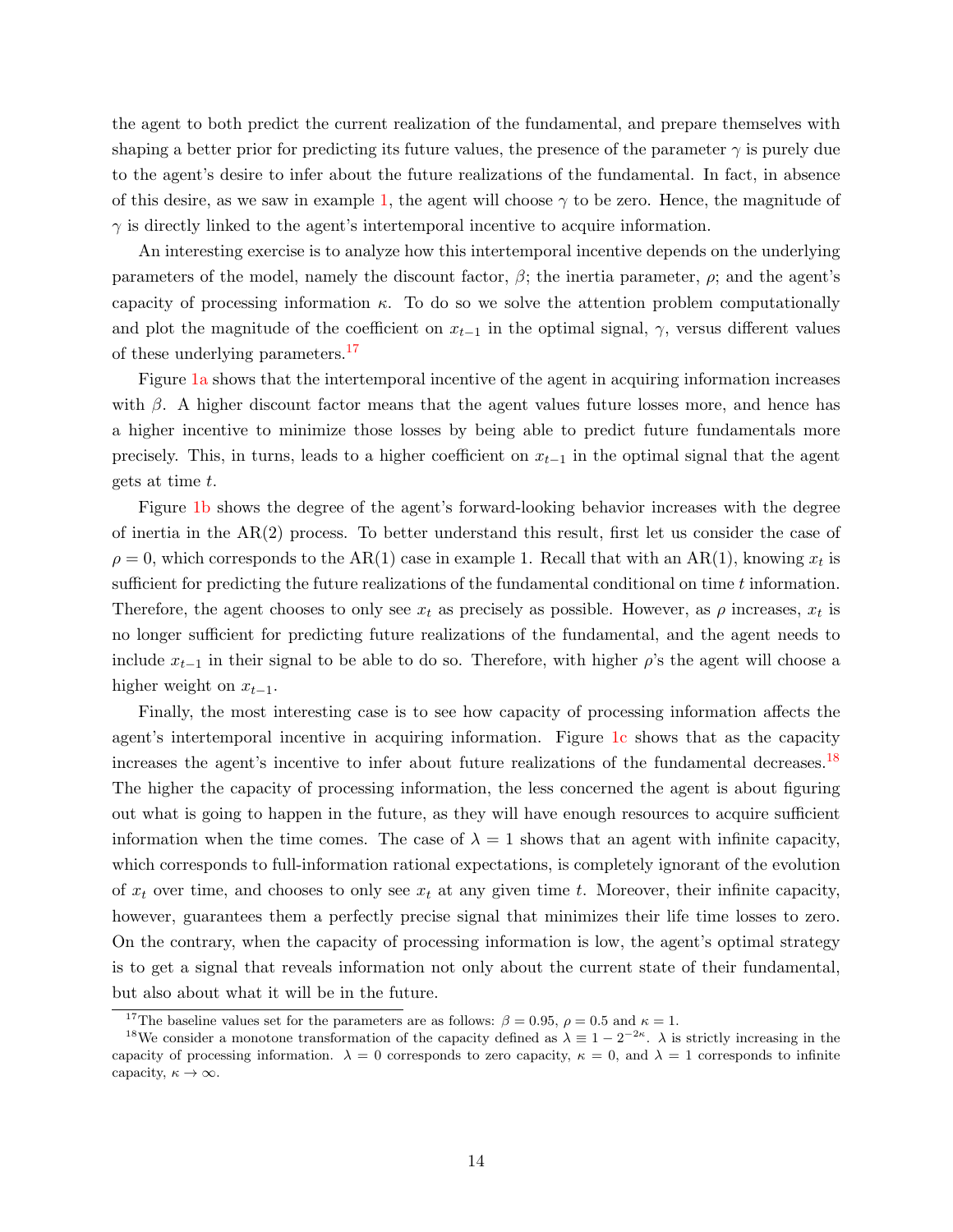the agent to both predict the current realization of the fundamental, and prepare themselves with shaping a better prior for predicting its future values, the presence of the parameter $\gamma$ is purely due to the agent's desire to infer about the future realizations of the fundamental. In fact, in absence of this desire, as we saw in example 1, the agent will choose $\gamma$ to be zero. Hence, the magnitude of $\gamma$ is directly linked to the agent's intertemporal incentive to acquire information.

An interesting exercise is to analyze how this intertemporal incentive depends on the underlying parameters of the model, namely the discount factor, $\beta$; the inertia parameter, $\rho$; and the agent's capacity of processing information $\kappa$. To do so we solve the attention problem computationally and plot the magnitude of the coefficient on $x_{t-1}$ in the optimal signal, $\gamma$, versus different values of these underlying parameters.[17]

Figure 1a shows that the intertemporal incentive of the agent in acquiring information increases with $\beta$. A higher discount factor means that the agent values future losses more, and hence has a higher incentive to minimize those losses by being able to predict future fundamentals more precisely. This, in turns, leads to a higher coefficient on $x_{t-1}$ in the optimal signal that the agent gets at time $t$.

Figure 1b shows the degree of the agent's forward-looking behavior increases with the degree of inertia in the AR(2) process. To better understand this result, first let us consider the case of $\rho = 0$, which corresponds to the AR(1) case in example 1. Recall that with an AR(1), knowing $x_t$ is sufficient for predicting the future realizations of the fundamental conditional on time $t$ information. Therefore, the agent chooses to only see $x_t$ as precisely as possible. However, as $\rho$ increases, $x_t$ is no longer sufficient for predicting future realizations of the fundamental, and the agent needs to include $x_{t-1}$ in their signal to be able to do so. Therefore, with higher $\rho$'s the agent will choose a higher weight on $x_{t-1}$.

Finally, the most interesting case is to see how capacity of processing information affects the agent's intertemporal incentive in acquiring information. Figure 1c shows that as the capacity increases the agent's incentive to infer about future realizations of the fundamental decreases.[18] The higher the capacity of processing information, the less concerned the agent is about figuring out what is going to happen in the future, as they will have enough resources to acquire sufficient information when the time comes. The case of $\lambda = 1$ shows that an agent with infinite capacity, which corresponds to full-information rational expectations, is completely ignorant of the evolution of $x_t$ over time, and chooses to only see $x_t$ at any given time $t$. Moreover, their infinite capacity, however, guarantees them a perfectly precise signal that minimizes their life time losses to zero. On the contrary, when the capacity of processing information is low, the agent's optimal strategy is to get a signal that reveals information not only about the current state of their fundamental, but also about what it will be in the future.

[17] The baseline values set for the parameters are as follows: $\beta = 0.95$, $\rho = 0.5$ and $\kappa = 1$.

[18] We consider a monotone transformation of the capacity defined as $\lambda \equiv 1 - 2^{-2\kappa}$. $\lambda$ is strictly increasing in the capacity of processing information. $\lambda = 0$ corresponds to zero capacity, $\kappa = 0$, and $\lambda = 1$ corresponds to infinite capacity, $\kappa \to \infty$.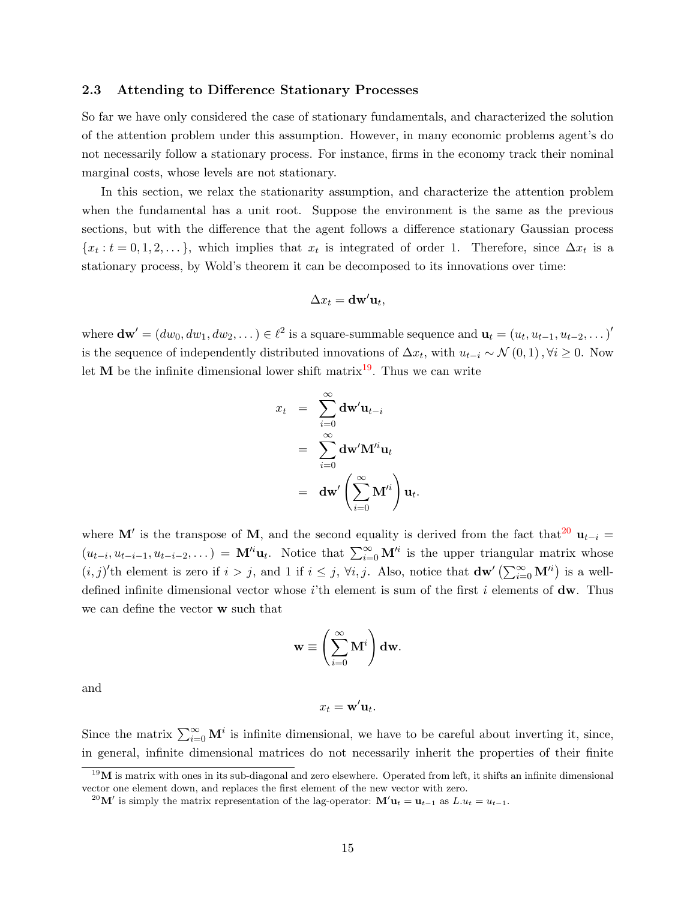### 2.3 Attending to Difference Stationary Processes

So far we have only considered the case of stationary fundamentals, and characterized the solution of the attention problem under this assumption. However, in many economic problems agent's do not necessarily follow a stationary process. For instance, firms in the economy track their nominal marginal costs, whose levels are not stationary.

In this section, we relax the stationarity assumption, and characterize the attention problem when the fundamental has a unit root. Suppose the environment is the same as the previous sections, but with the difference that the agent follows a difference stationary Gaussian process $\{x_t : t = 0, 1, 2, \dots\}$, which implies that $x_t$ is integrated of order 1. Therefore, since $\Delta x_t$ is a stationary process, by Wold's theorem it can be decomposed to its innovations over time:

$$\Delta x_t = \mathbf{dw}'\mathbf{u}_t,$$

where $\mathbf{dw}' = (dw_0, dw_1, dw_2, \dots) \in \ell^2$ is a square-summable sequence and $\mathbf{u}_t = (u_t, u_{t-1}, u_{t-2}, \dots)'$ is the sequence of independently distributed innovations of $\Delta x_t$, with $u_{t-i} \sim \mathcal{N}(0, 1), \forall i \geq 0$. Now let $\mathbf{M}$ be the infinite dimensional lower shift matrix[19]. Thus we can write

$$\begin{aligned} x_t &= \sum_{i=0}^{\infty} \mathbf{dw}'\mathbf{u}_{t-i} \\ &= \sum_{i=0}^{\infty} \mathbf{dw}'\mathbf{M}'^i\mathbf{u}_t \\ &= \mathbf{dw}'\left(\sum_{i=0}^{\infty} \mathbf{M}'^i\right)\mathbf{u}_t. \end{aligned}$$

where $\mathbf{M}'$ is the transpose of $\mathbf{M}$, and the second equality is derived from the fact that[20] $\mathbf{u}_{t-i} = (u_{t-i}, u_{t-i-1}, u_{t-i-2}, \dots) = \mathbf{M}'^i\mathbf{u}_t$. Notice that $\sum_{i=0}^{\infty} \mathbf{M}'^i$ is the upper triangular matrix whose $(i, j)'$th element is zero if $i > j$, and 1 if $i \leq j$, $\forall i, j$. Also, notice that $\mathbf{dw}'\left(\sum_{i=0}^{\infty} \mathbf{M}'^i\right)$ is a well-defined infinite dimensional vector whose $i$'th element is sum of the first $i$ elements of $\mathbf{dw}$. Thus we can define the vector $\mathbf{w}$ such that

$$\mathbf{w} \equiv \left(\sum_{i=0}^{\infty} \mathbf{M}^i\right)\mathbf{dw}.$$

and

$$x_t = \mathbf{w}'\mathbf{u}_t.$$

Since the matrix $\sum_{i=0}^{\infty} \mathbf{M}^i$ is infinite dimensional, we have to be careful about inverting it, since, in general, infinite dimensional matrices do not necessarily inherit the properties of their finite

---

[19] $\mathbf{M}$ is matrix with ones in its sub-diagonal and zero elsewhere. Operated from left, it shifts an infinite dimensional vector one element down, and replaces the first element of the new vector with zero.

[20] $\mathbf{M}'$ is simply the matrix representation of the lag-operator: $\mathbf{M}'\mathbf{u}_t = \mathbf{u}_{t-1}$ as $L.u_t = u_{t-1}$.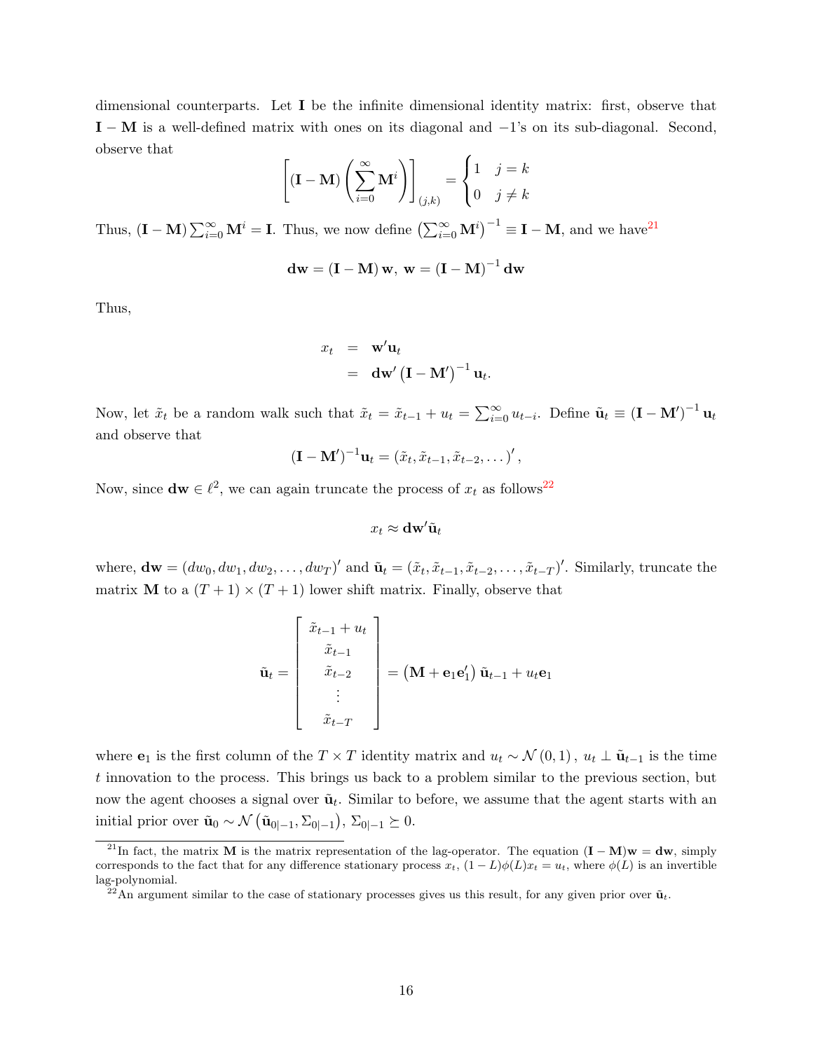dimensional counterparts. Let $\mathbf{I}$ be the infinite dimensional identity matrix: first, observe that $\mathbf{I}-\mathbf{M}$ is a well-defined matrix with ones on its diagonal and $-1$'s on its sub-diagonal. Second, observe that

$$\left[(\mathbf{I}-\mathbf{M})\left(\sum_{i=0}^{\infty}\mathbf{M}^i\right)\right]_{(j,k)} = \begin{cases} 1 & j=k \\ 0 & j\neq k \end{cases}$$

Thus, $(\mathbf{I}-\mathbf{M})\sum_{i=0}^{\infty}\mathbf{M}^i = \mathbf{I}$. Thus, we now define $\left(\sum_{i=0}^{\infty}\mathbf{M}^i\right)^{-1} \equiv \mathbf{I}-\mathbf{M}$, and we have[21]

$$\mathbf{dw} = (\mathbf{I}-\mathbf{M})\,\mathbf{w},\ \mathbf{w} = (\mathbf{I}-\mathbf{M})^{-1}\,\mathbf{dw}$$

Thus,

$$\begin{aligned} x_t &= \mathbf{w}'\mathbf{u}_t \\ &= \mathbf{dw}'\left(\mathbf{I}-\mathbf{M}'\right)^{-1}\mathbf{u}_t. \end{aligned}$$

Now, let $\tilde{x}_t$ be a random walk such that $\tilde{x}_t = \tilde{x}_{t-1} + u_t = \sum_{i=0}^{\infty} u_{t-i}$. Define $\tilde{\mathbf{u}}_t \equiv \left(\mathbf{I}-\mathbf{M}'\right)^{-1}\mathbf{u}_t$ and observe that

$$(\mathbf{I}-\mathbf{M}')^{-1}\mathbf{u}_t = (\tilde{x}_t, \tilde{x}_{t-1}, \tilde{x}_{t-2}, \dots)',$$

Now, since $\mathbf{dw} \in \ell^2$, we can again truncate the process of $x_t$ as follows[22]

$$x_t \approx \mathbf{dw}'\tilde{\mathbf{u}}_t$$

where, $\mathbf{dw} = (dw_0, dw_1, dw_2, \dots, dw_T)'$ and $\tilde{\mathbf{u}}_t = (\tilde{x}_t, \tilde{x}_{t-1}, \tilde{x}_{t-2}, \dots, \tilde{x}_{t-T})'$. Similarly, truncate the matrix $\mathbf{M}$ to a $(T+1)\times(T+1)$ lower shift matrix. Finally, observe that

$$\tilde{\mathbf{u}}_t = \begin{bmatrix} \tilde{x}_{t-1} + u_t \\ \tilde{x}_{t-1} \\ \tilde{x}_{t-2} \\ \vdots \\ \tilde{x}_{t-T} \end{bmatrix} = \left(\mathbf{M} + \mathbf{e}_1\mathbf{e}_1'\right)\tilde{\mathbf{u}}_{t-1} + u_t\mathbf{e}_1$$

where $\mathbf{e}_1$ is the first column of the $T\times T$ identity matrix and $u_t \sim \mathcal{N}(0,1)$, $u_t \perp \tilde{\mathbf{u}}_{t-1}$ is the time $t$ innovation to the process. This brings us back to a problem similar to the previous section, but now the agent chooses a signal over $\tilde{\mathbf{u}}_t$. Similar to before, we assume that the agent starts with an initial prior over $\tilde{\mathbf{u}}_0 \sim \mathcal{N}\left(\tilde{\mathbf{u}}_{0|-1}, \Sigma_{0|-1}\right)$, $\Sigma_{0|-1} \succeq 0$.

[21] In fact, the matrix $\mathbf{M}$ is the matrix representation of the lag-operator. The equation $(\mathbf{I}-\mathbf{M})\mathbf{w} = \mathbf{dw}$, simply corresponds to the fact that for any difference stationary process $x_t$, $(1-L)\phi(L)x_t = u_t$, where $\phi(L)$ is an invertible lag-polynomial.

[22] An argument similar to the case of stationary processes gives us this result, for any given prior over $\tilde{\mathbf{u}}_t$.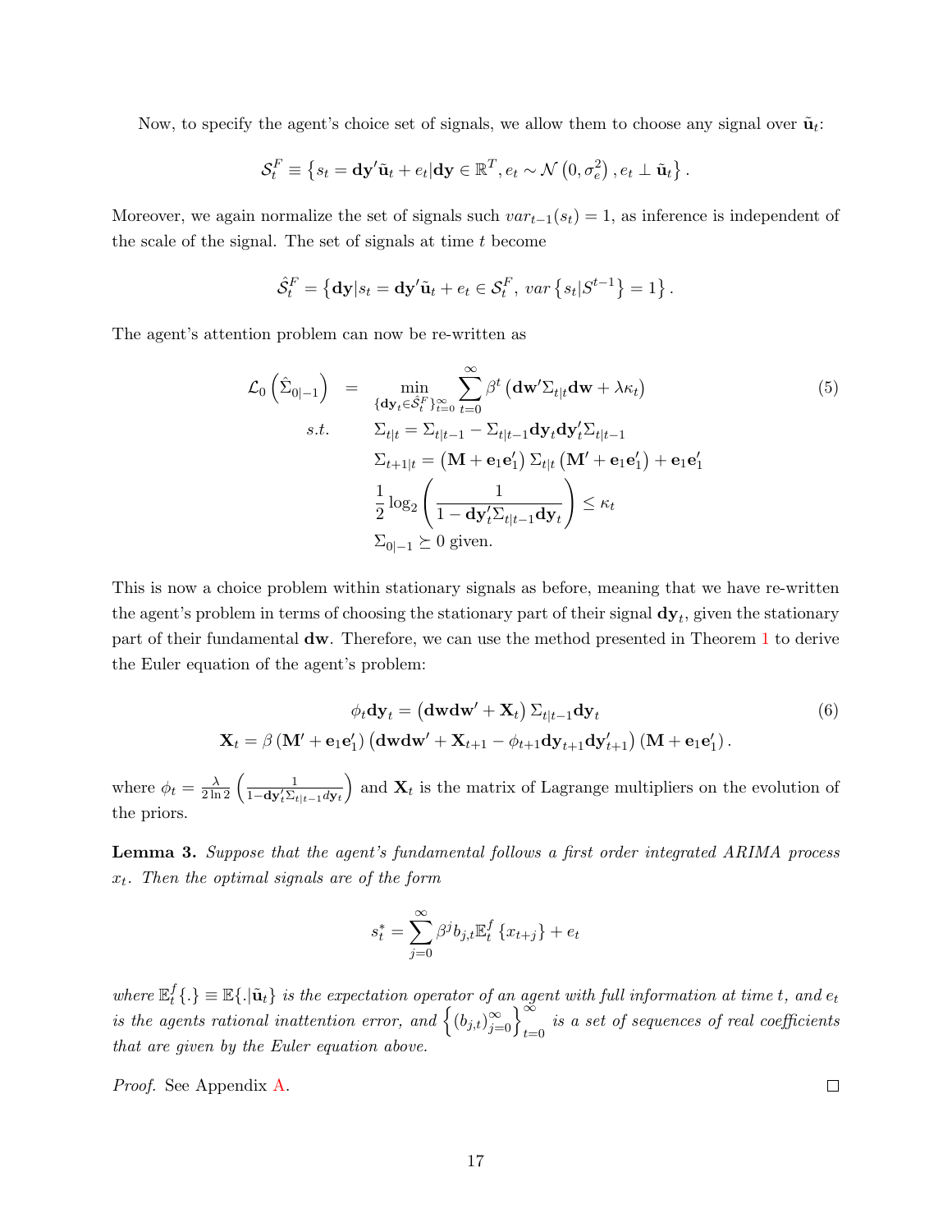Now, to specify the agent's choice set of signals, we allow them to choose any signal over $\tilde{\mathbf{u}}_t$:

$$\mathcal{S}_t^F \equiv \left\{ s_t = \mathbf{dy}'\tilde{\mathbf{u}}_t + e_t | \mathbf{dy} \in \mathbb{R}^T, e_t \sim \mathcal{N}\left(0, \sigma_e^2\right), e_t \perp \tilde{\mathbf{u}}_t \right\}.$$

Moreover, we again normalize the set of signals such $var_{t-1}(s_t) = 1$, as inference is independent of the scale of the signal. The set of signals at time $t$ become

$$\hat{\mathcal{S}}_t^F = \left\{ \mathbf{dy} | s_t = \mathbf{dy}'\tilde{\mathbf{u}}_t + e_t \in \mathcal{S}_t^F,\ var\left\{ s_t | S^{t-1} \right\} = 1 \right\}.$$

The agent's attention problem can now be re-written as

$$\begin{aligned}
\mathcal{L}_0\left(\hat{\Sigma}_{0|-1}\right) \quad &= \quad \min_{\{\mathbf{dy}_t \in \hat{\mathcal{S}}_t^F\}_{t=0}^{\infty}} \sum_{t=0}^{\infty} \beta^t \left( \mathbf{dw}'\Sigma_{t|t}\mathbf{dw} + \lambda \kappa_t \right) \qquad (5) \\
s.t. \qquad & \Sigma_{t|t} = \Sigma_{t|t-1} - \Sigma_{t|t-1}\mathbf{dy}_t\mathbf{dy}_t'\Sigma_{t|t-1} \\
& \Sigma_{t+1|t} = \left(\mathbf{M} + \mathbf{e}_1\mathbf{e}_1'\right)\Sigma_{t|t}\left(\mathbf{M}' + \mathbf{e}_1\mathbf{e}_1'\right) + \mathbf{e}_1\mathbf{e}_1' \\
& \frac{1}{2}\log_2\left(\frac{1}{1 - \mathbf{dy}_t'\Sigma_{t|t-1}\mathbf{dy}_t}\right) \leq \kappa_t \\
& \Sigma_{0|-1} \succeq 0 \text{ given.}
\end{aligned}$$

This is now a choice problem within stationary signals as before, meaning that we have re-written the agent's problem in terms of choosing the stationary part of their signal $\mathbf{dy}_t$, given the stationary part of their fundamental $\mathbf{dw}$. Therefore, we can use the method presented in Theorem 1 to derive the Euler equation of the agent's problem:

$$\begin{aligned}
\phi_t \mathbf{dy}_t &= \left(\mathbf{dwdw}' + \mathbf{X}_t\right)\Sigma_{t|t-1}\mathbf{dy}_t \qquad (6) \\
\mathbf{X}_t &= \beta\left(\mathbf{M}' + \mathbf{e}_1\mathbf{e}_1'\right)\left(\mathbf{dwdw}' + \mathbf{X}_{t+1} - \phi_{t+1}\mathbf{dy}_{t+1}\mathbf{dy}_{t+1}'\right)\left(\mathbf{M} + \mathbf{e}_1\mathbf{e}_1'\right).
\end{aligned}$$

where $\phi_t = \frac{\lambda}{2\ln 2}\left(\frac{1}{1 - \mathbf{dy}_t'\Sigma_{t|t-1}dy_t}\right)$ and $\mathbf{X}_t$ is the matrix of Lagrange multipliers on the evolution of the priors.

**Lemma 3.** *Suppose that the agent's fundamental follows a first order integrated ARIMA process $x_t$. Then the optimal signals are of the form*

$$s_t^* = \sum_{j=0}^{\infty} \beta^j b_{j,t} \mathbb{E}_t^f \left\{ x_{t+j} \right\} + e_t$$

*where $\mathbb{E}_t^f\{.\} \equiv \mathbb{E}\{.|\tilde{\mathbf{u}}_t\}$ is the expectation operator of an agent with full information at time $t$, and $e_t$ is the agents rational inattention error, and $\left\{ (b_{j,t})_{j=0}^{\infty} \right\}_{t=0}^{\infty}$ is a set of sequences of real coefficients that are given by the Euler equation above.*

*Proof.* See Appendix A. □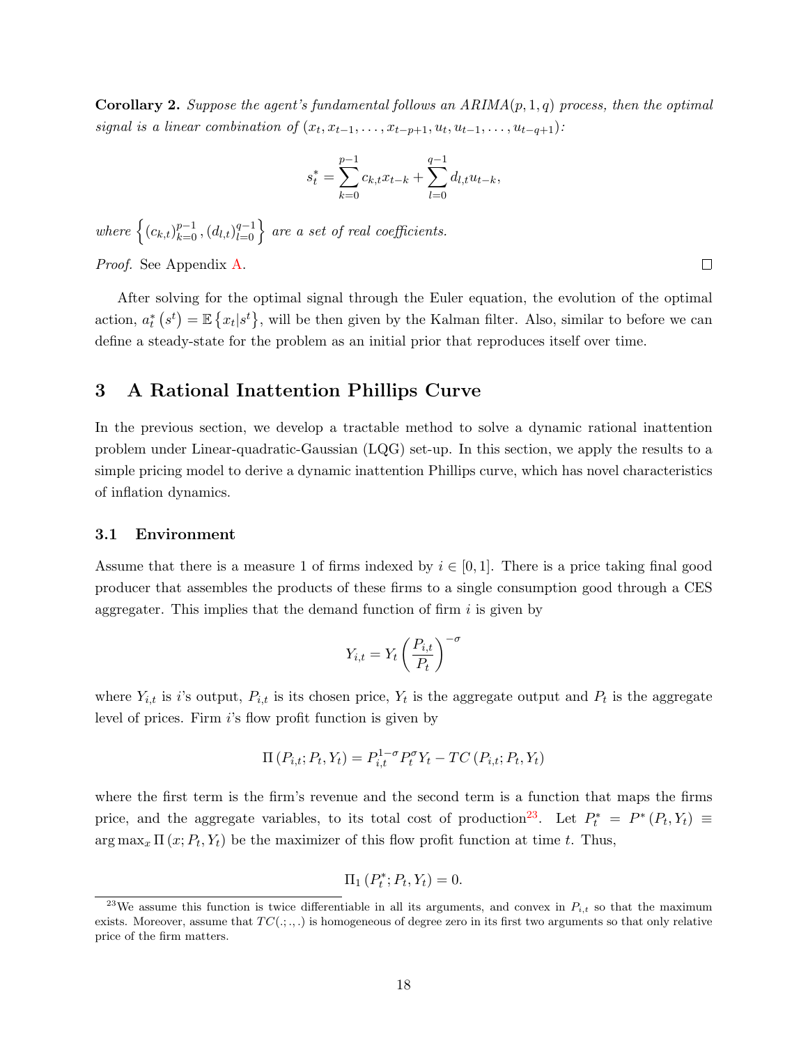**Corollary 2.** *Suppose the agent's fundamental follows an ARIMA$(p,1,q)$ process, then the optimal signal is a linear combination of $(x_t, x_{t-1}, \ldots, x_{t-p+1}, u_t, u_{t-1}, \ldots, u_{t-q+1})$:*

$$s_t^* = \sum_{k=0}^{p-1} c_{k,t} x_{t-k} + \sum_{l=0}^{q-1} d_{l,t} u_{t-k},$$

*where $\left\{ (c_{k,t})_{k=0}^{p-1}, (d_{l,t})_{l=0}^{q-1} \right\}$ are a set of real coefficients.*

*Proof.* See Appendix A. □

After solving for the optimal signal through the Euler equation, the evolution of the optimal action, $a_t^*(s^t) = \mathbb{E}\{x_t | s^t\}$, will be then given by the Kalman filter. Also, similar to before we can define a steady-state for the problem as an initial prior that reproduces itself over time.

# 3 A Rational Inattention Phillips Curve

In the previous section, we develop a tractable method to solve a dynamic rational inattention problem under Linear-quadratic-Gaussian (LQG) set-up. In this section, we apply the results to a simple pricing model to derive a dynamic inattention Phillips curve, which has novel characteristics of inflation dynamics.

## 3.1 Environment

Assume that there is a measure 1 of firms indexed by $i \in [0,1]$. There is a price taking final good producer that assembles the products of these firms to a single consumption good through a CES aggregater. This implies that the demand function of firm $i$ is given by

$$Y_{i,t} = Y_t \left( \frac{P_{i,t}}{P_t} \right)^{-\sigma}$$

where $Y_{i,t}$ is $i$'s output, $P_{i,t}$ is its chosen price, $Y_t$ is the aggregate output and $P_t$ is the aggregate level of prices. Firm $i$'s flow profit function is given by

$$\Pi(P_{i,t}; P_t, Y_t) = P_{i,t}^{1-\sigma} P_t^{\sigma} Y_t - TC(P_{i,t}; P_t, Y_t)$$

where the first term is the firm's revenue and the second term is a function that maps the firms price, and the aggregate variables, to its total cost of production[23]. Let $P_t^* = P^*(P_t, Y_t) \equiv \arg\max_x \Pi(x; P_t, Y_t)$ be the maximizer of this flow profit function at time $t$. Thus,

$$\Pi_1(P_t^*; P_t, Y_t) = 0.$$

[23] We assume this function is twice differentiable in all its arguments, and convex in $P_{i,t}$ so that the maximum exists. Moreover, assume that $TC(.;.,.)$ is homogeneous of degree zero in its first two arguments so that only relative price of the firm matters.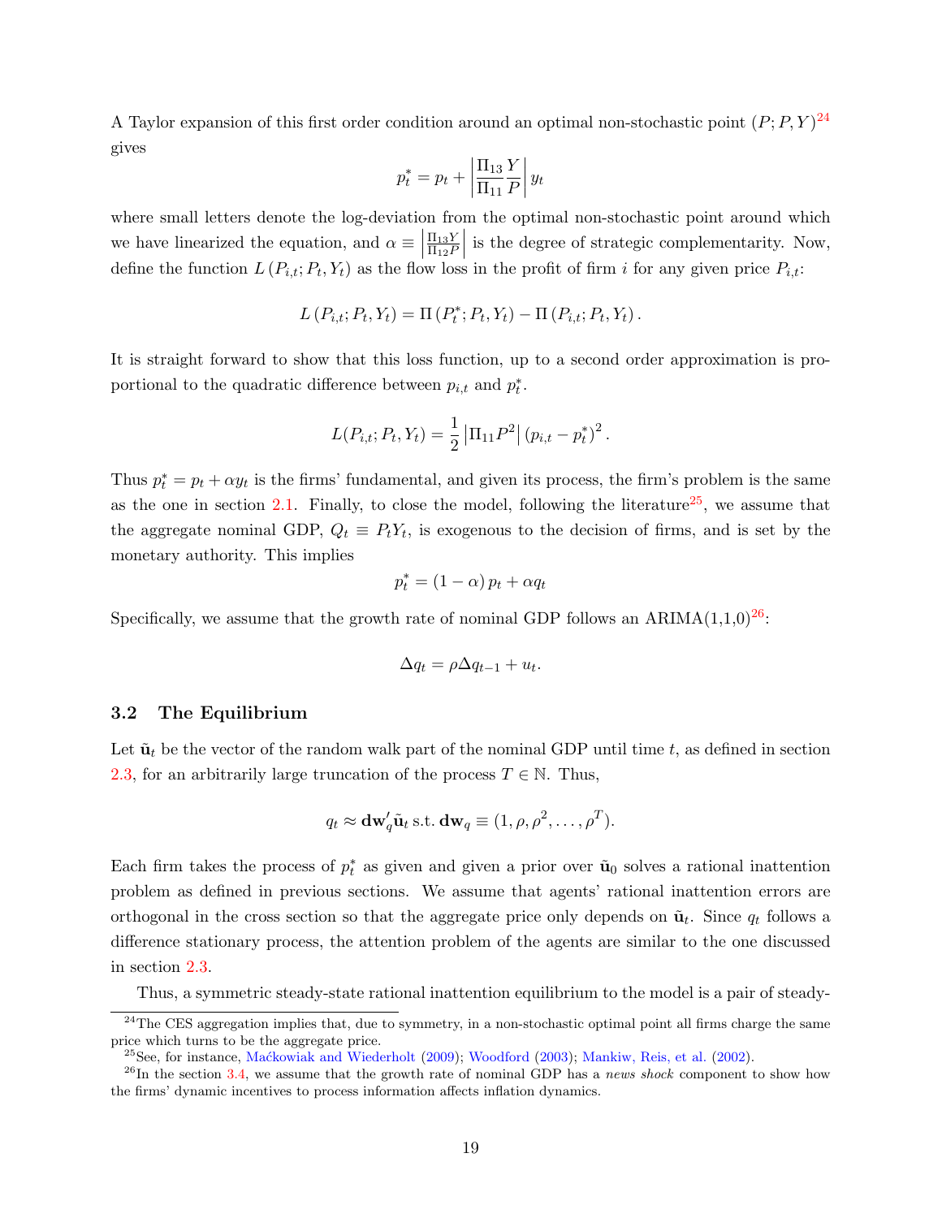A Taylor expansion of this first order condition around an optimal non-stochastic point $(P;P,Y)$[24] gives

$$p_t^* = p_t + \left|\frac{\Pi_{13}}{\Pi_{11}}\frac{Y}{P}\right| y_t$$

where small letters denote the log-deviation from the optimal non-stochastic point around which we have linearized the equation, and $\alpha \equiv \left|\frac{\Pi_{13}Y}{\Pi_{12}P}\right|$ is the degree of strategic complementarity. Now, define the function $L(P_{i,t};P_t,Y_t)$ as the flow loss in the profit of firm $i$ for any given price $P_{i,t}$:

$$L(P_{i,t};P_t,Y_t) = \Pi(P_t^*;P_t,Y_t) - \Pi(P_{i,t};P_t,Y_t).$$

It is straight forward to show that this loss function, up to a second order approximation is proportional to the quadratic difference between $p_{i,t}$ and $p_t^*$.

$$L(P_{i,t};P_t,Y_t) = \frac{1}{2}\left|\Pi_{11}P^2\right|(p_{i,t} - p_t^*)^2.$$

Thus $p_t^* = p_t + \alpha y_t$ is the firms' fundamental, and given its process, the firm's problem is the same as the one in section 2.1. Finally, to close the model, following the literature[25], we assume that the aggregate nominal GDP, $Q_t \equiv P_t Y_t$, is exogenous to the decision of firms, and is set by the monetary authority. This implies

$$p_t^* = (1-\alpha)p_t + \alpha q_t$$

Specifically, we assume that the growth rate of nominal GDP follows an ARIMA(1,1,0)[26]:

$$\Delta q_t = \rho \Delta q_{t-1} + u_t.$$

### 3.2 The Equilibrium

Let $\tilde{\mathbf{u}}_t$ be the vector of the random walk part of the nominal GDP until time $t$, as defined in section 2.3, for an arbitrarily large truncation of the process $T \in \mathbb{N}$. Thus,

$$q_t \approx \mathbf{dw}_q' \tilde{\mathbf{u}}_t \text{ s.t. } \mathbf{dw}_q \equiv (1, \rho, \rho^2, \ldots, \rho^T).$$

Each firm takes the process of $p_t^*$ as given and given a prior over $\tilde{\mathbf{u}}_0$ solves a rational inattention problem as defined in previous sections. We assume that agents' rational inattention errors are orthogonal in the cross section so that the aggregate price only depends on $\tilde{\mathbf{u}}_t$. Since $q_t$ follows a difference stationary process, the attention problem of the agents are similar to the one discussed in section 2.3.

Thus, a symmetric steady-state rational inattention equilibrium to the model is a pair of steady-

[24] The CES aggregation implies that, due to symmetry, in a non-stochastic optimal point all firms charge the same price which turns to be the aggregate price.

[25] See, for instance, Maćkowiak and Wiederholt (2009); Woodford (2003); Mankiw, Reis, et al. (2002).

[26] In the section 3.4, we assume that the growth rate of nominal GDP has a *news shock* component to show how the firms' dynamic incentives to process information affects inflation dynamics.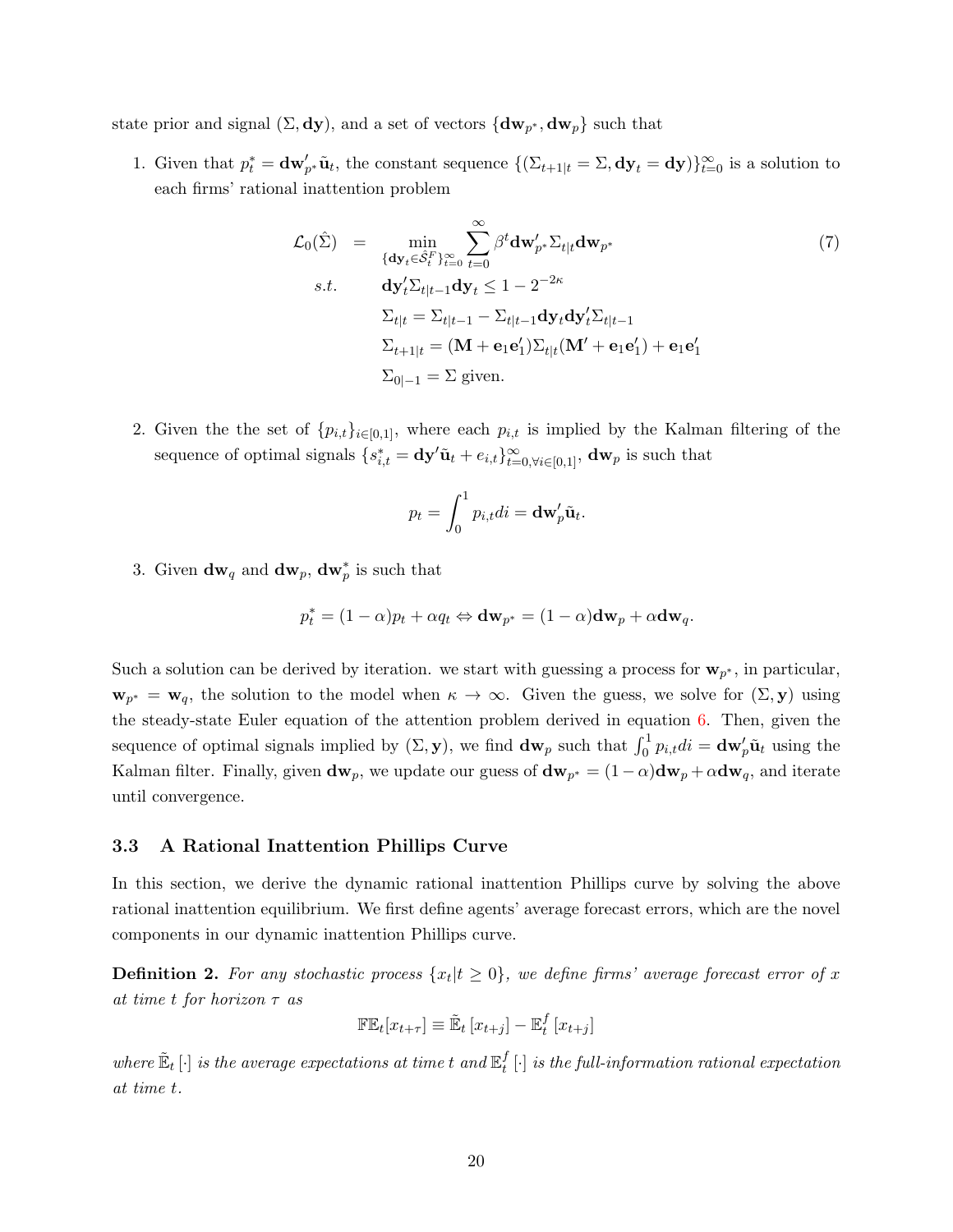state prior and signal $(\Sigma, \mathbf{dy})$, and a set of vectors $\{\mathbf{dw}_{p^*}, \mathbf{dw}_p\}$ such that

1. Given that $p_t^* = \mathbf{dw}_{p^*}'\tilde{\mathbf{u}}_t$, the constant sequence $\{(\Sigma_{t+1|t} = \Sigma, \mathbf{dy}_t = \mathbf{dy})\}_{t=0}^{\infty}$ is a solution to each firms' rational inattention problem

$$
\begin{aligned}
\mathcal{L}_0(\hat{\Sigma}) \quad &= \quad \min_{\{\mathbf{dy}_t \in \hat{\mathcal{S}}_t^F\}_{t=0}^{\infty}} \sum_{t=0}^{\infty} \beta^t \mathbf{dw}_{p^*}' \Sigma_{t|t} \mathbf{dw}_{p^*} \qquad (7)\\
s.t. \quad & \quad \mathbf{dy}_t' \Sigma_{t|t-1} \mathbf{dy}_t \leq 1 - 2^{-2\kappa}\\
& \quad \Sigma_{t|t} = \Sigma_{t|t-1} - \Sigma_{t|t-1} \mathbf{dy}_t \mathbf{dy}_t' \Sigma_{t|t-1}\\
& \quad \Sigma_{t+1|t} = (\mathbf{M} + \mathbf{e}_1\mathbf{e}_1')\Sigma_{t|t}(\mathbf{M}' + \mathbf{e}_1\mathbf{e}_1') + \mathbf{e}_1\mathbf{e}_1'\\
& \quad \Sigma_{0|-1} = \Sigma \text{ given.}
\end{aligned}
$$

2. Given the the set of $\{p_{i,t}\}_{i\in[0,1]}$, where each $p_{i,t}$ is implied by the Kalman filtering of the sequence of optimal signals $\{s_{i,t}^* = \mathbf{dy}'\tilde{\mathbf{u}}_t + e_{i,t}\}_{t=0,\forall i\in[0,1]}^{\infty}$, $\mathbf{dw}_p$ is such that

$$
p_t = \int_0^1 p_{i,t} di = \mathbf{dw}_p' \tilde{\mathbf{u}}_t.
$$

3. Given $\mathbf{dw}_q$ and $\mathbf{dw}_p$, $\mathbf{dw}_p^*$ is such that

$$
p_t^* = (1-\alpha)p_t + \alpha q_t \Leftrightarrow \mathbf{dw}_{p^*} = (1-\alpha)\mathbf{dw}_p + \alpha \mathbf{dw}_q.
$$

Such a solution can be derived by iteration. we start with guessing a process for $\mathbf{w}_{p^*}$, in particular, $\mathbf{w}_{p^*} = \mathbf{w}_q$, the solution to the model when $\kappa \to \infty$. Given the guess, we solve for $(\Sigma, \mathbf{y})$ using the steady-state Euler equation of the attention problem derived in equation 6. Then, given the sequence of optimal signals implied by $(\Sigma, \mathbf{y})$, we find $\mathbf{dw}_p$ such that $\int_0^1 p_{i,t} di = \mathbf{dw}_p'\tilde{\mathbf{u}}_t$ using the Kalman filter. Finally, given $\mathbf{dw}_p$, we update our guess of $\mathbf{dw}_{p^*} = (1-\alpha)\mathbf{dw}_p + \alpha\mathbf{dw}_q$, and iterate until convergence.

### 3.3 A Rational Inattention Phillips Curve

In this section, we derive the dynamic rational inattention Phillips curve by solving the above rational inattention equilibrium. We first define agents' average forecast errors, which are the novel components in our dynamic inattention Phillips curve.

**Definition 2.** *For any stochastic process $\{x_t | t \geq 0\}$, we define firms' average forecast error of $x$ at time $t$ for horizon $\tau$ as*

$$
\mathbb{FE}_t[x_{t+\tau}] \equiv \tilde{\mathbb{E}}_t\left[x_{t+j}\right] - \mathbb{E}_t^f\left[x_{t+j}\right]
$$

*where $\tilde{\mathbb{E}}_t[\cdot]$ is the average expectations at time $t$ and $\mathbb{E}_t^f[\cdot]$ is the full-information rational expectation at time $t$.*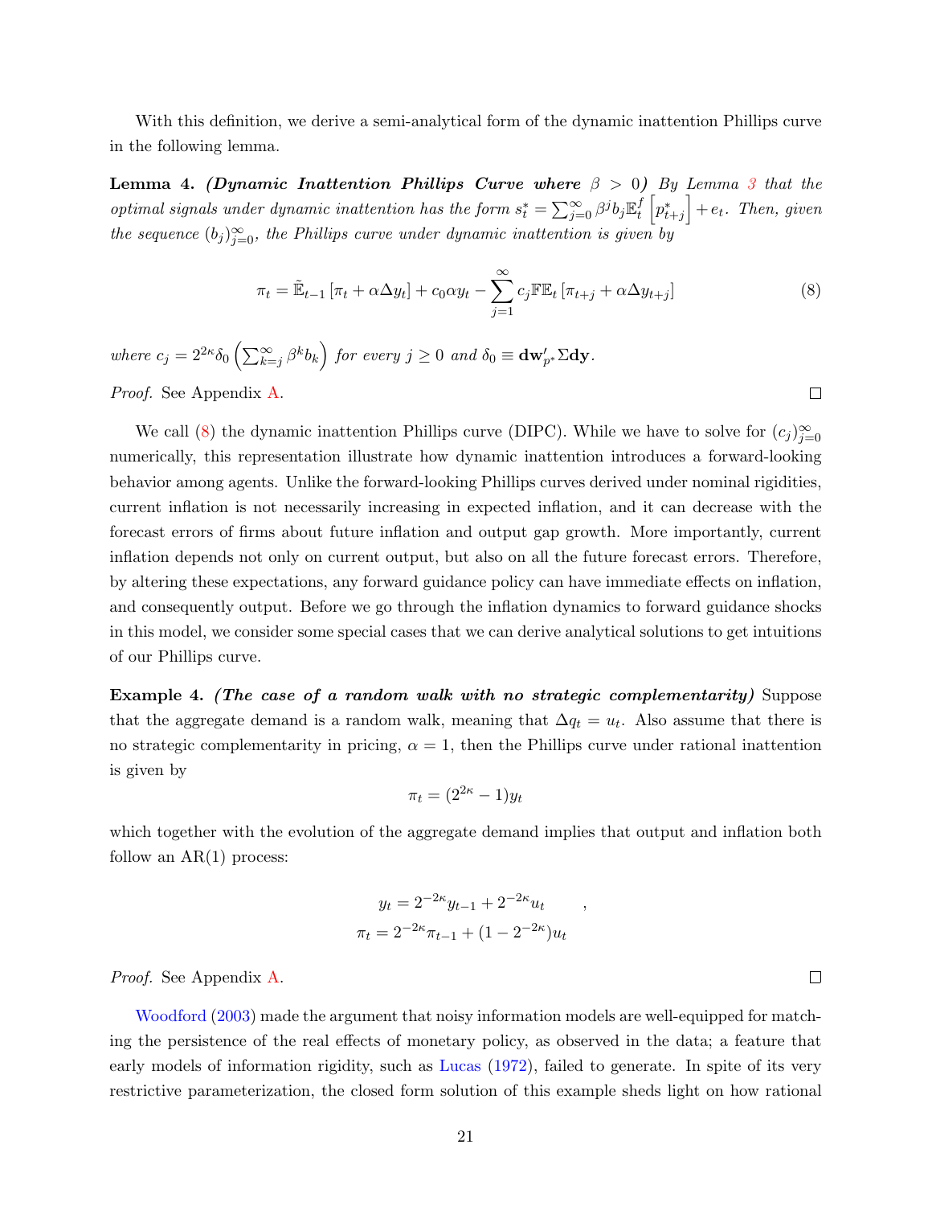With this definition, we derive a semi-analytical form of the dynamic inattention Phillips curve in the following lemma.

**Lemma 4.** ***(Dynamic Inattention Phillips Curve where*** $\beta > 0$***)*** *By Lemma 3 that the optimal signals under dynamic inattention has the form $s_t^* = \sum_{j=0}^{\infty} \beta^j b_j \mathbb{E}_t^f \left[p_{t+j}^*\right] + e_t$. Then, given the sequence $(b_j)_{j=0}^{\infty}$, the Phillips curve under dynamic inattention is given by*

$$\pi_t = \tilde{\mathbb{E}}_{t-1}\left[\pi_t + \alpha \Delta y_t\right] + c_0 \alpha y_t - \sum_{j=1}^{\infty} c_j \mathbb{F}\mathbb{E}_t\left[\pi_{t+j} + \alpha \Delta y_{t+j}\right] \tag{8}$$

*where $c_j = 2^{2\kappa}\delta_0 \left(\sum_{k=j}^{\infty} \beta^k b_k\right)$ for every $j \geq 0$ and $\delta_0 \equiv \mathbf{dw}_{p^*}' \Sigma \mathbf{dy}$.*

*Proof.* See Appendix A. ◻

We call (8) the dynamic inattention Phillips curve (DIPC). While we have to solve for $(c_j)_{j=0}^{\infty}$ numerically, this representation illustrate how dynamic inattention introduces a forward-looking behavior among agents. Unlike the forward-looking Phillips curves derived under nominal rigidities, current inflation is not necessarily increasing in expected inflation, and it can decrease with the forecast errors of firms about future inflation and output gap growth. More importantly, current inflation depends not only on current output, but also on all the future forecast errors. Therefore, by altering these expectations, any forward guidance policy can have immediate effects on inflation, and consequently output. Before we go through the inflation dynamics to forward guidance shocks in this model, we consider some special cases that we can derive analytical solutions to get intuitions of our Phillips curve.

**Example 4.** ***(The case of a random walk with no strategic complementarity)*** Suppose that the aggregate demand is a random walk, meaning that $\Delta q_t = u_t$. Also assume that there is no strategic complementarity in pricing, $\alpha = 1$, then the Phillips curve under rational inattention is given by

$$\pi_t = (2^{2\kappa} - 1) y_t$$

which together with the evolution of the aggregate demand implies that output and inflation both follow an AR(1) process:

$$\begin{aligned} y_t &= 2^{-2\kappa} y_{t-1} + 2^{-2\kappa} u_t \\ \pi_t &= 2^{-2\kappa} \pi_{t-1} + (1 - 2^{-2\kappa}) u_t \end{aligned} \quad ,$$

*Proof.* See Appendix A. ◻

Woodford (2003) made the argument that noisy information models are well-equipped for matching the persistence of the real effects of monetary policy, as observed in the data; a feature that early models of information rigidity, such as Lucas (1972), failed to generate. In spite of its very restrictive parameterization, the closed form solution of this example sheds light on how rational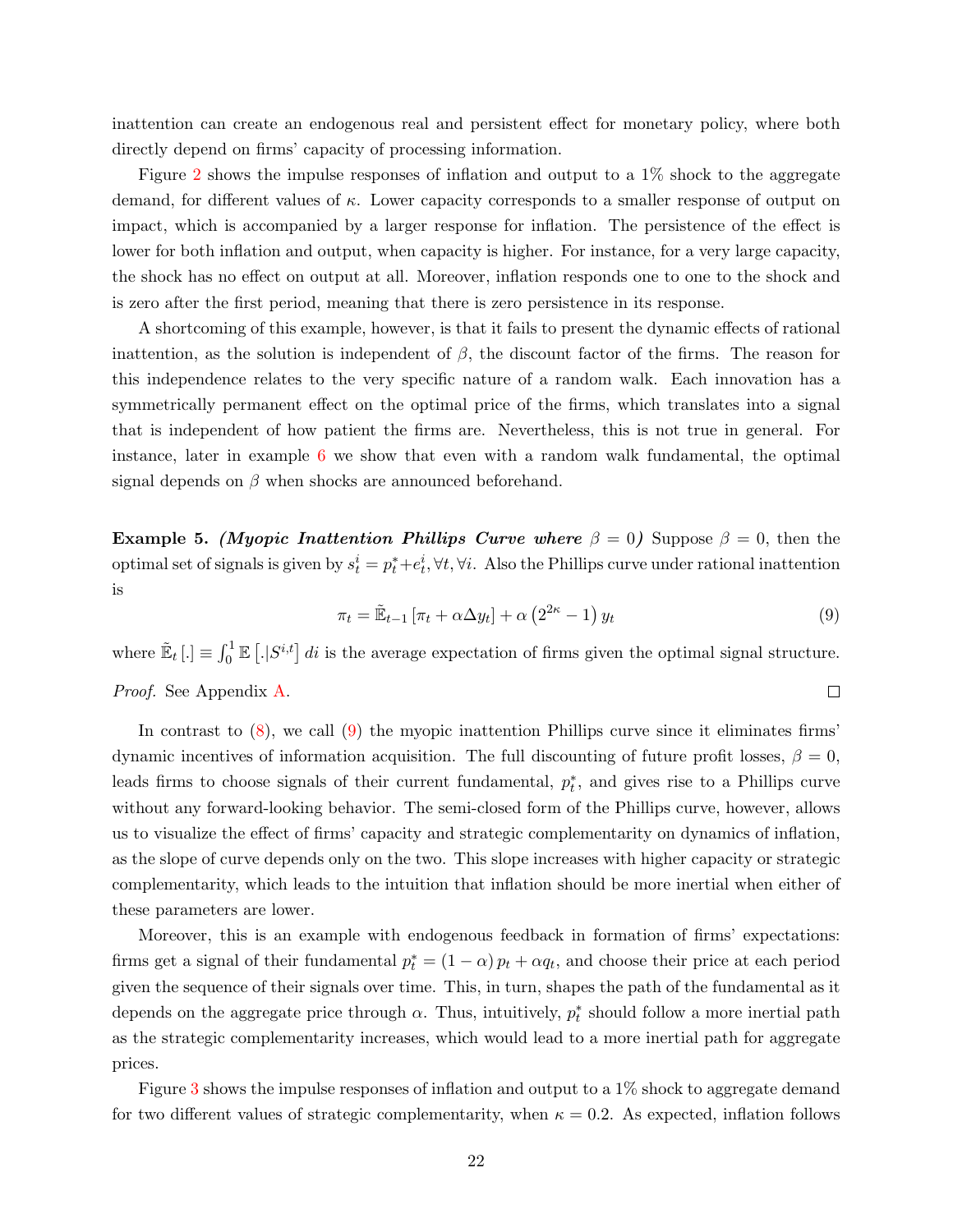inattention can create an endogenous real and persistent effect for monetary policy, where both directly depend on firms' capacity of processing information.

Figure 2 shows the impulse responses of inflation and output to a 1% shock to the aggregate demand, for different values of $\kappa$. Lower capacity corresponds to a smaller response of output on impact, which is accompanied by a larger response for inflation. The persistence of the effect is lower for both inflation and output, when capacity is higher. For instance, for a very large capacity, the shock has no effect on output at all. Moreover, inflation responds one to one to the shock and is zero after the first period, meaning that there is zero persistence in its response.

A shortcoming of this example, however, is that it fails to present the dynamic effects of rational inattention, as the solution is independent of $\beta$, the discount factor of the firms. The reason for this independence relates to the very specific nature of a random walk. Each innovation has a symmetrically permanent effect on the optimal price of the firms, which translates into a signal that is independent of how patient the firms are. Nevertheless, this is not true in general. For instance, later in example 6 we show that even with a random walk fundamental, the optimal signal depends on $\beta$ when shocks are announced beforehand.

**Example 5.** ***(Myopic Inattention Phillips Curve where*** $\beta = 0$***)*** Suppose $\beta = 0$, then the optimal set of signals is given by $s_t^i = p_t^* + e_t^i, \forall t, \forall i$. Also the Phillips curve under rational inattention is

$$\pi_t = \tilde{\mathbb{E}}_{t-1}\left[\pi_t + \alpha \Delta y_t\right] + \alpha\left(2^{2\kappa} - 1\right) y_t \tag{9}$$

where $\tilde{\mathbb{E}}_t\left[.\right] \equiv \int_0^1 \mathbb{E}\left[.|S^{i,t}\right] di$ is the average expectation of firms given the optimal signal structure.

*Proof.* See Appendix A. □

In contrast to (8), we call (9) the myopic inattention Phillips curve since it eliminates firms' dynamic incentives of information acquisition. The full discounting of future profit losses, $\beta = 0$, leads firms to choose signals of their current fundamental, $p_t^*$, and gives rise to a Phillips curve without any forward-looking behavior. The semi-closed form of the Phillips curve, however, allows us to visualize the effect of firms' capacity and strategic complementarity on dynamics of inflation, as the slope of curve depends only on the two. This slope increases with higher capacity or strategic complementarity, which leads to the intuition that inflation should be more inertial when either of these parameters are lower.

Moreover, this is an example with endogenous feedback in formation of firms' expectations: firms get a signal of their fundamental $p_t^* = (1 - \alpha) p_t + \alpha q_t$, and choose their price at each period given the sequence of their signals over time. This, in turn, shapes the path of the fundamental as it depends on the aggregate price through $\alpha$. Thus, intuitively, $p_t^*$ should follow a more inertial path as the strategic complementarity increases, which would lead to a more inertial path for aggregate prices.

Figure 3 shows the impulse responses of inflation and output to a 1% shock to aggregate demand for two different values of strategic complementarity, when $\kappa = 0.2$. As expected, inflation follows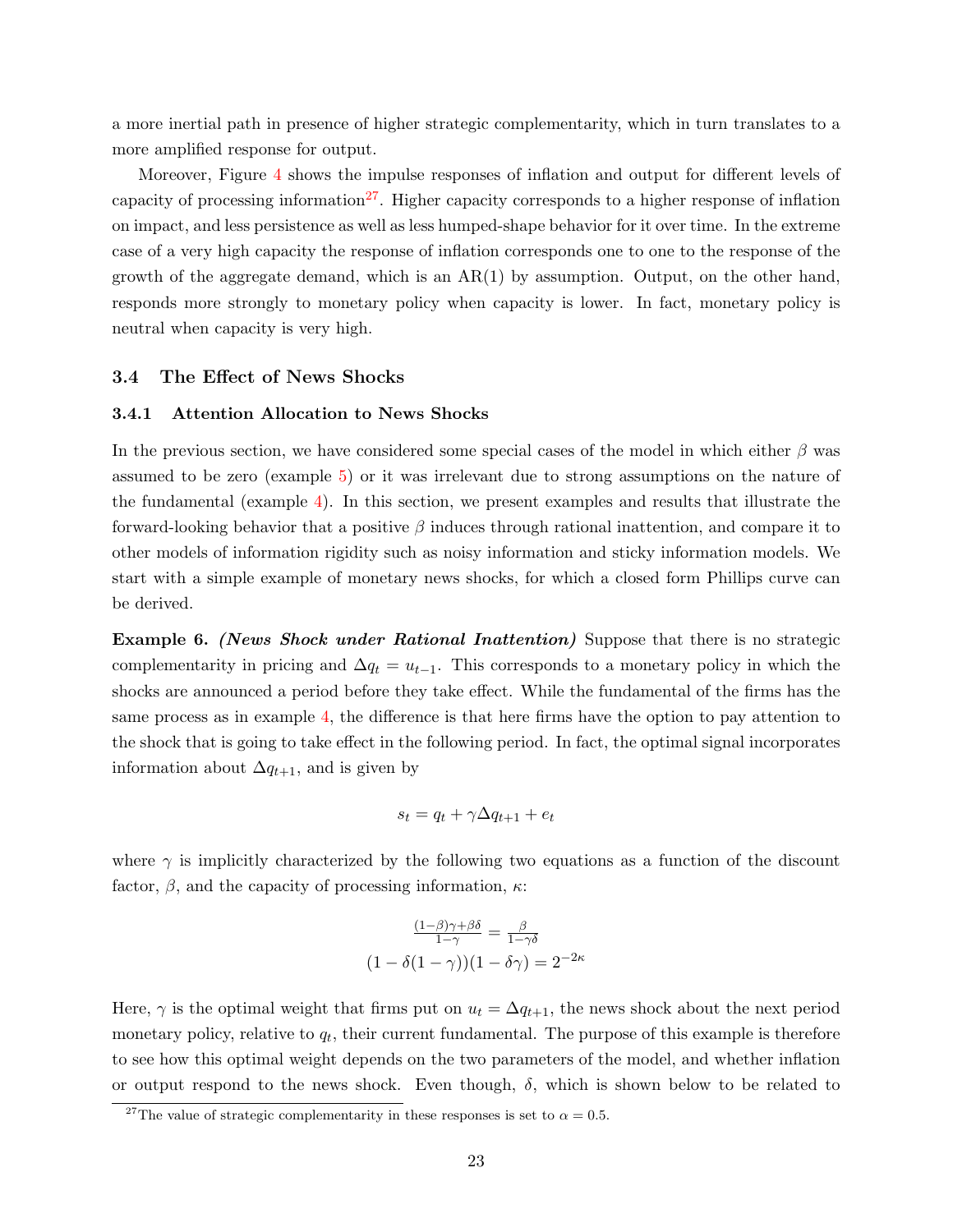a more inertial path in presence of higher strategic complementarity, which in turn translates to a more amplified response for output.

Moreover, Figure 4 shows the impulse responses of inflation and output for different levels of capacity of processing information[27]. Higher capacity corresponds to a higher response of inflation on impact, and less persistence as well as less humped-shape behavior for it over time. In the extreme case of a very high capacity the response of inflation corresponds one to one to the response of the growth of the aggregate demand, which is an AR(1) by assumption. Output, on the other hand, responds more strongly to monetary policy when capacity is lower. In fact, monetary policy is neutral when capacity is very high.

### 3.4 The Effect of News Shocks

#### 3.4.1 Attention Allocation to News Shocks

In the previous section, we have considered some special cases of the model in which either $\beta$ was assumed to be zero (example 5) or it was irrelevant due to strong assumptions on the nature of the fundamental (example 4). In this section, we present examples and results that illustrate the forward-looking behavior that a positive $\beta$ induces through rational inattention, and compare it to other models of information rigidity such as noisy information and sticky information models. We start with a simple example of monetary news shocks, for which a closed form Phillips curve can be derived.

**Example 6.** ***(News Shock under Rational Inattention)*** Suppose that there is no strategic complementarity in pricing and $\Delta q_t = u_{t-1}$. This corresponds to a monetary policy in which the shocks are announced a period before they take effect. While the fundamental of the firms has the same process as in example 4, the difference is that here firms have the option to pay attention to the shock that is going to take effect in the following period. In fact, the optimal signal incorporates information about $\Delta q_{t+1}$, and is given by

$$s_t = q_t + \gamma \Delta q_{t+1} + e_t$$

where $\gamma$ is implicitly characterized by the following two equations as a function of the discount factor, $\beta$, and the capacity of processing information, $\kappa$:

$$\frac{(1-\beta)\gamma + \beta\delta}{1-\gamma} = \frac{\beta}{1-\gamma\delta}$$
$$(1-\delta(1-\gamma))(1-\delta\gamma) = 2^{-2\kappa}$$

Here, $\gamma$ is the optimal weight that firms put on $u_t = \Delta q_{t+1}$, the news shock about the next period monetary policy, relative to $q_t$, their current fundamental. The purpose of this example is therefore to see how this optimal weight depends on the two parameters of the model, and whether inflation or output respond to the news shock. Even though, $\delta$, which is shown below to be related to

[27] The value of strategic complementarity in these responses is set to $\alpha = 0.5$.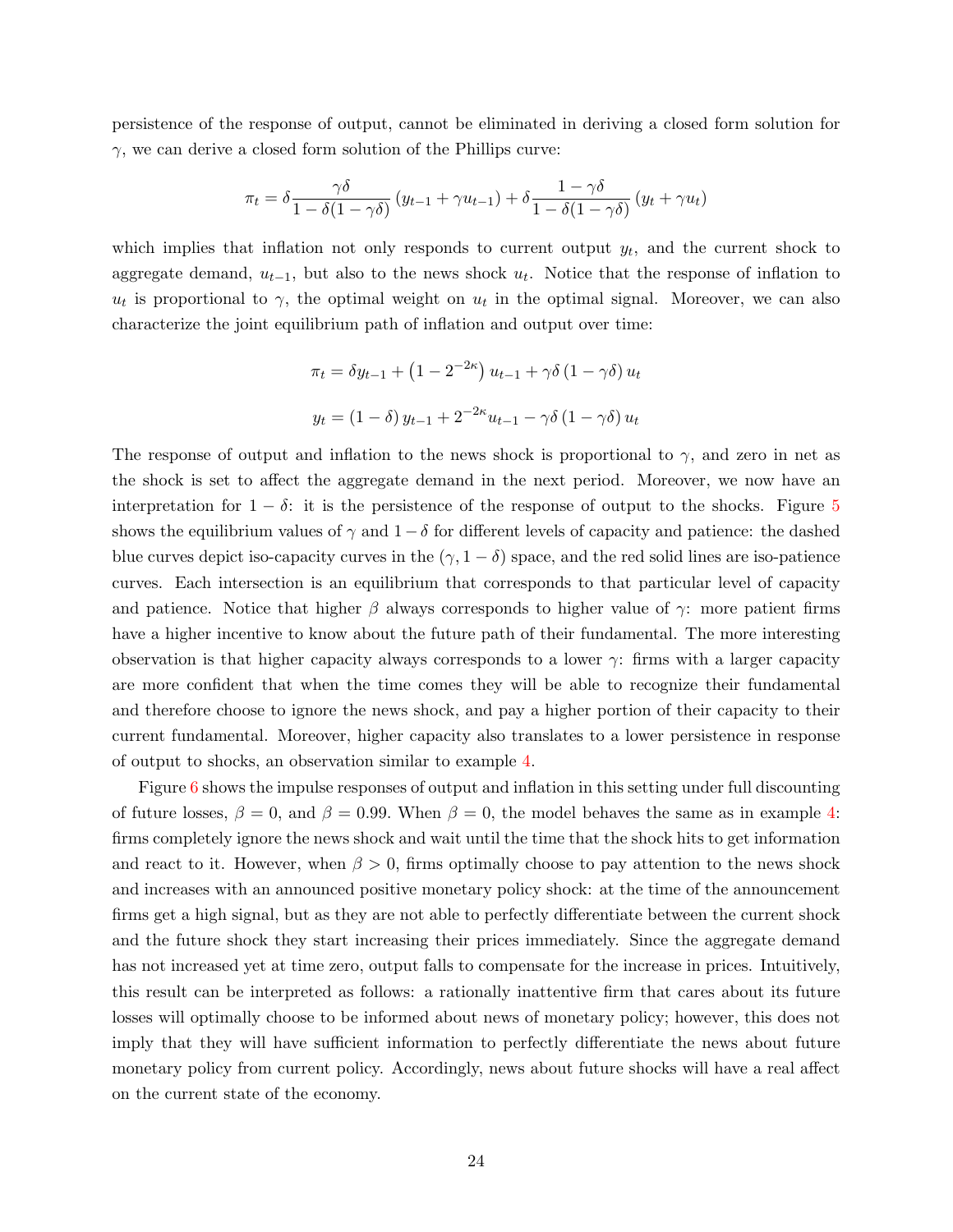persistence of the response of output, cannot be eliminated in deriving a closed form solution for $\gamma$, we can derive a closed form solution of the Phillips curve:

$$\pi_t = \delta \frac{\gamma\delta}{1-\delta(1-\gamma\delta)} \left(y_{t-1} + \gamma u_{t-1}\right) + \delta \frac{1-\gamma\delta}{1-\delta(1-\gamma\delta)} \left(y_t + \gamma u_t\right)$$

which implies that inflation not only responds to current output $y_t$, and the current shock to aggregate demand, $u_{t-1}$, but also to the news shock $u_t$. Notice that the response of inflation to $u_t$ is proportional to $\gamma$, the optimal weight on $u_t$ in the optimal signal. Moreover, we can also characterize the joint equilibrium path of inflation and output over time:

$$\pi_t = \delta y_{t-1} + \left(1 - 2^{-2\kappa}\right) u_{t-1} + \gamma\delta\left(1-\gamma\delta\right) u_t$$

$$y_t = \left(1-\delta\right) y_{t-1} + 2^{-2\kappa} u_{t-1} - \gamma\delta\left(1-\gamma\delta\right) u_t$$

The response of output and inflation to the news shock is proportional to $\gamma$, and zero in net as the shock is set to affect the aggregate demand in the next period. Moreover, we now have an interpretation for $1-\delta$: it is the persistence of the response of output to the shocks. Figure 5 shows the equilibrium values of $\gamma$ and $1-\delta$ for different levels of capacity and patience: the dashed blue curves depict iso-capacity curves in the $(\gamma, 1-\delta)$ space, and the red solid lines are iso-patience curves. Each intersection is an equilibrium that corresponds to that particular level of capacity and patience. Notice that higher $\beta$ always corresponds to higher value of $\gamma$: more patient firms have a higher incentive to know about the future path of their fundamental. The more interesting observation is that higher capacity always corresponds to a lower $\gamma$: firms with a larger capacity are more confident that when the time comes they will be able to recognize their fundamental and therefore choose to ignore the news shock, and pay a higher portion of their capacity to their current fundamental. Moreover, higher capacity also translates to a lower persistence in response of output to shocks, an observation similar to example 4.

Figure 6 shows the impulse responses of output and inflation in this setting under full discounting of future losses, $\beta = 0$, and $\beta = 0.99$. When $\beta = 0$, the model behaves the same as in example 4: firms completely ignore the news shock and wait until the time that the shock hits to get information and react to it. However, when $\beta > 0$, firms optimally choose to pay attention to the news shock and increases with an announced positive monetary policy shock: at the time of the announcement firms get a high signal, but as they are not able to perfectly differentiate between the current shock and the future shock they start increasing their prices immediately. Since the aggregate demand has not increased yet at time zero, output falls to compensate for the increase in prices. Intuitively, this result can be interpreted as follows: a rationally inattentive firm that cares about its future losses will optimally choose to be informed about news of monetary policy; however, this does not imply that they will have sufficient information to perfectly differentiate the news about future monetary policy from current policy. Accordingly, news about future shocks will have a real affect on the current state of the economy.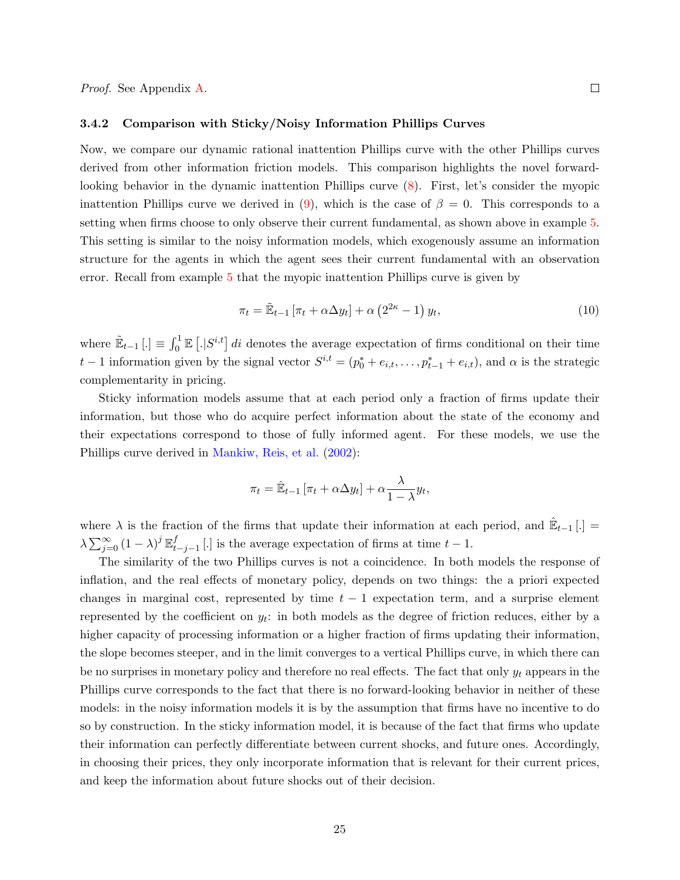*Proof.* See Appendix A. □

### 3.4.2 Comparison with Sticky/Noisy Information Phillips Curves

Now, we compare our dynamic rational inattention Phillips curve with the other Phillips curves derived from other information friction models. This comparison highlights the novel forward-looking behavior in the dynamic inattention Phillips curve (8). First, let's consider the myopic inattention Phillips curve we derived in (9), which is the case of $\beta = 0$. This corresponds to a setting when firms choose to only observe their current fundamental, as shown above in example 5. This setting is similar to the noisy information models, which exogenously assume an information structure for the agents in which the agent sees their current fundamental with an observation error. Recall from example 5 that the myopic inattention Phillips curve is given by

$$\pi_t = \tilde{\mathbb{E}}_{t-1}\left[\pi_t + \alpha \Delta y_t\right] + \alpha\left(2^{2\kappa} - 1\right) y_t, \tag{10}$$

where $\tilde{\mathbb{E}}_{t-1}\left[.\right] \equiv \int_0^1 \mathbb{E}\left[.|S^{i,t}\right] di$ denotes the average expectation of firms conditional on their time $t-1$ information given by the signal vector $S^{i,t} = (p_0^* + e_{i,t}, \ldots, p_{t-1}^* + e_{i,t})$, and $\alpha$ is the strategic complementarity in pricing.

Sticky information models assume that at each period only a fraction of firms update their information, but those who do acquire perfect information about the state of the economy and their expectations correspond to those of fully informed agent. For these models, we use the Phillips curve derived in Mankiw, Reis, et al. (2002):

$$\pi_t = \hat{\mathbb{E}}_{t-1}\left[\pi_t + \alpha \Delta y_t\right] + \alpha \frac{\lambda}{1-\lambda} y_t,$$

where $\lambda$ is the fraction of the firms that update their information at each period, and $\hat{\mathbb{E}}_{t-1}\left[.\right] = \lambda \sum_{j=0}^{\infty} (1-\lambda)^j \mathbb{E}_{t-j-1}^f\left[.\right]$ is the average expectation of firms at time $t-1$.

The similarity of the two Phillips curves is not a coincidence. In both models the response of inflation, and the real effects of monetary policy, depends on two things: the a priori expected changes in marginal cost, represented by time $t-1$ expectation term, and a surprise element represented by the coefficient on $y_t$: in both models as the degree of friction reduces, either by a higher capacity of processing information or a higher fraction of firms updating their information, the slope becomes steeper, and in the limit converges to a vertical Phillips curve, in which there can be no surprises in monetary policy and therefore no real effects. The fact that only $y_t$ appears in the Phillips curve corresponds to the fact that there is no forward-looking behavior in neither of these models: in the noisy information models it is by the assumption that firms have no incentive to do so by construction. In the sticky information model, it is because of the fact that firms who update their information can perfectly differentiate between current shocks, and future ones. Accordingly, in choosing their prices, they only incorporate information that is relevant for their current prices, and keep the information about future shocks out of their decision.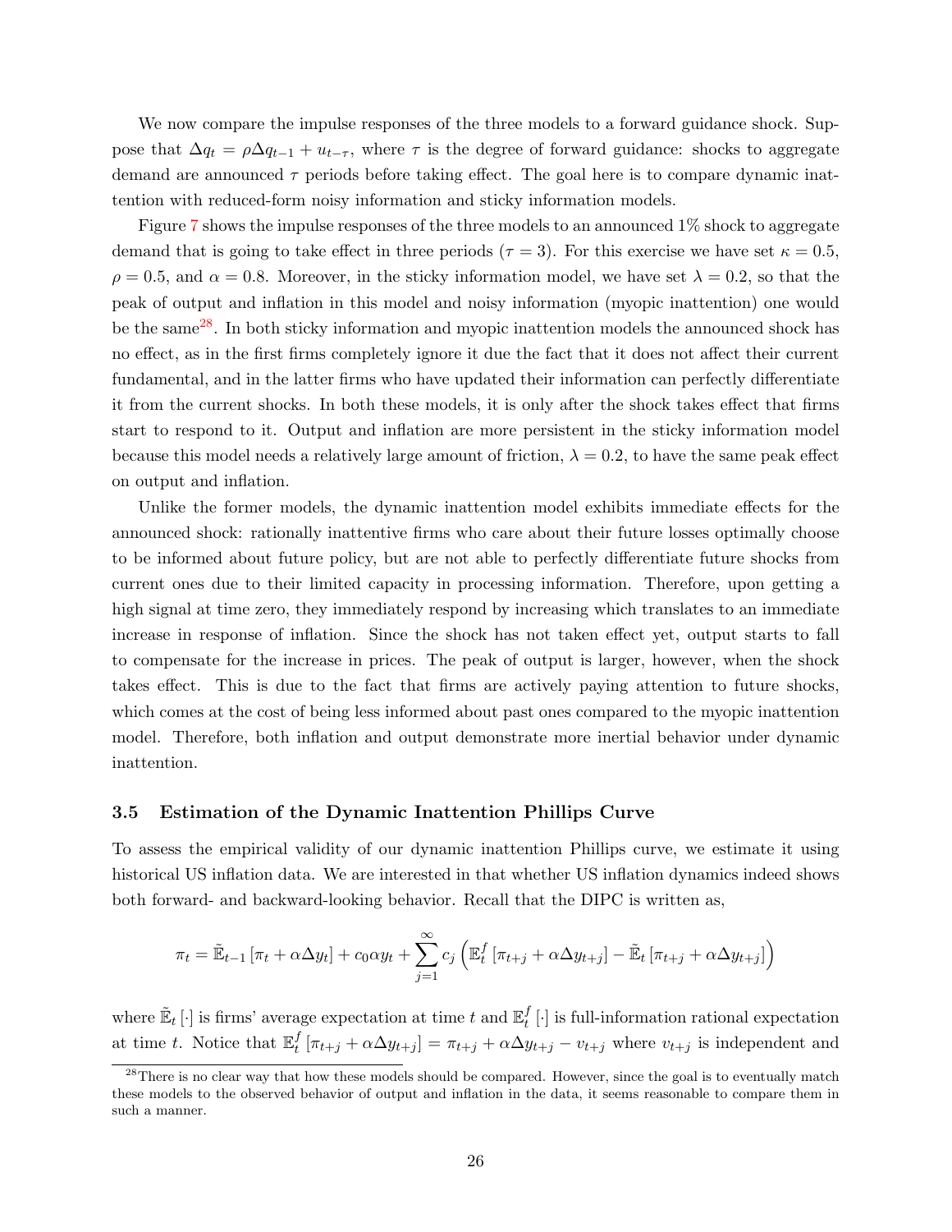We now compare the impulse responses of the three models to a forward guidance shock. Suppose that $\Delta q_t = \rho \Delta q_{t-1} + u_{t-\tau}$, where $\tau$ is the degree of forward guidance: shocks to aggregate demand are announced $\tau$ periods before taking effect. The goal here is to compare dynamic inattention with reduced-form noisy information and sticky information models.

Figure 7 shows the impulse responses of the three models to an announced 1% shock to aggregate demand that is going to take effect in three periods ($\tau = 3$). For this exercise we have set $\kappa = 0.5$, $\rho = 0.5$, and $\alpha = 0.8$. Moreover, in the sticky information model, we have set $\lambda = 0.2$, so that the peak of output and inflation in this model and noisy information (myopic inattention) one would be the same[28]. In both sticky information and myopic inattention models the announced shock has no effect, as in the first firms completely ignore it due the fact that it does not affect their current fundamental, and in the latter firms who have updated their information can perfectly differentiate it from the current shocks. In both these models, it is only after the shock takes effect that firms start to respond to it. Output and inflation are more persistent in the sticky information model because this model needs a relatively large amount of friction, $\lambda = 0.2$, to have the same peak effect on output and inflation.

Unlike the former models, the dynamic inattention model exhibits immediate effects for the announced shock: rationally inattentive firms who care about their future losses optimally choose to be informed about future policy, but are not able to perfectly differentiate future shocks from current ones due to their limited capacity in processing information. Therefore, upon getting a high signal at time zero, they immediately respond by increasing which translates to an immediate increase in response of inflation. Since the shock has not taken effect yet, output starts to fall to compensate for the increase in prices. The peak of output is larger, however, when the shock takes effect. This is due to the fact that firms are actively paying attention to future shocks, which comes at the cost of being less informed about past ones compared to the myopic inattention model. Therefore, both inflation and output demonstrate more inertial behavior under dynamic inattention.

### 3.5 Estimation of the Dynamic Inattention Phillips Curve

To assess the empirical validity of our dynamic inattention Phillips curve, we estimate it using historical US inflation data. We are interested in that whether US inflation dynamics indeed shows both forward- and backward-looking behavior. Recall that the DIPC is written as,

$$\pi_t = \tilde{\mathbb{E}}_{t-1}\left[\pi_t + \alpha \Delta y_t\right] + c_0 \alpha y_t + \sum_{j=1}^{\infty} c_j \left( \mathbb{E}_t^f \left[\pi_{t+j} + \alpha \Delta y_{t+j}\right] - \tilde{\mathbb{E}}_t \left[\pi_{t+j} + \alpha \Delta y_{t+j}\right] \right)$$

where $\tilde{\mathbb{E}}_t[\cdot]$ is firms' average expectation at time $t$ and $\mathbb{E}_t^f[\cdot]$ is full-information rational expectation at time $t$. Notice that $\mathbb{E}_t^f[\pi_{t+j} + \alpha \Delta y_{t+j}] = \pi_{t+j} + \alpha \Delta y_{t+j} - v_{t+j}$ where $v_{t+j}$ is independent and

[28] There is no clear way that how these models should be compared. However, since the goal is to eventually match these models to the observed behavior of output and inflation in the data, it seems reasonable to compare them in such a manner.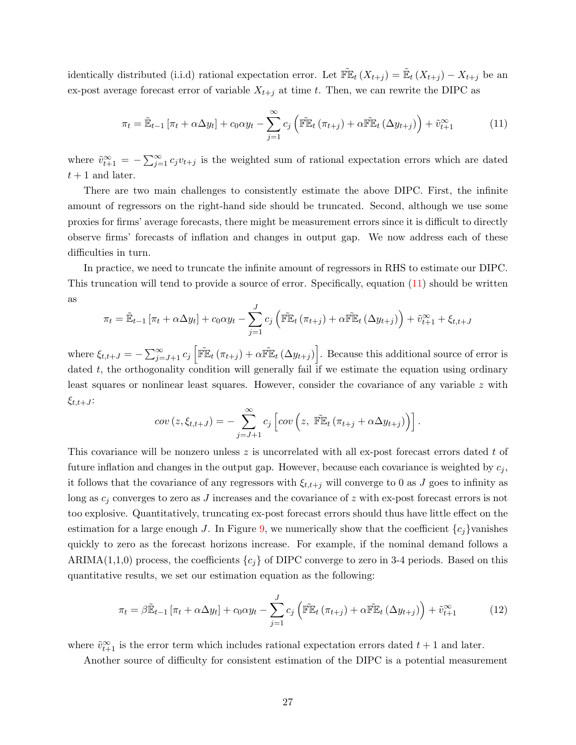identically distributed (i.i.d) rational expectation error. Let $\tilde{\mathbb{FE}}_t(X_{t+j}) = \tilde{\mathbb{E}}_t(X_{t+j}) - X_{t+j}$ be an ex-post average forecast error of variable $X_{t+j}$ at time $t$. Then, we can rewrite the DIPC as

$$\pi_t = \tilde{\mathbb{E}}_{t-1}[\pi_t + \alpha\Delta y_t] + c_0\alpha y_t - \sum_{j=1}^{\infty} c_j \left(\tilde{\mathbb{FE}}_t(\pi_{t+j}) + \alpha\tilde{\mathbb{FE}}_t(\Delta y_{t+j})\right) + \tilde{v}_{t+1}^{\infty} \tag{11}$$

where $\tilde{v}_{t+1}^{\infty} = -\sum_{j=1}^{\infty} c_j v_{t+j}$ is the weighted sum of rational expectation errors which are dated $t+1$ and later.

There are two main challenges to consistently estimate the above DIPC. First, the infinite amount of regressors on the right-hand side should be truncated. Second, although we use some proxies for firms' average forecasts, there might be measurement errors since it is difficult to directly observe firms' forecasts of inflation and changes in output gap. We now address each of these difficulties in turn.

In practice, we need to truncate the infinite amount of regressors in RHS to estimate our DIPC. This truncation will tend to provide a source of error. Specifically, equation (11) should be written as

$$\pi_t = \tilde{\mathbb{E}}_{t-1}[\pi_t + \alpha\Delta y_t] + c_0\alpha y_t - \sum_{j=1}^{J} c_j \left(\tilde{\mathbb{FE}}_t(\pi_{t+j}) + \alpha\tilde{\mathbb{FE}}_t(\Delta y_{t+j})\right) + \tilde{v}_{t+1}^{\infty} + \xi_{t,t+J}$$

where $\xi_{t,t+J} = -\sum_{j=J+1}^{\infty} c_j \left[\tilde{\mathbb{FE}}_t(\pi_{t+j}) + \alpha\tilde{\mathbb{FE}}_t(\Delta y_{t+j})\right]$. Because this additional source of error is dated $t$, the orthogonality condition will generally fail if we estimate the equation using ordinary least squares or nonlinear least squares. However, consider the covariance of any variable $z$ with $\xi_{t,t+J}$:

$$cov(z, \xi_{t,t+J}) = -\sum_{j=J+1}^{\infty} c_j \left[cov\left(z,\ \tilde{\mathbb{FE}}_t(\pi_{t+j} + \alpha\Delta y_{t+j})\right)\right].$$

This covariance will be nonzero unless $z$ is uncorrelated with all ex-post forecast errors dated $t$ of future inflation and changes in the output gap. However, because each covariance is weighted by $c_j$, it follows that the covariance of any regressors with $\xi_{t,t+j}$ will converge to 0 as $J$ goes to infinity as long as $c_j$ converges to zero as $J$ increases and the covariance of $z$ with ex-post forecast errors is not too explosive. Quantitatively, truncating ex-post forecast errors should thus have little effect on the estimation for a large enough $J$. In Figure 9, we numerically show that the coefficient $\{c_j\}$vanishes quickly to zero as the forecast horizons increase. For example, if the nominal demand follows a ARIMA(1,1,0) process, the coefficients $\{c_j\}$ of DIPC converge to zero in 3-4 periods. Based on this quantitative results, we set our estimation equation as the following:

$$\pi_t = \beta\tilde{\mathbb{E}}_{t-1}[\pi_t + \alpha\Delta y_t] + c_0\alpha y_t - \sum_{j=1}^{J} c_j \left(\tilde{\mathbb{FE}}_t(\pi_{t+j}) + \alpha\tilde{\mathbb{FE}}_t(\Delta y_{t+j})\right) + \tilde{v}_{t+1}^{\infty} \tag{12}$$

where $\tilde{v}_{t+1}^{\infty}$ is the error term which includes rational expectation errors dated $t+1$ and later.

Another source of difficulty for consistent estimation of the DIPC is a potential measurement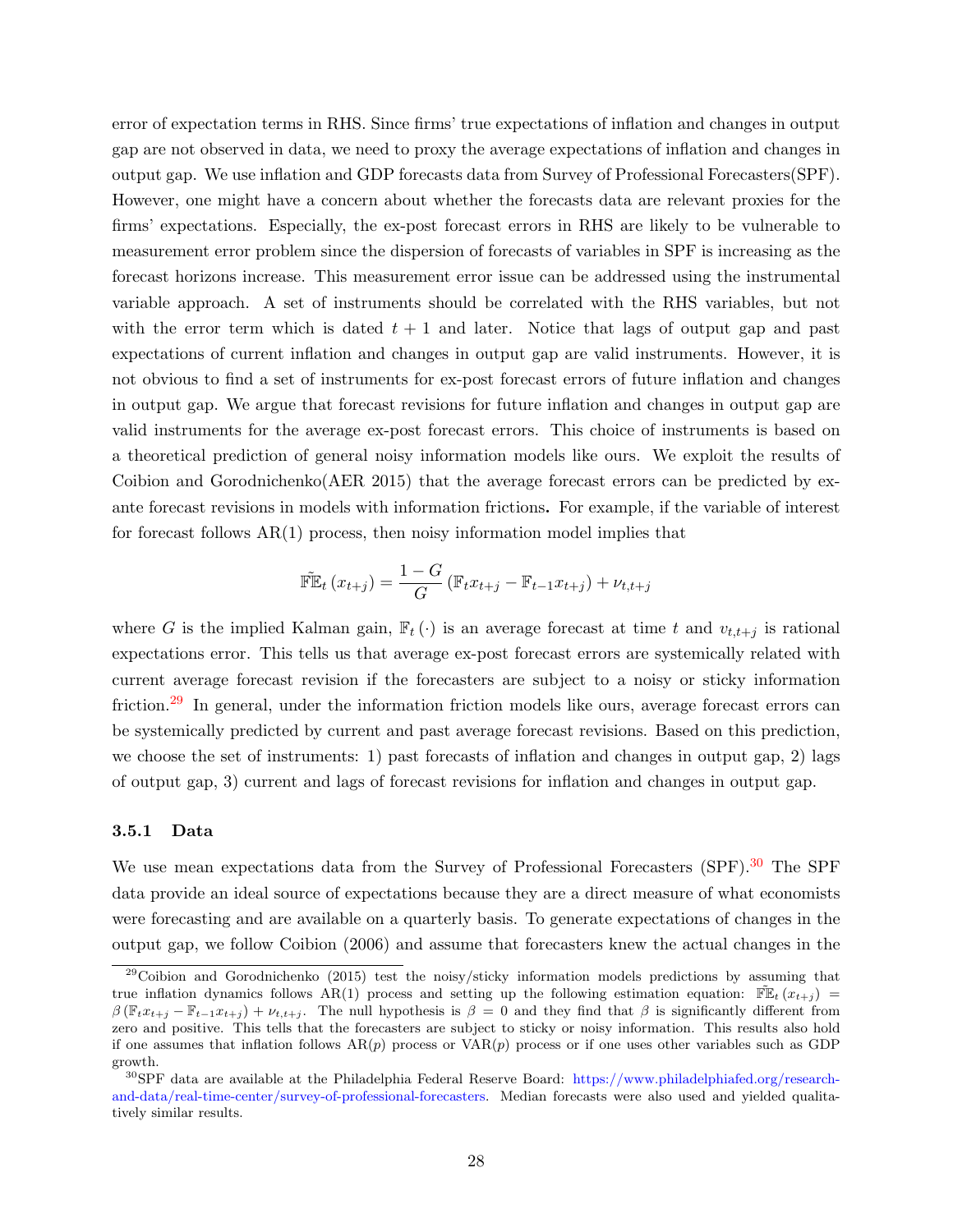error of expectation terms in RHS. Since firms' true expectations of inflation and changes in output gap are not observed in data, we need to proxy the average expectations of inflation and changes in output gap. We use inflation and GDP forecasts data from Survey of Professional Forecasters(SPF). However, one might have a concern about whether the forecasts data are relevant proxies for the firms' expectations. Especially, the ex-post forecast errors in RHS are likely to be vulnerable to measurement error problem since the dispersion of forecasts of variables in SPF is increasing as the forecast horizons increase. This measurement error issue can be addressed using the instrumental variable approach. A set of instruments should be correlated with the RHS variables, but not with the error term which is dated $t+1$ and later. Notice that lags of output gap and past expectations of current inflation and changes in output gap are valid instruments. However, it is not obvious to find a set of instruments for ex-post forecast errors of future inflation and changes in output gap. We argue that forecast revisions for future inflation and changes in output gap are valid instruments for the average ex-post forecast errors. This choice of instruments is based on a theoretical prediction of general noisy information models like ours. We exploit the results of Coibion and Gorodnichenko(AER 2015) that the average forecast errors can be predicted by ex-ante forecast revisions in models with information frictions**.** For example, if the variable of interest for forecast follows AR(1) process, then noisy information model implies that

$$\tilde{\mathbb{FE}}_t\left(x_{t+j}\right) = \frac{1-G}{G}\left(\mathbb{F}_t x_{t+j} - \mathbb{F}_{t-1} x_{t+j}\right) + \nu_{t,t+j}$$

where $G$ is the implied Kalman gain, $\mathbb{F}_t\left(\cdot\right)$ is an average forecast at time $t$ and $v_{t,t+j}$ is rational expectations error. This tells us that average ex-post forecast errors are systemically related with current average forecast revision if the forecasters are subject to a noisy or sticky information friction.[29] In general, under the information friction models like ours, average forecast errors can be systemically predicted by current and past average forecast revisions. Based on this prediction, we choose the set of instruments: 1) past forecasts of inflation and changes in output gap, 2) lags of output gap, 3) current and lags of forecast revisions for inflation and changes in output gap.

### 3.5.1 Data

We use mean expectations data from the Survey of Professional Forecasters (SPF).[30] The SPF data provide an ideal source of expectations because they are a direct measure of what economists were forecasting and are available on a quarterly basis. To generate expectations of changes in the output gap, we follow Coibion (2006) and assume that forecasters knew the actual changes in the

---

[29] Coibion and Gorodnichenko (2015) test the noisy/sticky information models predictions by assuming that true inflation dynamics follows AR(1) process and setting up the following estimation equation: $\tilde{\mathbb{FE}}_t\left(x_{t+j}\right) = \beta\left(\mathbb{F}_t x_{t+j} - \mathbb{F}_{t-1} x_{t+j}\right) + \nu_{t,t+j}$. The null hypothesis is $\beta = 0$ and they find that $\beta$ is significantly different from zero and positive. This tells that the forecasters are subject to sticky or noisy information. This results also hold if one assumes that inflation follows AR($p$) process or VAR($p$) process or if one uses other variables such as GDP growth.

[30] SPF data are available at the Philadelphia Federal Reserve Board: https://www.philadelphiafed.org/research-and-data/real-time-center/survey-of-professional-forecasters. Median forecasts were also used and yielded qualitatively similar results.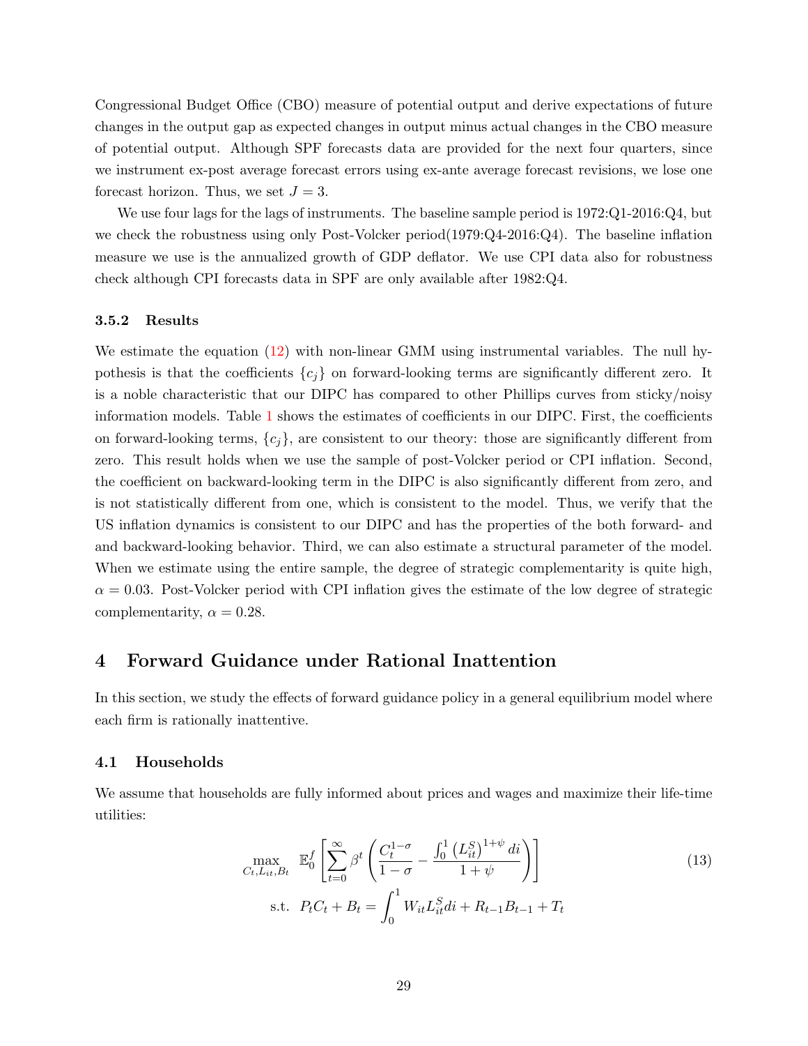Congressional Budget Office (CBO) measure of potential output and derive expectations of future changes in the output gap as expected changes in output minus actual changes in the CBO measure of potential output. Although SPF forecasts data are provided for the next four quarters, since we instrument ex-post average forecast errors using ex-ante average forecast revisions, we lose one forecast horizon. Thus, we set $J = 3$.

We use four lags for the lags of instruments. The baseline sample period is 1972:Q1-2016:Q4, but we check the robustness using only Post-Volcker period(1979:Q4-2016:Q4). The baseline inflation measure we use is the annualized growth of GDP deflator. We use CPI data also for robustness check although CPI forecasts data in SPF are only available after 1982:Q4.

### 3.5.2 Results

We estimate the equation (12) with non-linear GMM using instrumental variables. The null hypothesis is that the coefficients $\{c_j\}$ on forward-looking terms are significantly different zero. It is a noble characteristic that our DIPC has compared to other Phillips curves from sticky/noisy information models. Table 1 shows the estimates of coefficients in our DIPC. First, the coefficients on forward-looking terms, $\{c_j\}$, are consistent to our theory: those are significantly different from zero. This result holds when we use the sample of post-Volcker period or CPI inflation. Second, the coefficient on backward-looking term in the DIPC is also significantly different from zero, and is not statistically different from one, which is consistent to the model. Thus, we verify that the US inflation dynamics is consistent to our DIPC and has the properties of the both forward- and and backward-looking behavior. Third, we can also estimate a structural parameter of the model. When we estimate using the entire sample, the degree of strategic complementarity is quite high, $\alpha = 0.03$. Post-Volcker period with CPI inflation gives the estimate of the low degree of strategic complementarity, $\alpha = 0.28$.

## 4 Forward Guidance under Rational Inattention

In this section, we study the effects of forward guidance policy in a general equilibrium model where each firm is rationally inattentive.

### 4.1 Households

We assume that households are fully informed about prices and wages and maximize their life-time utilities:

$$
\max_{C_t, L_{it}, B_t} \quad \mathbb{E}_0^f \left[ \sum_{t=0}^{\infty} \beta^t \left( \frac{C_t^{1-\sigma}}{1-\sigma} - \frac{\int_0^1 \left(L_{it}^S\right)^{1+\psi} di}{1+\psi} \right) \right] \tag{13}
$$

$$
\text{s.t.} \quad P_t C_t + B_t = \int_0^1 W_{it} L_{it}^S di + R_{t-1} B_{t-1} + T_t
$$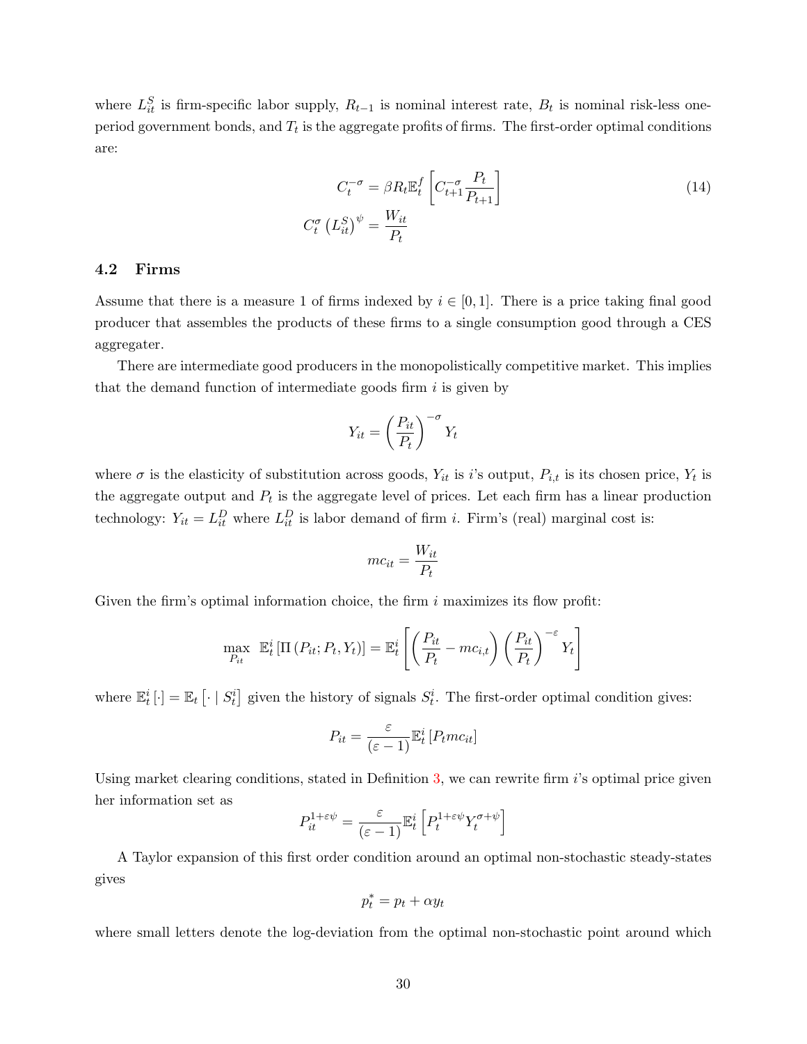where $L_{it}^S$ is firm-specific labor supply, $R_{t-1}$ is nominal interest rate, $B_t$ is nominal risk-less one-period government bonds, and $T_t$ is the aggregate profits of firms. The first-order optimal conditions are:

$$
\begin{aligned}
C_t^{-\sigma} &= \beta R_t \mathbb{E}_t^f \left[ C_{t+1}^{-\sigma} \frac{P_t}{P_{t+1}} \right] \\
C_t^{\sigma} \left( L_{it}^S \right)^{\psi} &= \frac{W_{it}}{P_t}
\end{aligned}
\tag{14}
$$

## 4.2 Firms

Assume that there is a measure 1 of firms indexed by $i \in [0,1]$. There is a price taking final good producer that assembles the products of these firms to a single consumption good through a CES aggregater.

There are intermediate good producers in the monopolistically competitive market. This implies that the demand function of intermediate goods firm $i$ is given by

$$
Y_{it} = \left( \frac{P_{it}}{P_t} \right)^{-\sigma} Y_t
$$

where $\sigma$ is the elasticity of substitution across goods, $Y_{it}$ is $i$'s output, $P_{i,t}$ is its chosen price, $Y_t$ is the aggregate output and $P_t$ is the aggregate level of prices. Let each firm has a linear production technology: $Y_{it} = L_{it}^D$ where $L_{it}^D$ is labor demand of firm $i$. Firm's (real) marginal cost is:

$$
mc_{it} = \frac{W_{it}}{P_t}
$$

Given the firm's optimal information choice, the firm $i$ maximizes its flow profit:

$$
\max_{P_{it}} \; \mathbb{E}_t^i \left[ \Pi \left( P_{it}; P_t, Y_t \right) \right] = \mathbb{E}_t^i \left[ \left( \frac{P_{it}}{P_t} - mc_{i,t} \right) \left( \frac{P_{it}}{P_t} \right)^{-\varepsilon} Y_t \right]
$$

where $\mathbb{E}_t^i[\cdot] = \mathbb{E}_t \left[ \cdot \mid S_t^i \right]$ given the history of signals $S_t^i$. The first-order optimal condition gives:

$$
P_{it} = \frac{\varepsilon}{(\varepsilon - 1)} \mathbb{E}_t^i \left[ P_t mc_{it} \right]
$$

Using market clearing conditions, stated in Definition 3, we can rewrite firm $i$'s optimal price given her information set as

$$
P_{it}^{1+\varepsilon\psi} = \frac{\varepsilon}{(\varepsilon - 1)} \mathbb{E}_t^i \left[ P_t^{1+\varepsilon\psi} Y_t^{\sigma+\psi} \right]
$$

A Taylor expansion of this first order condition around an optimal non-stochastic steady-states gives

$$
p_t^* = p_t + \alpha y_t
$$

where small letters denote the log-deviation from the optimal non-stochastic point around which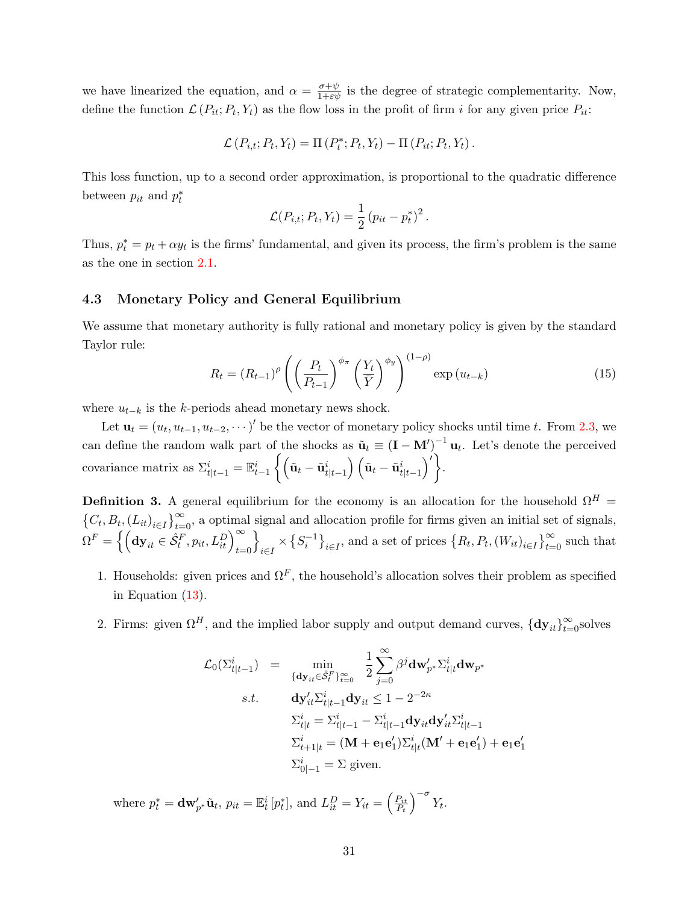we have linearized the equation, and $\alpha = \frac{\sigma+\psi}{1+\varepsilon\psi}$ is the degree of strategic complementarity. Now, define the function $\mathcal{L}(P_{it}; P_t, Y_t)$ as the flow loss in the profit of firm $i$ for any given price $P_{it}$:

$$\mathcal{L}(P_{i,t}; P_t, Y_t) = \Pi(P_t^*; P_t, Y_t) - \Pi(P_{it}; P_t, Y_t).$$

This loss function, up to a second order approximation, is proportional to the quadratic difference between $p_{it}$ and $p_t^*$

$$\mathcal{L}(P_{i,t}; P_t, Y_t) = \frac{1}{2}(p_{it} - p_t^*)^2.$$

Thus, $p_t^* = p_t + \alpha y_t$ is the firms' fundamental, and given its process, the firm's problem is the same as the one in section 2.1.

### 4.3 Monetary Policy and General Equilibrium

We assume that monetary authority is fully rational and monetary policy is given by the standard Taylor rule:

$$R_t = (R_{t-1})^{\rho}\left(\left(\frac{P_t}{P_{t-1}}\right)^{\phi_\pi}\left(\frac{Y_t}{\overline{Y}}\right)^{\phi_y}\right)^{(1-\rho)}\exp(u_{t-k}) \tag{15}$$

where $u_{t-k}$ is the $k$-periods ahead monetary news shock.

Let $\mathbf{u}_t = (u_t, u_{t-1}, u_{t-2}, \cdots)'$ be the vector of monetary policy shocks until time $t$. From 2.3, we can define the random walk part of the shocks as $\tilde{\mathbf{u}}_t \equiv (\mathbf{I}-\mathbf{M}')^{-1}\mathbf{u}_t$. Let's denote the perceived covariance matrix as $\Sigma^i_{t|t-1} = \mathbb{E}^i_{t-1}\left\{\left(\tilde{\mathbf{u}}_t - \tilde{\mathbf{u}}^i_{t|t-1}\right)\left(\tilde{\mathbf{u}}_t - \tilde{\mathbf{u}}^i_{t|t-1}\right)'\right\}$.

**Definition 3.** A general equilibrium for the economy is an allocation for the household $\Omega^H = \left\{C_t, B_t, (L_{it})_{i\in I}\right\}_{t=0}^{\infty}$, a optimal signal and allocation profile for firms given an initial set of signals, $\Omega^F = \left\{\left(\mathbf{dy}_{it} \in \hat{\mathcal{S}}^F_t, p_{it}, L^D_{it}\right)_{t=0}^{\infty}\right\}_{i\in I} \times \left\{S_i^{-1}\right\}_{i\in I}$, and a set of prices $\left\{R_t, P_t, (W_{it})_{i\in I}\right\}_{t=0}^{\infty}$ such that

1. Households: given prices and $\Omega^F$, the household's allocation solves their problem as specified in Equation (13).

2. Firms: given $\Omega^H$, and the implied labor supply and output demand curves, $\{\mathbf{dy}_{it}\}_{t=0}^{\infty}$solves

$$\begin{aligned}
\mathcal{L}_0(\Sigma^i_{t|t-1}) \quad &= \quad \min_{\{\mathbf{dy}_{it}\in\hat{\mathcal{S}}^F_t\}_{t=0}^{\infty}} \quad \frac{1}{2}\sum_{j=0}^{\infty}\beta^j \mathbf{dw}'_{p^*}\Sigma^i_{t|t}\mathbf{dw}_{p^*} \\
s.t. \quad & \quad \mathbf{dy}'_{it}\Sigma^i_{t|t-1}\mathbf{dy}_{it} \leq 1 - 2^{-2\kappa} \\
& \quad \Sigma^i_{t|t} = \Sigma^i_{t|t-1} - \Sigma^i_{t|t-1}\mathbf{dy}_{it}\mathbf{dy}'_{it}\Sigma^i_{t|t-1} \\
& \quad \Sigma^i_{t+1|t} = (\mathbf{M} + \mathbf{e}_1\mathbf{e}'_1)\Sigma^i_{t|t}(\mathbf{M}' + \mathbf{e}_1\mathbf{e}'_1) + \mathbf{e}_1\mathbf{e}'_1 \\
& \quad \Sigma^i_{0|-1} = \Sigma \text{ given.}
\end{aligned}$$

where $p_t^* = \mathbf{dw}'_{p^*}\tilde{\mathbf{u}}_t$, $p_{it} = \mathbb{E}^i_t[p_t^*]$, and $L^D_{it} = Y_{it} = \left(\frac{P_{it}}{P_t}\right)^{-\sigma} Y_t$.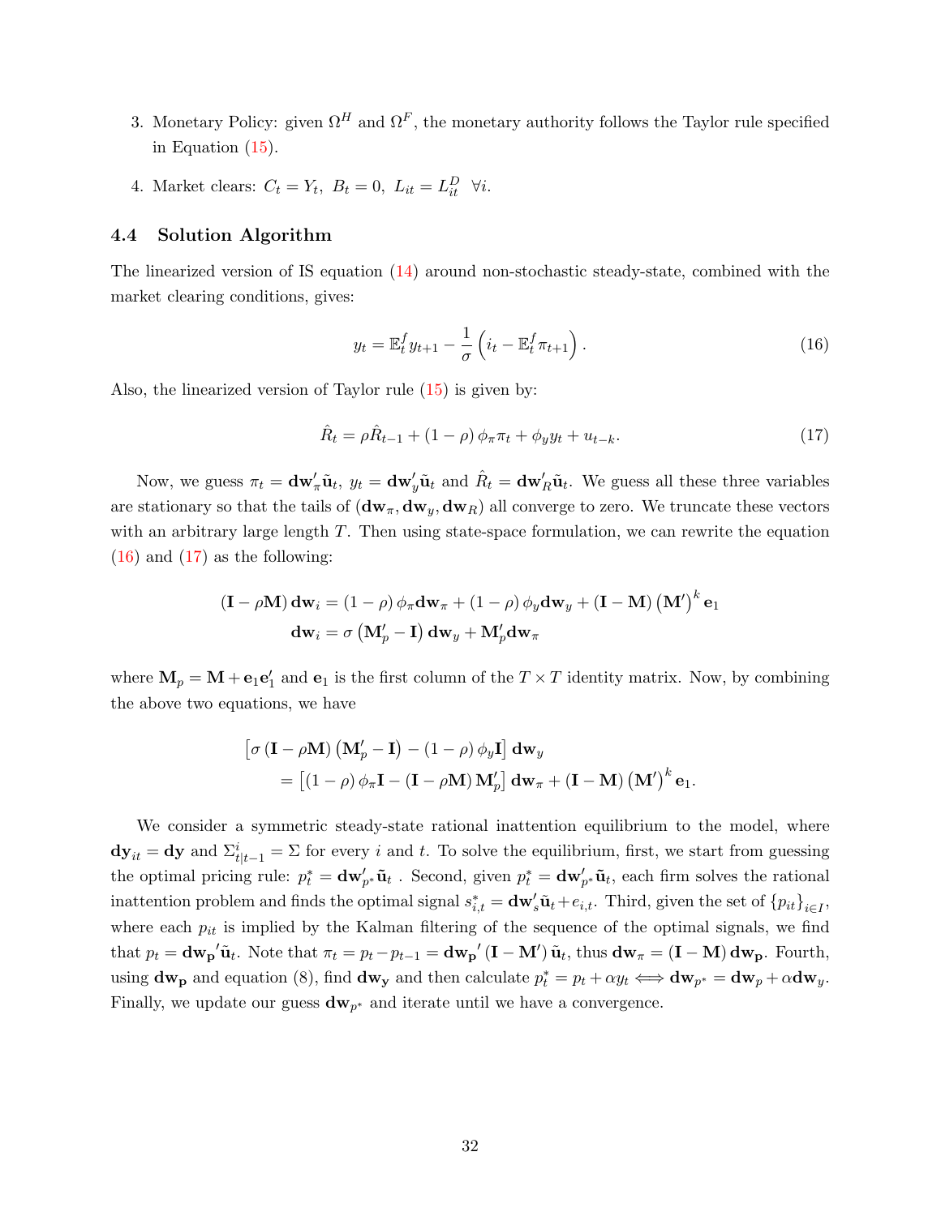3. Monetary Policy: given $\Omega^H$ and $\Omega^F$, the monetary authority follows the Taylor rule specified in Equation (15).

4. Market clears: $C_t = Y_t,\ B_t = 0,\ L_{it} = L_{it}^D \ \ \forall i$.

### 4.4 Solution Algorithm

The linearized version of IS equation (14) around non-stochastic steady-state, combined with the market clearing conditions, gives:

$$
y_t = \mathbb{E}_t^f y_{t+1} - \frac{1}{\sigma}\left(i_t - \mathbb{E}_t^f \pi_{t+1}\right). \tag{16}
$$

Also, the linearized version of Taylor rule (15) is given by:

$$
\hat{R}_t = \rho \hat{R}_{t-1} + (1-\rho)\,\phi_\pi \pi_t + \phi_y y_t + u_{t-k}. \tag{17}
$$

Now, we guess $\pi_t = \mathbf{dw}_\pi' \tilde{\mathbf{u}}_t$, $y_t = \mathbf{dw}_y' \tilde{\mathbf{u}}_t$ and $\hat{R}_t = \mathbf{dw}_R' \tilde{\mathbf{u}}_t$. We guess all these three variables are stationary so that the tails of $(\mathbf{dw}_\pi, \mathbf{dw}_y, \mathbf{dw}_R)$ all converge to zero. We truncate these vectors with an arbitrary large length $T$. Then using state-space formulation, we can rewrite the equation (16) and (17) as the following:

$$
\begin{aligned}
(\mathbf{I} - \rho\mathbf{M})\,\mathbf{dw}_i &= (1-\rho)\,\phi_\pi \mathbf{dw}_\pi + (1-\rho)\,\phi_y \mathbf{dw}_y + (\mathbf{I} - \mathbf{M})\left(\mathbf{M}'\right)^k \mathbf{e}_1 \\
\mathbf{dw}_i &= \sigma\left(\mathbf{M}_p' - \mathbf{I}\right)\mathbf{dw}_y + \mathbf{M}_p' \mathbf{dw}_\pi
\end{aligned}
$$

where $\mathbf{M}_p = \mathbf{M} + \mathbf{e}_1\mathbf{e}_1'$ and $\mathbf{e}_1$ is the first column of the $T \times T$ identity matrix. Now, by combining the above two equations, we have

$$
\begin{aligned}
&\left[\sigma\left(\mathbf{I} - \rho\mathbf{M}\right)\left(\mathbf{M}_p' - \mathbf{I}\right) - (1-\rho)\,\phi_y \mathbf{I}\right]\mathbf{dw}_y \\
&\quad = \left[(1-\rho)\,\phi_\pi \mathbf{I} - (\mathbf{I} - \rho\mathbf{M})\,\mathbf{M}_p'\right]\mathbf{dw}_\pi + (\mathbf{I} - \mathbf{M})\left(\mathbf{M}'\right)^k \mathbf{e}_1.
\end{aligned}
$$

We consider a symmetric steady-state rational inattention equilibrium to the model, where $\mathbf{dy}_{it} = \mathbf{dy}$ and $\Sigma_{t|t-1}^i = \Sigma$ for every $i$ and $t$. To solve the equilibrium, first, we start from guessing the optimal pricing rule: $p_t^* = \mathbf{dw}_{p^*}' \tilde{\mathbf{u}}_t$ . Second, given $p_t^* = \mathbf{dw}_{p^*}' \tilde{\mathbf{u}}_t$, each firm solves the rational inattention problem and finds the optimal signal $s_{i,t}^* = \mathbf{dw}_s' \tilde{\mathbf{u}}_t + e_{i,t}$. Third, given the set of $\{p_{it}\}_{i \in I}$, where each $p_{it}$ is implied by the Kalman filtering of the sequence of the optimal signals, we find that $p_t = \mathbf{dw_p}' \tilde{\mathbf{u}}_t$. Note that $\pi_t = p_t - p_{t-1} = \mathbf{dw_p}'\left(\mathbf{I} - \mathbf{M}'\right)\tilde{\mathbf{u}}_t$, thus $\mathbf{dw}_\pi = (\mathbf{I} - \mathbf{M})\,\mathbf{dw_p}$. Fourth, using $\mathbf{dw_p}$ and equation (8), find $\mathbf{dw_y}$ and then calculate $p_t^* = p_t + \alpha y_t \Longleftrightarrow \mathbf{dw}_{p^*} = \mathbf{dw}_p + \alpha \mathbf{dw}_y$. Finally, we update our guess $\mathbf{dw}_{p^*}$ and iterate until we have a convergence.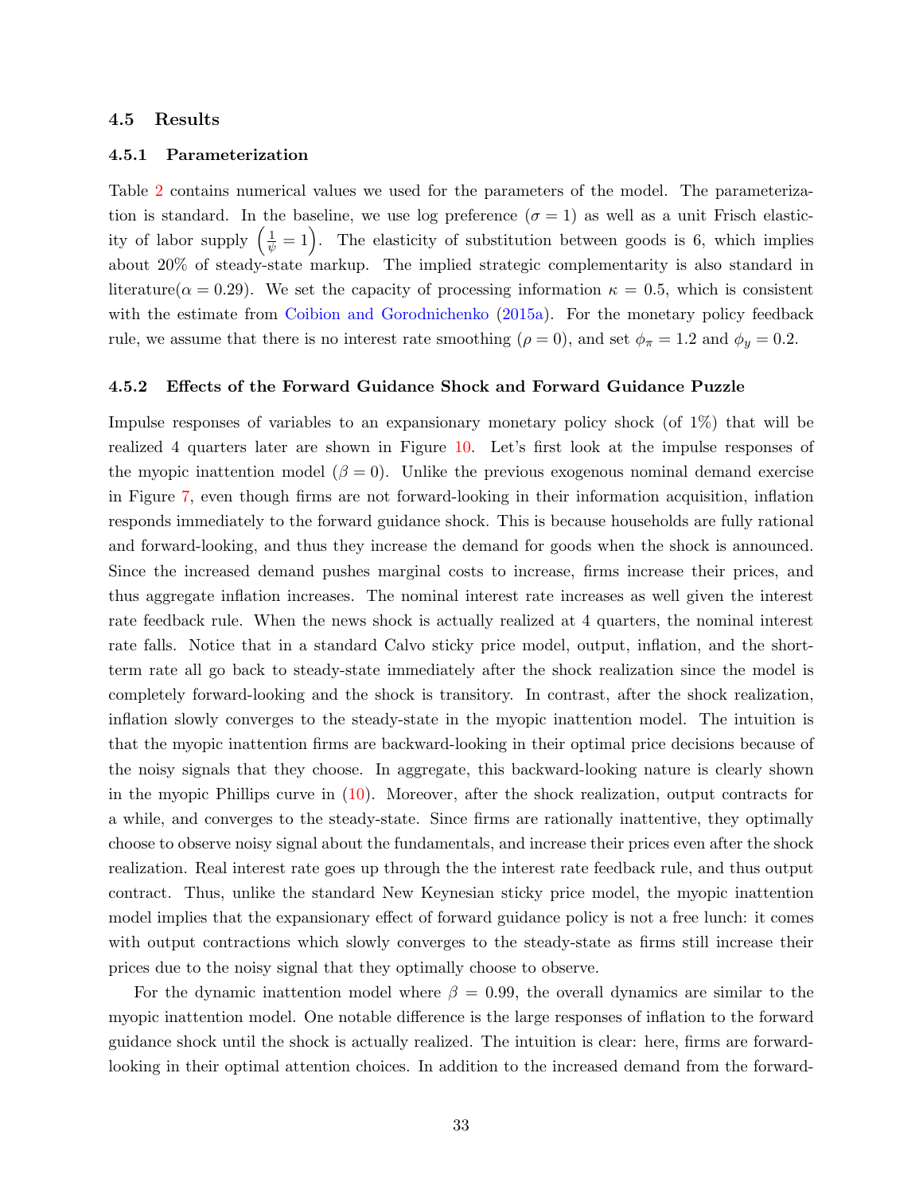### 4.5 Results

#### 4.5.1 Parameterization

Table 2 contains numerical values we used for the parameters of the model. The parameterization is standard. In the baseline, we use log preference ($\sigma = 1$) as well as a unit Frisch elasticity of labor supply $\left(\frac{1}{\psi} = 1\right)$. The elasticity of substitution between goods is 6, which implies about 20% of steady-state markup. The implied strategic complementarity is also standard in literature($\alpha = 0.29$). We set the capacity of processing information $\kappa = 0.5$, which is consistent with the estimate from Coibion and Gorodnichenko (2015a). For the monetary policy feedback rule, we assume that there is no interest rate smoothing ($\rho = 0$), and set $\phi_\pi = 1.2$ and $\phi_y = 0.2$.

#### 4.5.2 Effects of the Forward Guidance Shock and Forward Guidance Puzzle

Impulse responses of variables to an expansionary monetary policy shock (of 1%) that will be realized 4 quarters later are shown in Figure 10. Let's first look at the impulse responses of the myopic inattention model ($\beta = 0$). Unlike the previous exogenous nominal demand exercise in Figure 7, even though firms are not forward-looking in their information acquisition, inflation responds immediately to the forward guidance shock. This is because households are fully rational and forward-looking, and thus they increase the demand for goods when the shock is announced. Since the increased demand pushes marginal costs to increase, firms increase their prices, and thus aggregate inflation increases. The nominal interest rate increases as well given the interest rate feedback rule. When the news shock is actually realized at 4 quarters, the nominal interest rate falls. Notice that in a standard Calvo sticky price model, output, inflation, and the short-term rate all go back to steady-state immediately after the shock realization since the model is completely forward-looking and the shock is transitory. In contrast, after the shock realization, inflation slowly converges to the steady-state in the myopic inattention model. The intuition is that the myopic inattention firms are backward-looking in their optimal price decisions because of the noisy signals that they choose. In aggregate, this backward-looking nature is clearly shown in the myopic Phillips curve in (10). Moreover, after the shock realization, output contracts for a while, and converges to the steady-state. Since firms are rationally inattentive, they optimally choose to observe noisy signal about the fundamentals, and increase their prices even after the shock realization. Real interest rate goes up through the the interest rate feedback rule, and thus output contract. Thus, unlike the standard New Keynesian sticky price model, the myopic inattention model implies that the expansionary effect of forward guidance policy is not a free lunch: it comes with output contractions which slowly converges to the steady-state as firms still increase their prices due to the noisy signal that they optimally choose to observe.

For the dynamic inattention model where $\beta = 0.99$, the overall dynamics are similar to the myopic inattention model. One notable difference is the large responses of inflation to the forward guidance shock until the shock is actually realized. The intuition is clear: here, firms are forward-looking in their optimal attention choices. In addition to the increased demand from the forward-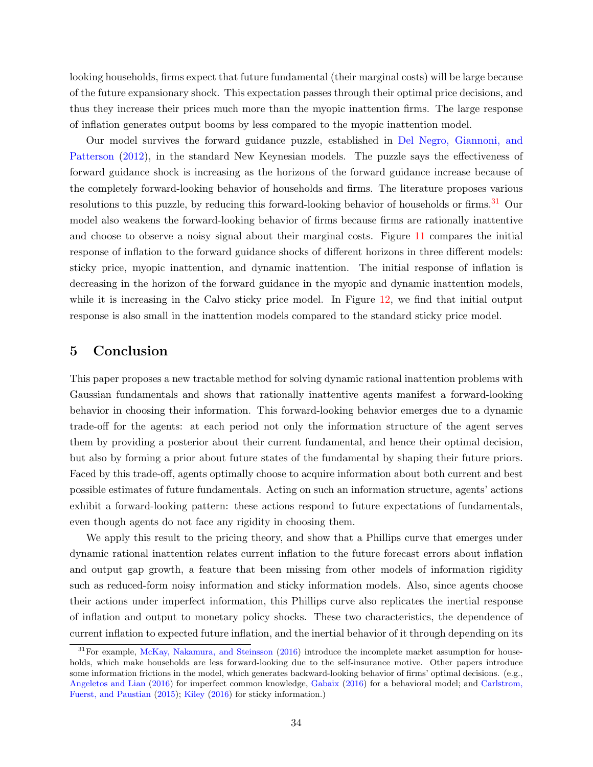looking households, firms expect that future fundamental (their marginal costs) will be large because of the future expansionary shock. This expectation passes through their optimal price decisions, and thus they increase their prices much more than the myopic inattention firms. The large response of inflation generates output booms by less compared to the myopic inattention model.

Our model survives the forward guidance puzzle, established in Del Negro, Giannoni, and Patterson (2012), in the standard New Keynesian models. The puzzle says the effectiveness of forward guidance shock is increasing as the horizons of the forward guidance increase because of the completely forward-looking behavior of households and firms. The literature proposes various resolutions to this puzzle, by reducing this forward-looking behavior of households or firms.[31] Our model also weakens the forward-looking behavior of firms because firms are rationally inattentive and choose to observe a noisy signal about their marginal costs. Figure 11 compares the initial response of inflation to the forward guidance shocks of different horizons in three different models: sticky price, myopic inattention, and dynamic inattention. The initial response of inflation is decreasing in the horizon of the forward guidance in the myopic and dynamic inattention models, while it is increasing in the Calvo sticky price model. In Figure 12, we find that initial output response is also small in the inattention models compared to the standard sticky price model.

## 5 Conclusion

This paper proposes a new tractable method for solving dynamic rational inattention problems with Gaussian fundamentals and shows that rationally inattentive agents manifest a forward-looking behavior in choosing their information. This forward-looking behavior emerges due to a dynamic trade-off for the agents: at each period not only the information structure of the agent serves them by providing a posterior about their current fundamental, and hence their optimal decision, but also by forming a prior about future states of the fundamental by shaping their future priors. Faced by this trade-off, agents optimally choose to acquire information about both current and best possible estimates of future fundamentals. Acting on such an information structure, agents' actions exhibit a forward-looking pattern: these actions respond to future expectations of fundamentals, even though agents do not face any rigidity in choosing them.

We apply this result to the pricing theory, and show that a Phillips curve that emerges under dynamic rational inattention relates current inflation to the future forecast errors about inflation and output gap growth, a feature that been missing from other models of information rigidity such as reduced-form noisy information and sticky information models. Also, since agents choose their actions under imperfect information, this Phillips curve also replicates the inertial response of inflation and output to monetary policy shocks. These two characteristics, the dependence of current inflation to expected future inflation, and the inertial behavior of it through depending on its

[31] For example, McKay, Nakamura, and Steinsson (2016) introduce the incomplete market assumption for households, which make households are less forward-looking due to the self-insurance motive. Other papers introduce some information frictions in the model, which generates backward-looking behavior of firms' optimal decisions. (e.g., Angeletos and Lian (2016) for imperfect common knowledge, Gabaix (2016) for a behavioral model; and Carlstrom, Fuerst, and Paustian (2015); Kiley (2016) for sticky information.)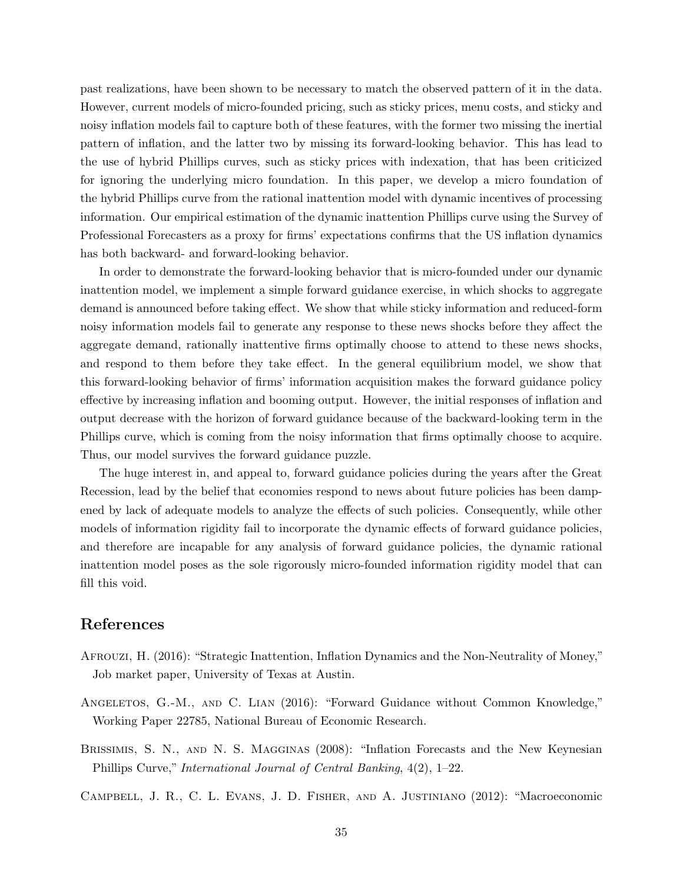past realizations, have been shown to be necessary to match the observed pattern of it in the data. However, current models of micro-founded pricing, such as sticky prices, menu costs, and sticky and noisy inflation models fail to capture both of these features, with the former two missing the inertial pattern of inflation, and the latter two by missing its forward-looking behavior. This has lead to the use of hybrid Phillips curves, such as sticky prices with indexation, that has been criticized for ignoring the underlying micro foundation. In this paper, we develop a micro foundation of the hybrid Phillips curve from the rational inattention model with dynamic incentives of processing information. Our empirical estimation of the dynamic inattention Phillips curve using the Survey of Professional Forecasters as a proxy for firms' expectations confirms that the US inflation dynamics has both backward- and forward-looking behavior.

In order to demonstrate the forward-looking behavior that is micro-founded under our dynamic inattention model, we implement a simple forward guidance exercise, in which shocks to aggregate demand is announced before taking effect. We show that while sticky information and reduced-form noisy information models fail to generate any response to these news shocks before they affect the aggregate demand, rationally inattentive firms optimally choose to attend to these news shocks, and respond to them before they take effect. In the general equilibrium model, we show that this forward-looking behavior of firms' information acquisition makes the forward guidance policy effective by increasing inflation and booming output. However, the initial responses of inflation and output decrease with the horizon of forward guidance because of the backward-looking term in the Phillips curve, which is coming from the noisy information that firms optimally choose to acquire. Thus, our model survives the forward guidance puzzle.

The huge interest in, and appeal to, forward guidance policies during the years after the Great Recession, lead by the belief that economies respond to news about future policies has been dampened by lack of adequate models to analyze the effects of such policies. Consequently, while other models of information rigidity fail to incorporate the dynamic effects of forward guidance policies, and therefore are incapable for any analysis of forward guidance policies, the dynamic rational inattention model poses as the sole rigorously micro-founded information rigidity model that can fill this void.

## References

Afrouzi, H. (2016): "Strategic Inattention, Inflation Dynamics and the Non-Neutrality of Money," Job market paper, University of Texas at Austin.

Angeletos, G.-M., and C. Lian (2016): "Forward Guidance without Common Knowledge," Working Paper 22785, National Bureau of Economic Research.

Brissimis, S. N., and N. S. Magginas (2008): "Inflation Forecasts and the New Keynesian Phillips Curve," *International Journal of Central Banking*, 4(2), 1–22.

Campbell, J. R., C. L. Evans, J. D. Fisher, and A. Justiniano (2012): "Macroeconomic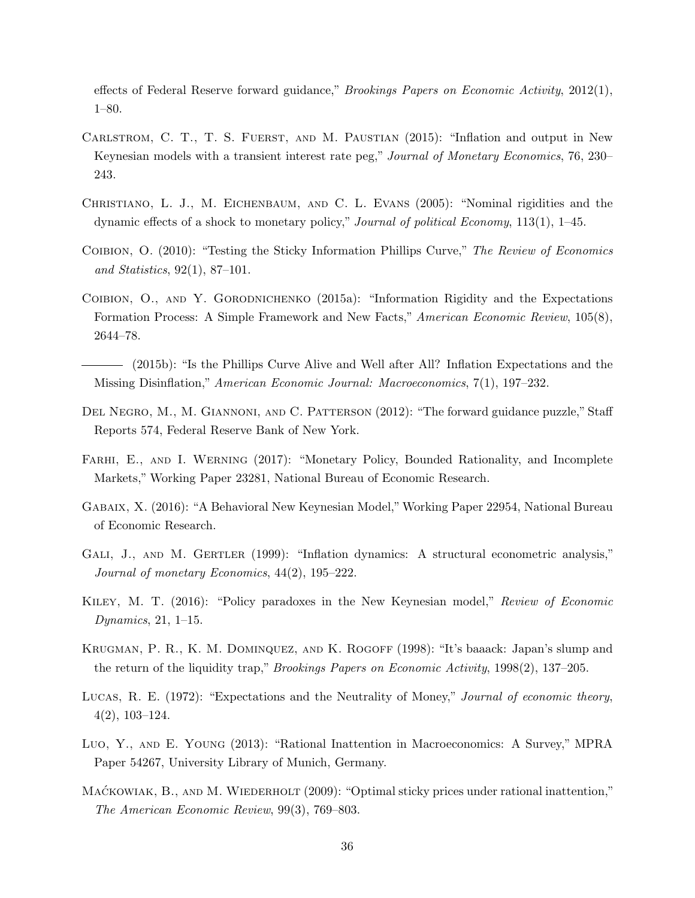effects of Federal Reserve forward guidance," *Brookings Papers on Economic Activity*, 2012(1), 1–80.

Carlstrom, C. T., T. S. Fuerst, and M. Paustian (2015): "Inflation and output in New Keynesian models with a transient interest rate peg," *Journal of Monetary Economics*, 76, 230–243.

Christiano, L. J., M. Eichenbaum, and C. L. Evans (2005): "Nominal rigidities and the dynamic effects of a shock to monetary policy," *Journal of political Economy*, 113(1), 1–45.

Coibion, O. (2010): "Testing the Sticky Information Phillips Curve," *The Review of Economics and Statistics*, 92(1), 87–101.

Coibion, O., and Y. Gorodnichenko (2015a): "Information Rigidity and the Expectations Formation Process: A Simple Framework and New Facts," *American Economic Review*, 105(8), 2644–78.

——— (2015b): "Is the Phillips Curve Alive and Well after All? Inflation Expectations and the Missing Disinflation," *American Economic Journal: Macroeconomics*, 7(1), 197–232.

Del Negro, M., M. Giannoni, and C. Patterson (2012): "The forward guidance puzzle," Staff Reports 574, Federal Reserve Bank of New York.

Farhi, E., and I. Werning (2017): "Monetary Policy, Bounded Rationality, and Incomplete Markets," Working Paper 23281, National Bureau of Economic Research.

Gabaix, X. (2016): "A Behavioral New Keynesian Model," Working Paper 22954, National Bureau of Economic Research.

Gali, J., and M. Gertler (1999): "Inflation dynamics: A structural econometric analysis," *Journal of monetary Economics*, 44(2), 195–222.

Kiley, M. T. (2016): "Policy paradoxes in the New Keynesian model," *Review of Economic Dynamics*, 21, 1–15.

Krugman, P. R., K. M. Dominquez, and K. Rogoff (1998): "It's baaack: Japan's slump and the return of the liquidity trap," *Brookings Papers on Economic Activity*, 1998(2), 137–205.

Lucas, R. E. (1972): "Expectations and the Neutrality of Money," *Journal of economic theory*, 4(2), 103–124.

Luo, Y., and E. Young (2013): "Rational Inattention in Macroeconomics: A Survey," MPRA Paper 54267, University Library of Munich, Germany.

Maćkowiak, B., and M. Wiederholt (2009): "Optimal sticky prices under rational inattention," *The American Economic Review*, 99(3), 769–803.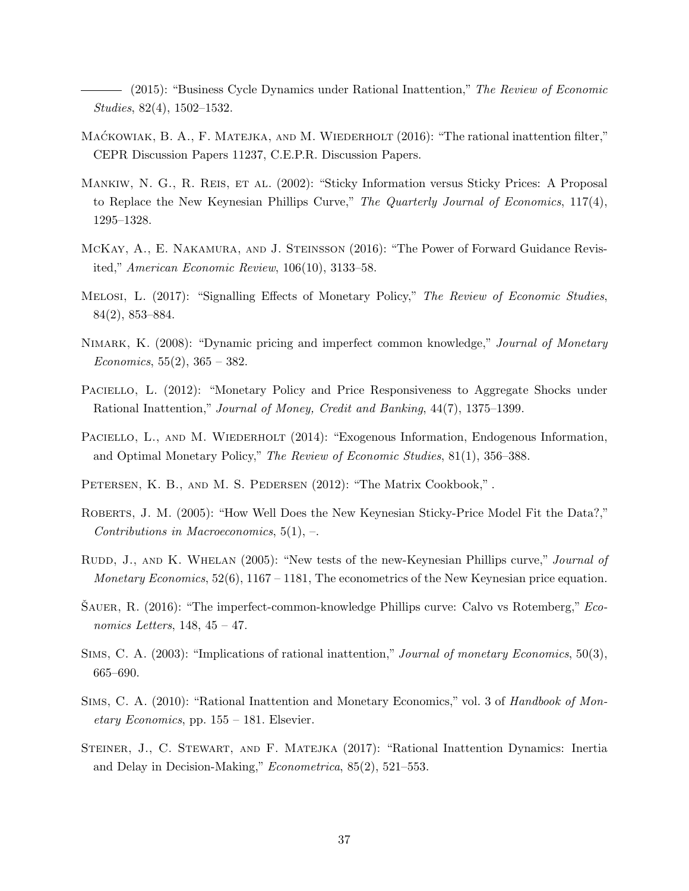——— (2015): "Business Cycle Dynamics under Rational Inattention," *The Review of Economic Studies*, 82(4), 1502–1532.

Maćkowiak, B. A., F. Matejka, and M. Wiederholt (2016): "The rational inattention filter," CEPR Discussion Papers 11237, C.E.P.R. Discussion Papers.

Mankiw, N. G., R. Reis, et al. (2002): "Sticky Information versus Sticky Prices: A Proposal to Replace the New Keynesian Phillips Curve," *The Quarterly Journal of Economics*, 117(4), 1295–1328.

McKay, A., E. Nakamura, and J. Steinsson (2016): "The Power of Forward Guidance Revisited," *American Economic Review*, 106(10), 3133–58.

Melosi, L. (2017): "Signalling Effects of Monetary Policy," *The Review of Economic Studies*, 84(2), 853–884.

Nimark, K. (2008): "Dynamic pricing and imperfect common knowledge," *Journal of Monetary Economics*, 55(2), 365 – 382.

Paciello, L. (2012): "Monetary Policy and Price Responsiveness to Aggregate Shocks under Rational Inattention," *Journal of Money, Credit and Banking*, 44(7), 1375–1399.

Paciello, L., and M. Wiederholt (2014): "Exogenous Information, Endogenous Information, and Optimal Monetary Policy," *The Review of Economic Studies*, 81(1), 356–388.

Petersen, K. B., and M. S. Pedersen (2012): "The Matrix Cookbook," .

Roberts, J. M. (2005): "How Well Does the New Keynesian Sticky-Price Model Fit the Data?," *Contributions in Macroeconomics*, 5(1), –.

Rudd, J., and K. Whelan (2005): "New tests of the new-Keynesian Phillips curve," *Journal of Monetary Economics*, 52(6), 1167 – 1181, The econometrics of the New Keynesian price equation.

Šauer, R. (2016): "The imperfect-common-knowledge Phillips curve: Calvo vs Rotemberg," *Economics Letters*, 148, 45 – 47.

Sims, C. A. (2003): "Implications of rational inattention," *Journal of monetary Economics*, 50(3), 665–690.

Sims, C. A. (2010): "Rational Inattention and Monetary Economics," vol. 3 of *Handbook of Monetary Economics*, pp. 155 – 181. Elsevier.

Steiner, J., C. Stewart, and F. Matejka (2017): "Rational Inattention Dynamics: Inertia and Delay in Decision-Making," *Econometrica*, 85(2), 521–553.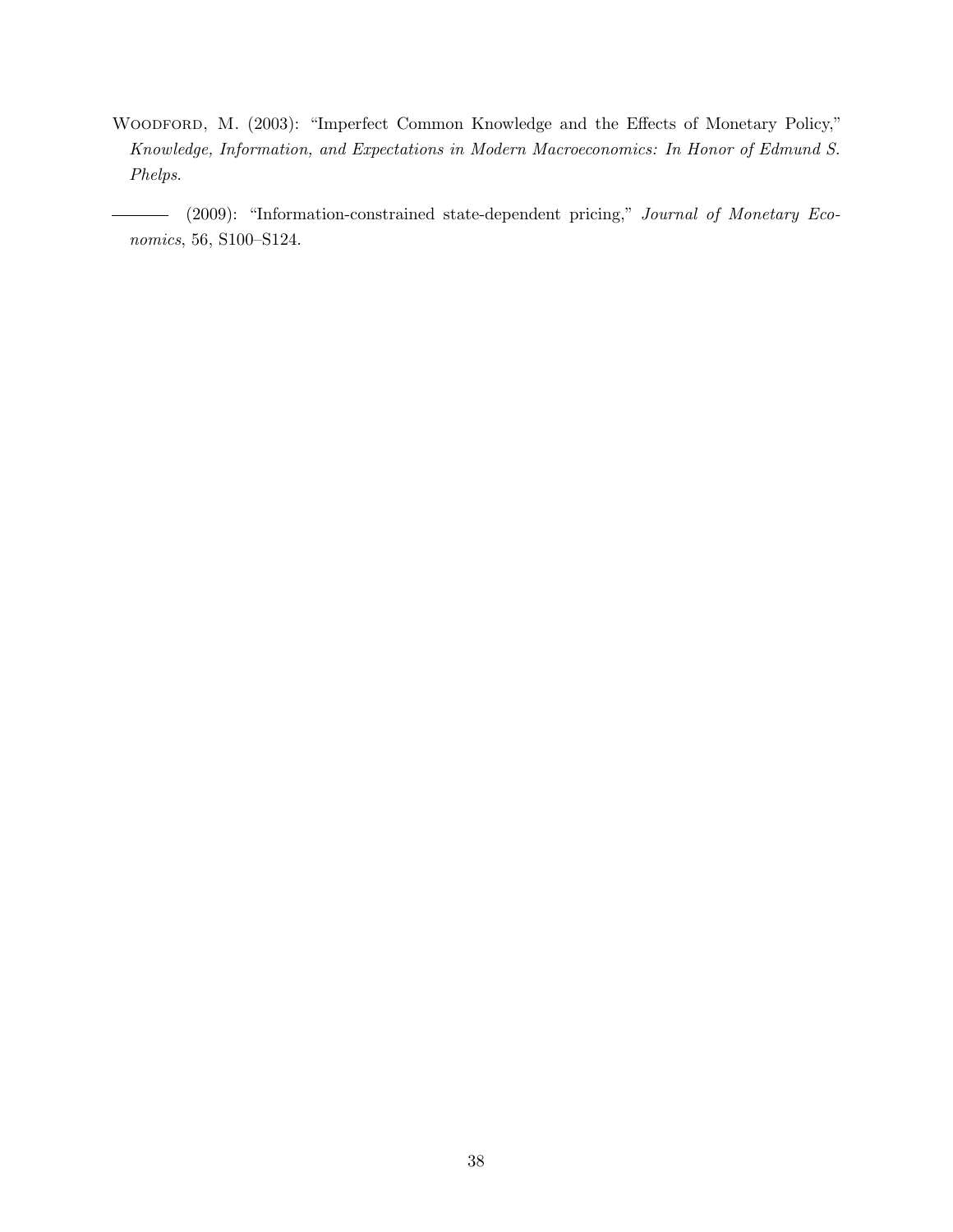Woodford, M. (2003): "Imperfect Common Knowledge and the Effects of Monetary Policy," *Knowledge, Information, and Expectations in Modern Macroeconomics: In Honor of Edmund S. Phelps.*

——— (2009): "Information-constrained state-dependent pricing," *Journal of Monetary Economics*, 56, S100–S124.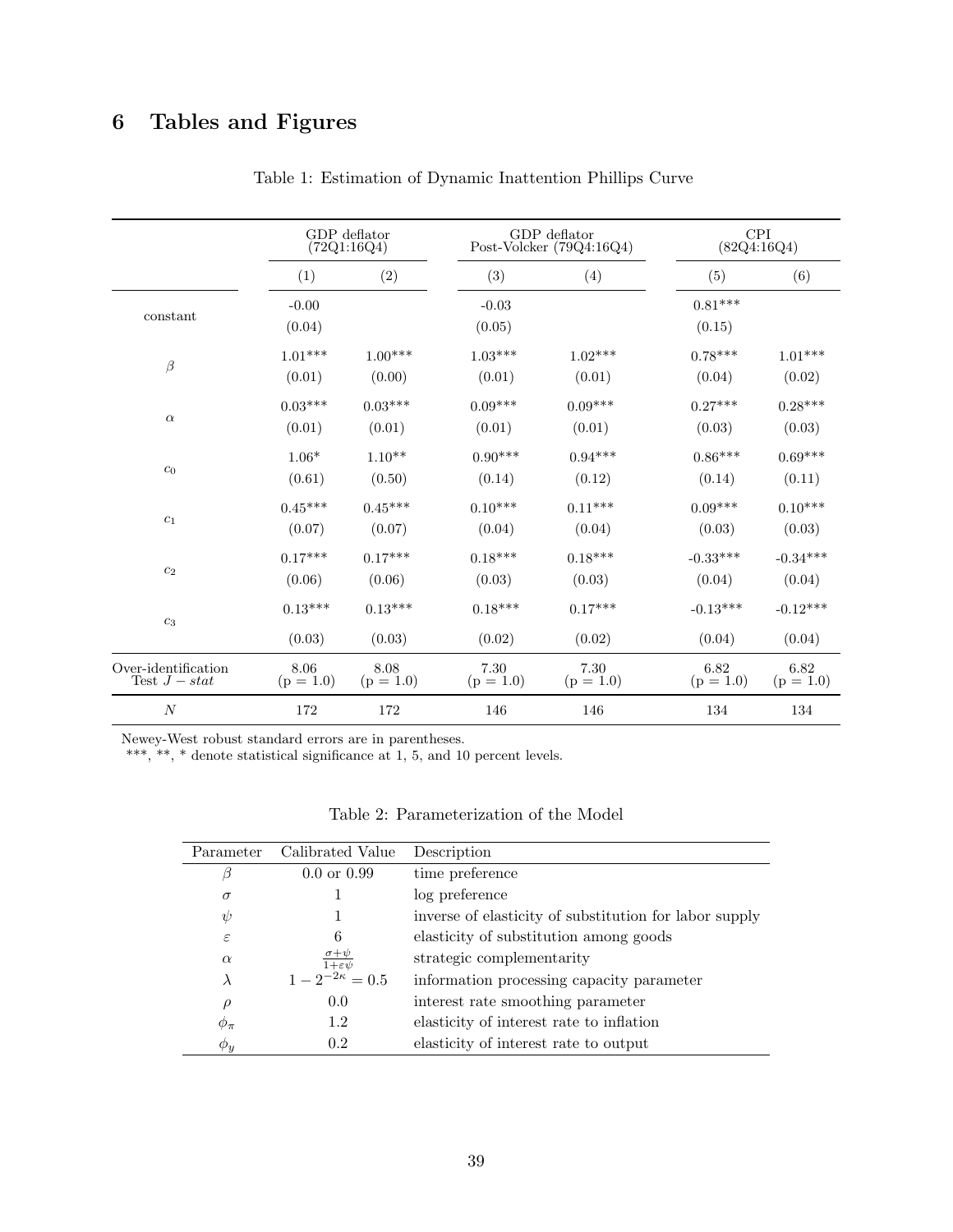# 6 Tables and Figures

Table 1: Estimation of Dynamic Inattention Phillips Curve

| | GDP deflator (72Q1:16Q4) | | GDP deflator Post-Volcker (79Q4:16Q4) | | CPI (82Q4:16Q4) | |
|---|---|---|---|---|---|---|
| | (1) | (2) | (3) | (4) | (5) | (6) |
| constant | -0.00 | | -0.03 | | 0.81*** | |
| | (0.04) | | (0.05) | | (0.15) | |
| $\beta$ | 1.01*** | 1.00*** | 1.03*** | 1.02*** | 0.78*** | 1.01*** |
| | (0.01) | (0.00) | (0.01) | (0.01) | (0.04) | (0.02) |
| $\alpha$ | 0.03*** | 0.03*** | 0.09*** | 0.09*** | 0.27*** | 0.28*** |
| | (0.01) | (0.01) | (0.01) | (0.01) | (0.03) | (0.03) |
| $c_0$ | 1.06* | 1.10** | 0.90*** | 0.94*** | 0.86*** | 0.69*** |
| | (0.61) | (0.50) | (0.14) | (0.12) | (0.14) | (0.11) |
| $c_1$ | 0.45*** | 0.45*** | 0.10*** | 0.11*** | 0.09*** | 0.10*** |
| | (0.07) | (0.07) | (0.04) | (0.04) | (0.03) | (0.03) |
| $c_2$ | 0.17*** | 0.17*** | 0.18*** | 0.18*** | -0.33*** | -0.34*** |
| | (0.06) | (0.06) | (0.03) | (0.03) | (0.04) | (0.04) |
| $c_3$ | 0.13*** | 0.13*** | 0.18*** | 0.17*** | -0.13*** | -0.12*** |
| | (0.03) | (0.03) | (0.02) | (0.02) | (0.04) | (0.04) |
| Over-identification Test $J-stat$ | 8.06 (p = 1.0) | 8.08 (p = 1.0) | 7.30 (p = 1.0) | 7.30 (p = 1.0) | 6.82 (p = 1.0) | 6.82 (p = 1.0) |
| $N$ | 172 | 172 | 146 | 146 | 134 | 134 |

Newey-West robust standard errors are in parentheses.
***, **, * denote statistical significance at 1, 5, and 10 percent levels.

Table 2: Parameterization of the Model

| Parameter | Calibrated Value | Description |
|---|---|---|
| $\beta$ | 0.0 or 0.99 | time preference |
| $\sigma$ | 1 | log preference |
| $\psi$ | 1 | inverse of elasticity of substitution for labor supply |
| $\varepsilon$ | 6 | elasticity of substitution among goods |
| $\alpha$ | $\frac{\sigma+\psi}{1+\varepsilon\psi}$ | strategic complementarity |
| $\lambda$ | $1-2^{-2\kappa}=0.5$ | information processing capacity parameter |
| $\rho$ | 0.0 | interest rate smoothing parameter |
| $\phi_\pi$ | 1.2 | elasticity of interest rate to inflation |
| $\phi_y$ | 0.2 | elasticity of interest rate to output |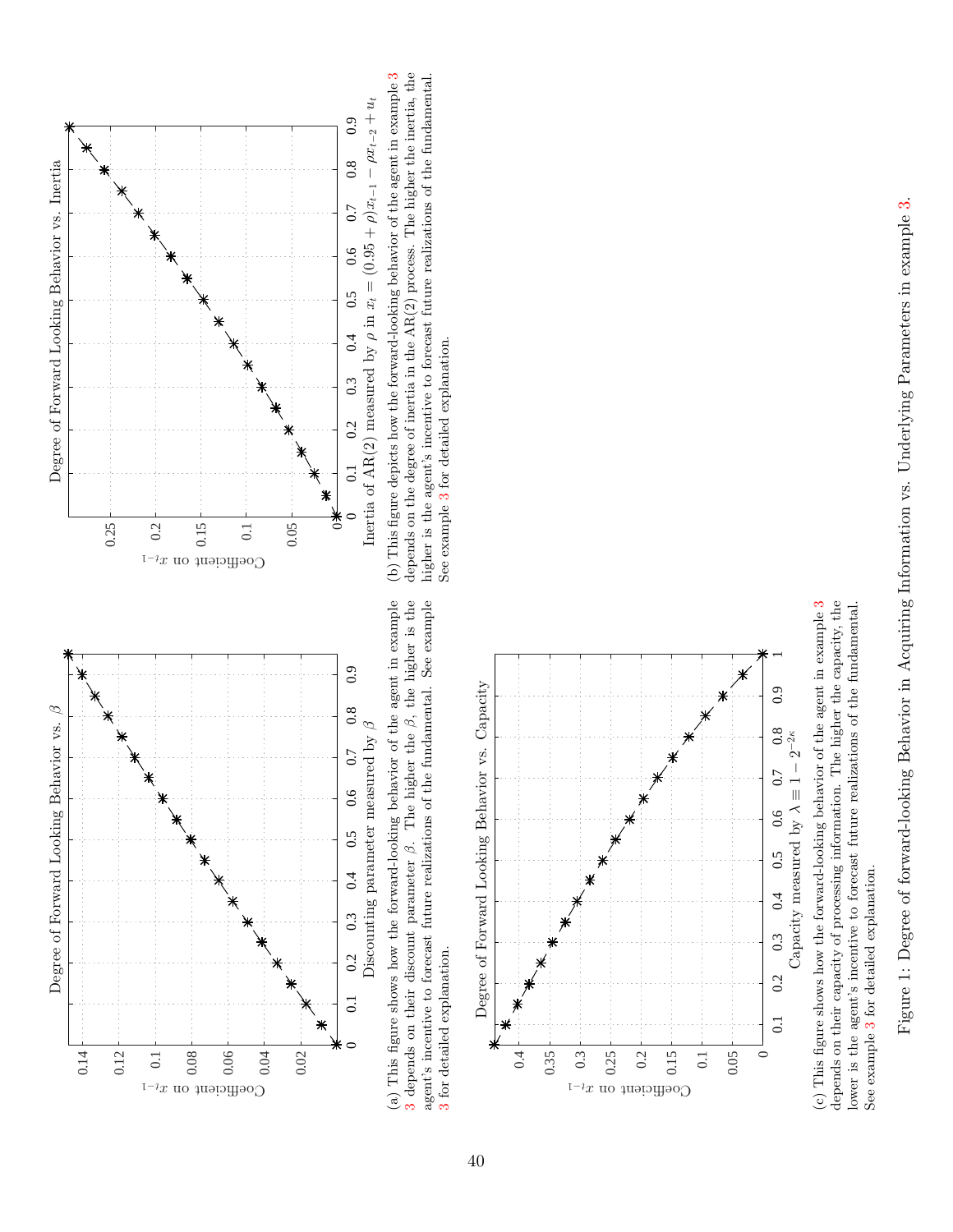Degree of Forward Looking Behavior vs. $\beta$

(a) This figure shows how the forward-looking behavior of the agent in example 3 depends on their discount parameter $\beta$. The higher the $\beta$, the higher is the agent's incentive to forecast future realizations of the fundamental. See example 3 for detailed explanation.

Degree of Forward Looking Behavior vs. Inertia

(b) This figure depicts how the forward-looking behavior of the agent in example 3 depends on the degree of inertia in the AR(2) process. The higher the inertia, the higher is the agent's incentive to forecast future realizations of the fundamental. See example 3 for detailed explanation.

Degree of Forward Looking Behavior vs. Capacity

(c) This figure shows how the forward-looking behavior of the agent in example 3 depends on their capacity of processing information. The higher the capacity, the lower is the agent's incentive to forecast future realizations of the fundamental. See example 3 for detailed explanation.

Figure 1: Degree of forward-looking Behavior in Acquiring Information vs. Underlying Parameters in example 3.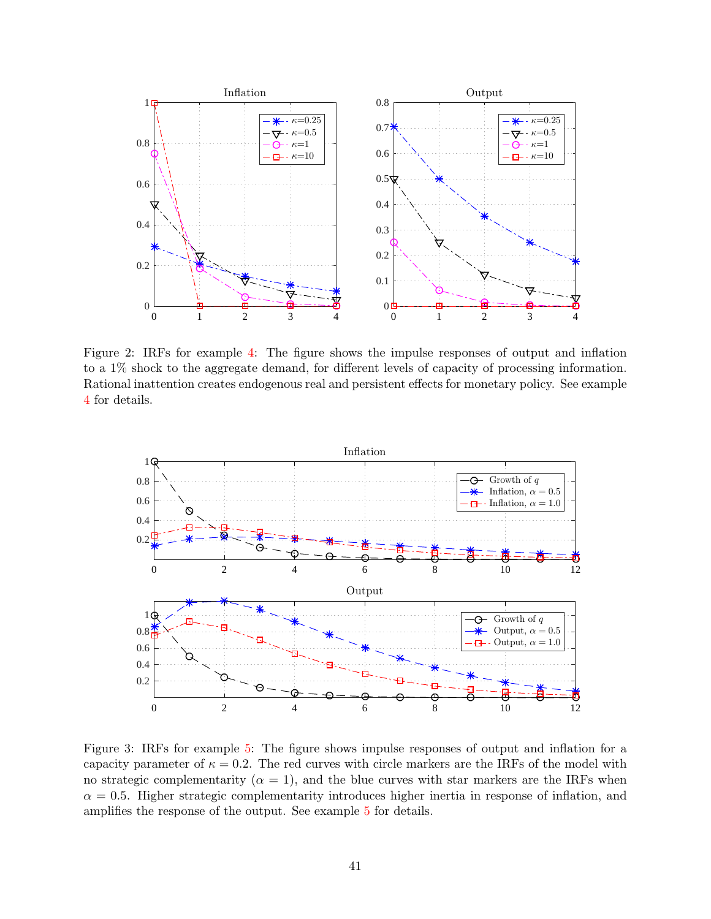Figure 2: IRFs for example 4: The figure shows the impulse responses of output and inflation to a 1% shock to the aggregate demand, for different levels of capacity of processing information. Rational inattention creates endogenous real and persistent effects for monetary policy. See example 4 for details.

Figure 3: IRFs for example 5: The figure shows impulse responses of output and inflation for a capacity parameter of $\kappa = 0.2$. The red curves with circle markers are the IRFs of the model with no strategic complementarity ($\alpha = 1$), and the blue curves with star markers are the IRFs when $\alpha = 0.5$. Higher strategic complementarity introduces higher inertia in response of inflation, and amplifies the response of the output. See example 5 for details.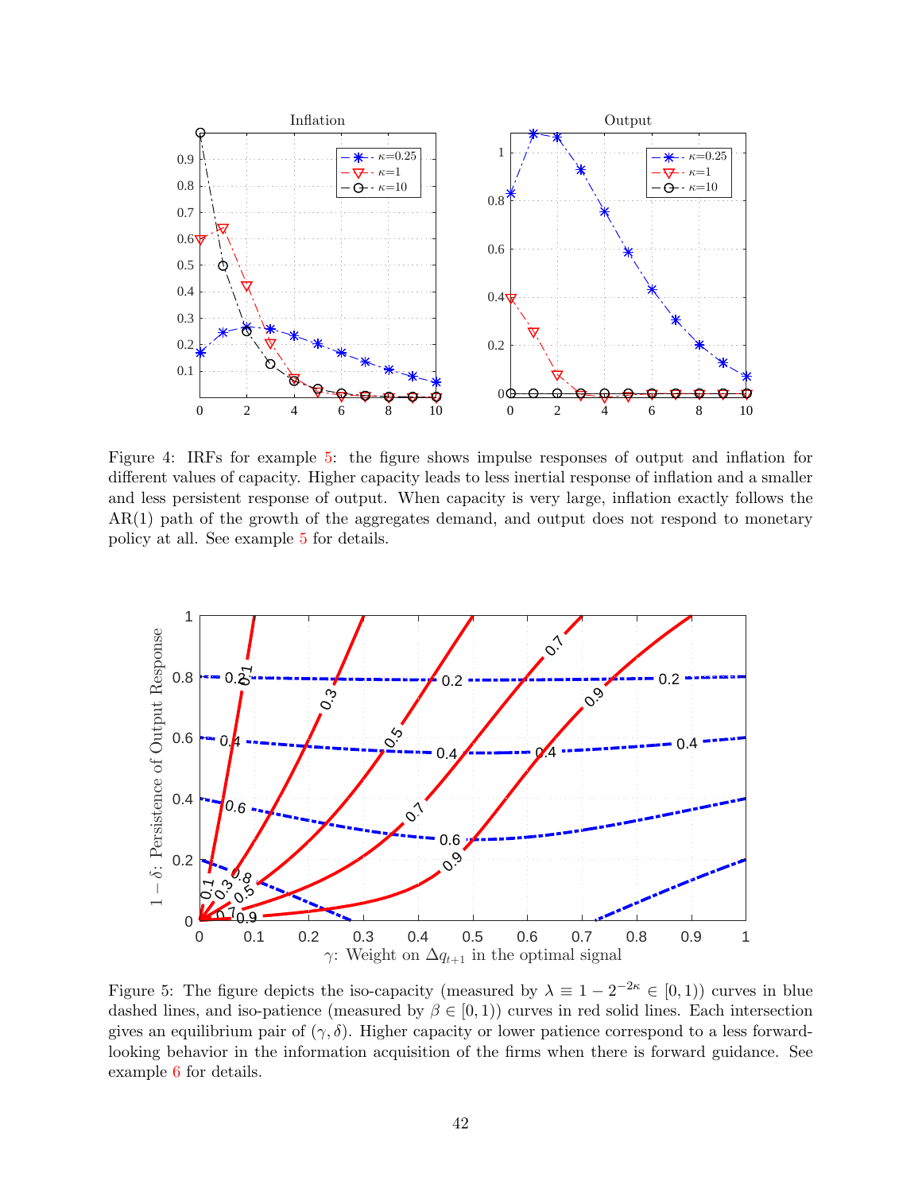Figure 4: IRFs for example 5: the figure shows impulse responses of output and inflation for different values of capacity. Higher capacity leads to less inertial response of inflation and a smaller and less persistent response of output. When capacity is very large, inflation exactly follows the AR(1) path of the growth of the aggregates demand, and output does not respond to monetary policy at all. See example 5 for details.

Figure 5: The figure depicts the iso-capacity (measured by $\lambda \equiv 1 - 2^{-2\kappa} \in [0, 1)$) curves in blue dashed lines, and iso-patience (measured by $\beta \in [0, 1)$) curves in red solid lines. Each intersection gives an equilibrium pair of $(\gamma, \delta)$. Higher capacity or lower patience correspond to a less forward-looking behavior in the information acquisition of the firms when there is forward guidance. See example 6 for details.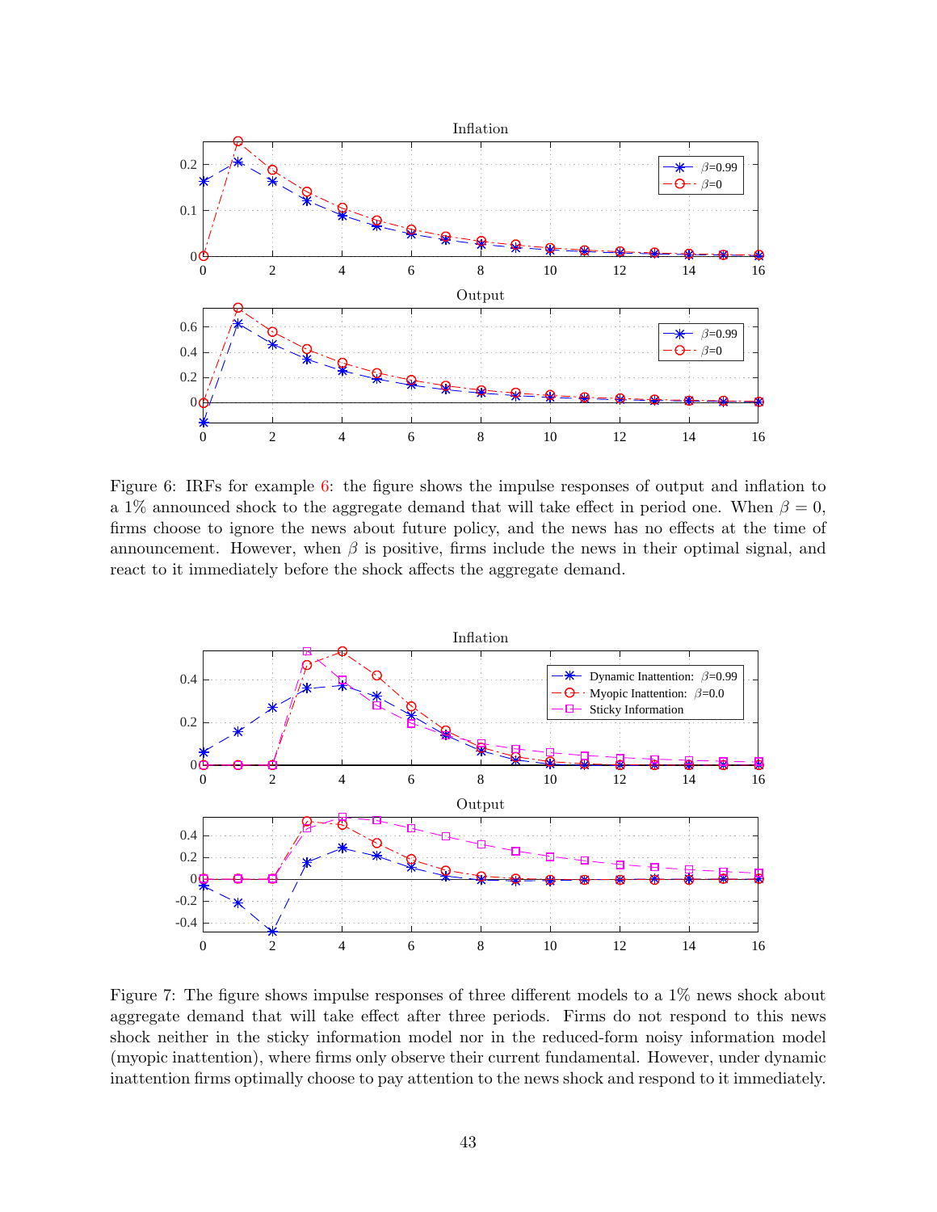Figure 6: IRFs for example 6: the figure shows the impulse responses of output and inflation to a 1% announced shock to the aggregate demand that will take effect in period one. When $\beta = 0$, firms choose to ignore the news about future policy, and the news has no effects at the time of announcement. However, when $\beta$ is positive, firms include the news in their optimal signal, and react to it immediately before the shock affects the aggregate demand.

Figure 7: The figure shows impulse responses of three different models to a 1% news shock about aggregate demand that will take effect after three periods. Firms do not respond to this news shock neither in the sticky information model nor in the reduced-form noisy information model (myopic inattention), where firms only observe their current fundamental. However, under dynamic inattention firms optimally choose to pay attention to the news shock and respond to it immediately.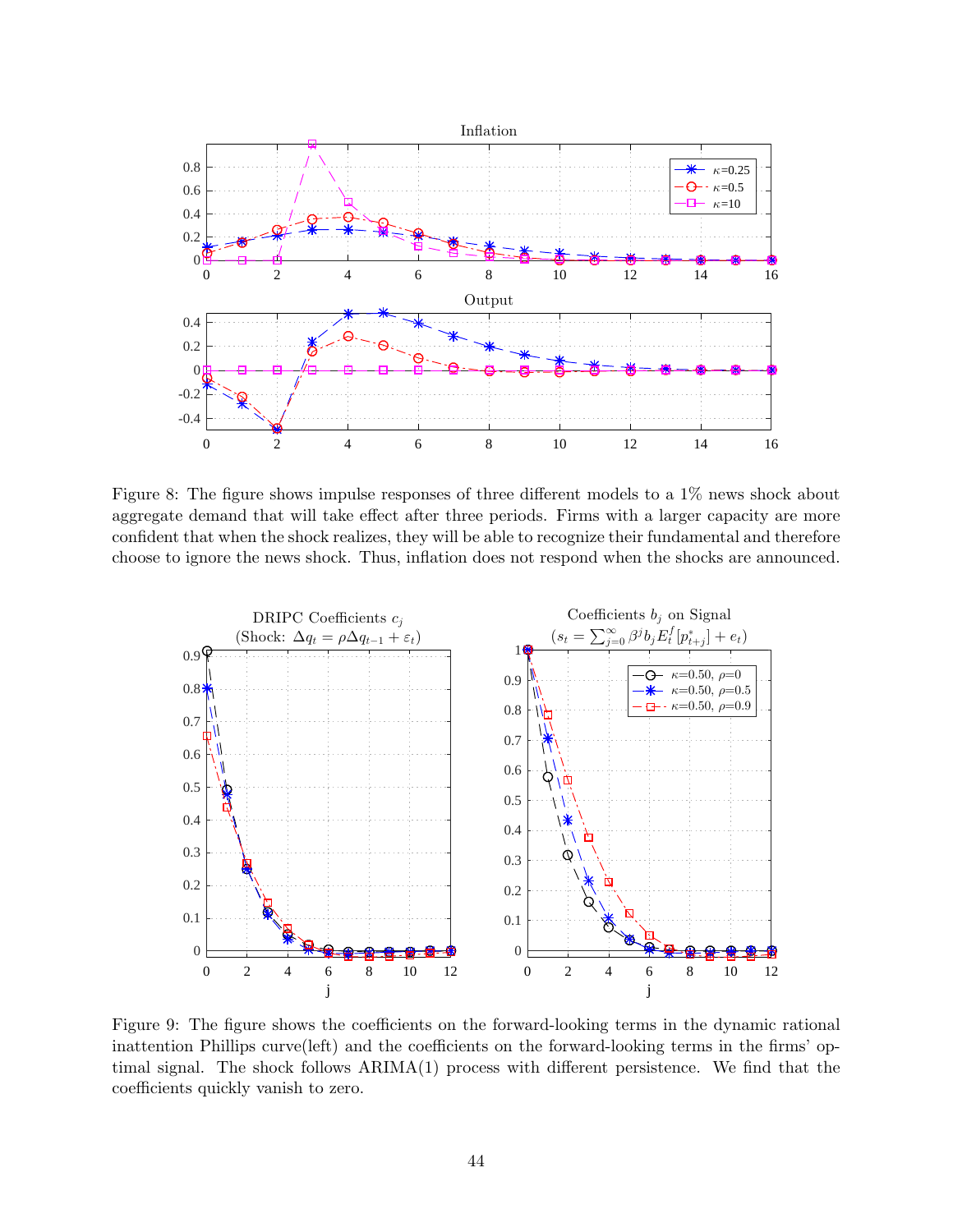Figure 8: The figure shows impulse responses of three different models to a 1% news shock about aggregate demand that will take effect after three periods. Firms with a larger capacity are more confident that when the shock realizes, they will be able to recognize their fundamental and therefore choose to ignore the news shock. Thus, inflation does not respond when the shocks are announced.

Figure 9: The figure shows the coefficients on the forward-looking terms in the dynamic rational inattention Phillips curve(left) and the coefficients on the forward-looking terms in the firms' optimal signal. The shock follows ARIMA(1) process with different persistence. We find that the coefficients quickly vanish to zero.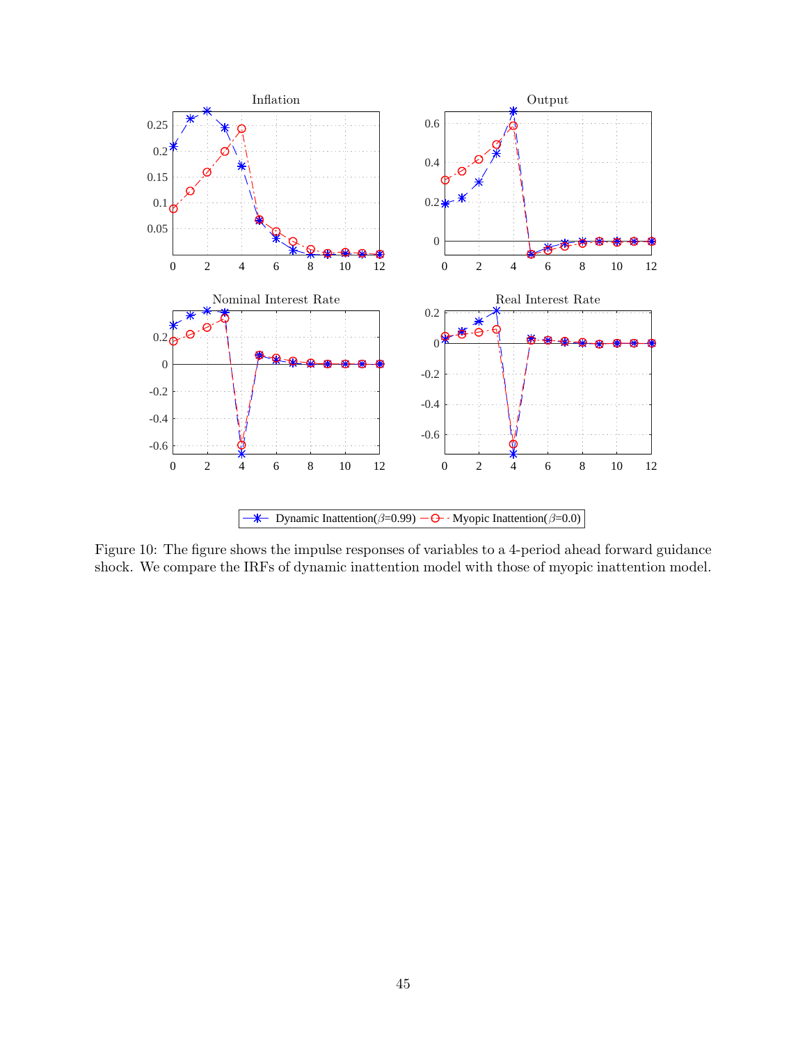Figure 10: The figure shows the impulse responses of variables to a 4-period ahead forward guidance shock. We compare the IRFs of dynamic inattention model with those of myopic inattention model.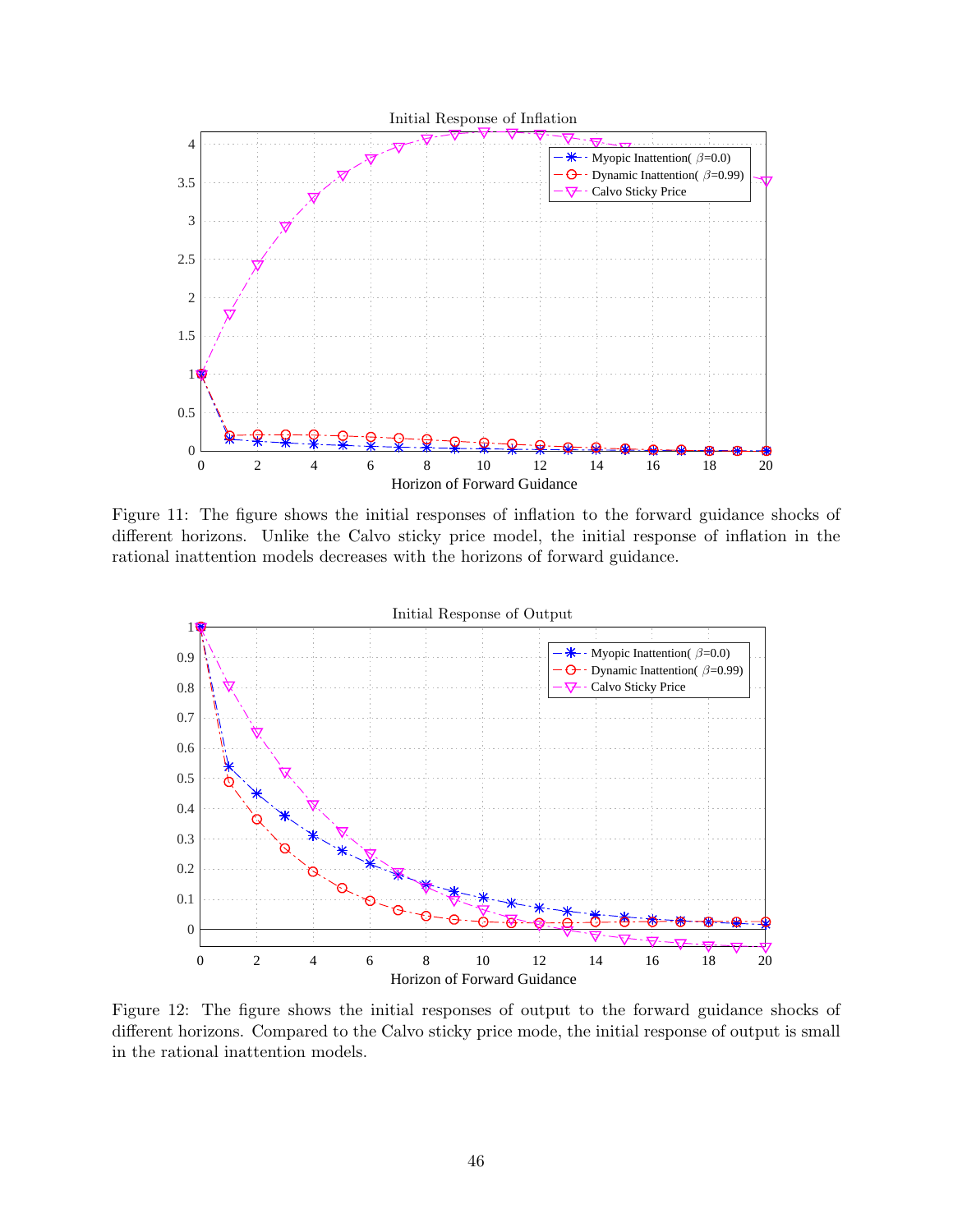Figure 11: The figure shows the initial responses of inflation to the forward guidance shocks of different horizons. Unlike the Calvo sticky price model, the initial response of inflation in the rational inattention models decreases with the horizons of forward guidance.

Figure 12: The figure shows the initial responses of output to the forward guidance shocks of different horizons. Compared to the Calvo sticky price mode, the initial response of output is small in the rational inattention models.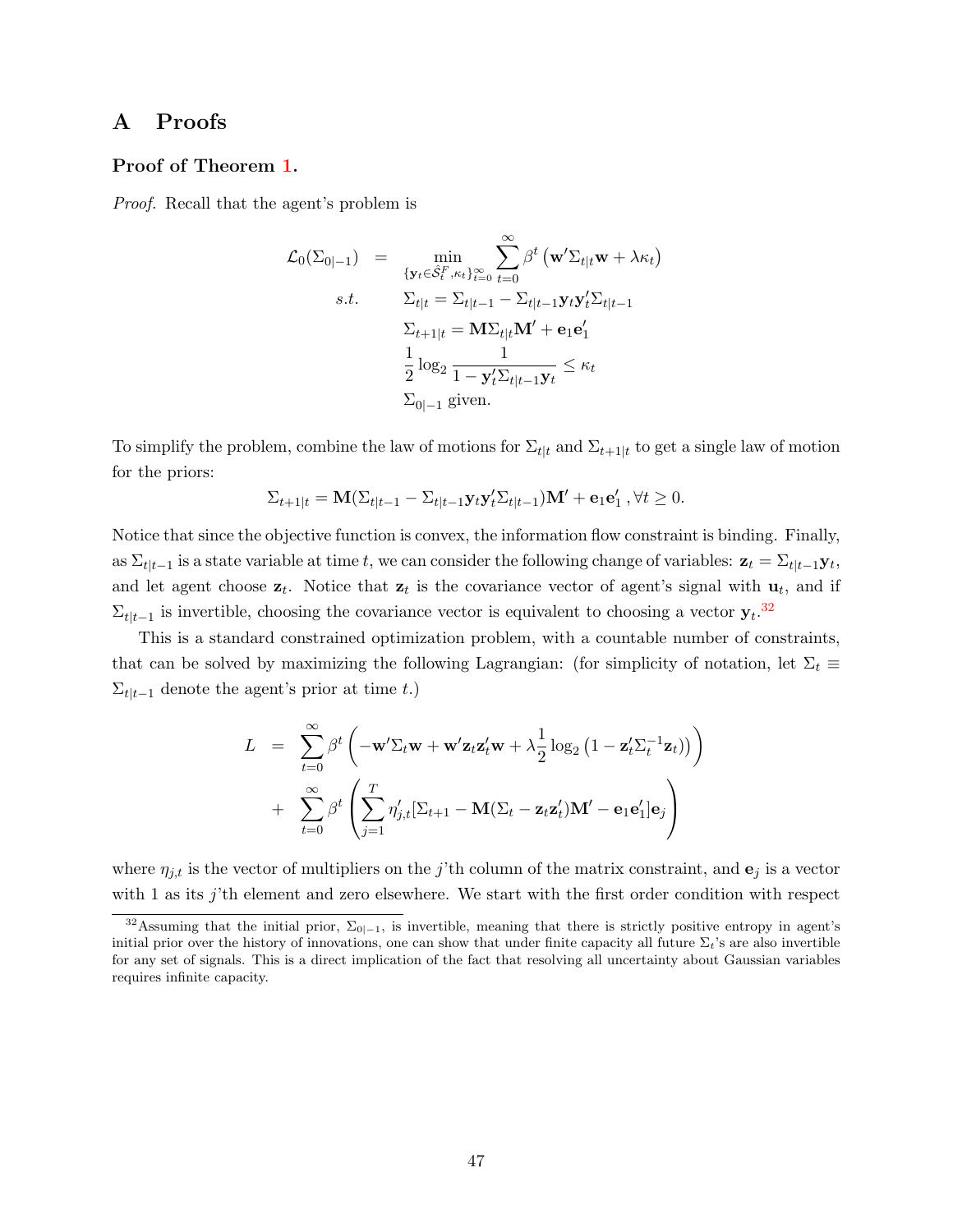# A Proofs

### Proof of Theorem 1.

*Proof.* Recall that the agent's problem is

$$
\begin{aligned}
\mathcal{L}_0(\Sigma_{0|-1}) \quad &= \quad \min_{\{\mathbf{y}_t \in \hat{\mathcal{S}}_t^F, \kappa_t\}_{t=0}^{\infty}} \sum_{t=0}^{\infty} \beta^t \left( \mathbf{w}'\Sigma_{t|t}\mathbf{w} + \lambda \kappa_t \right) \\
s.t. \quad & \quad \Sigma_{t|t} = \Sigma_{t|t-1} - \Sigma_{t|t-1}\mathbf{y}_t\mathbf{y}_t'\Sigma_{t|t-1} \\
& \quad \Sigma_{t+1|t} = \mathbf{M}\Sigma_{t|t}\mathbf{M}' + \mathbf{e}_1\mathbf{e}_1' \\
& \quad \frac{1}{2}\log_2 \frac{1}{1 - \mathbf{y}_t'\Sigma_{t|t-1}\mathbf{y}_t} \leq \kappa_t \\
& \quad \Sigma_{0|-1} \text{ given.}
\end{aligned}
$$

To simplify the problem, combine the law of motions for $\Sigma_{t|t}$ and $\Sigma_{t+1|t}$ to get a single law of motion for the priors:

$$
\Sigma_{t+1|t} = \mathbf{M}(\Sigma_{t|t-1} - \Sigma_{t|t-1}\mathbf{y}_t\mathbf{y}_t'\Sigma_{t|t-1})\mathbf{M}' + \mathbf{e}_1\mathbf{e}_1' \, , \forall t \geq 0.
$$

Notice that since the objective function is convex, the information flow constraint is binding. Finally, as $\Sigma_{t|t-1}$ is a state variable at time $t$, we can consider the following change of variables: $\mathbf{z}_t = \Sigma_{t|t-1}\mathbf{y}_t$, and let agent choose $\mathbf{z}_t$. Notice that $\mathbf{z}_t$ is the covariance vector of agent's signal with $\mathbf{u}_t$, and if $\Sigma_{t|t-1}$ is invertible, choosing the covariance vector is equivalent to choosing a vector $\mathbf{y}_t$.[32]

This is a standard constrained optimization problem, with a countable number of constraints, that can be solved by maximizing the following Lagrangian: (for simplicity of notation, let $\Sigma_t \equiv \Sigma_{t|t-1}$ denote the agent's prior at time $t$.)

$$
\begin{aligned}
L \quad &= \quad \sum_{t=0}^{\infty} \beta^t \left( -\mathbf{w}'\Sigma_t\mathbf{w} + \mathbf{w}'\mathbf{z}_t\mathbf{z}_t'\mathbf{w} + \lambda \frac{1}{2}\log_2\left(1 - \mathbf{z}_t'\Sigma_t^{-1}\mathbf{z}_t\right)\right) \\
&+ \quad \sum_{t=0}^{\infty} \beta^t \left( \sum_{j=1}^{T} \eta_{j,t}'[\Sigma_{t+1} - \mathbf{M}(\Sigma_t - \mathbf{z}_t\mathbf{z}_t')\mathbf{M}' - \mathbf{e}_1\mathbf{e}_1']\mathbf{e}_j \right)
\end{aligned}
$$

where $\eta_{j,t}$ is the vector of multipliers on the $j$'th column of the matrix constraint, and $\mathbf{e}_j$ is a vector with 1 as its $j$'th element and zero elsewhere. We start with the first order condition with respect

[32] Assuming that the initial prior, $\Sigma_{0|-1}$, is invertible, meaning that there is strictly positive entropy in agent's initial prior over the history of innovations, one can show that under finite capacity all future $\Sigma_t$'s are also invertible for any set of signals. This is a direct implication of the fact that resolving all uncertainty about Gaussian variables requires infinite capacity.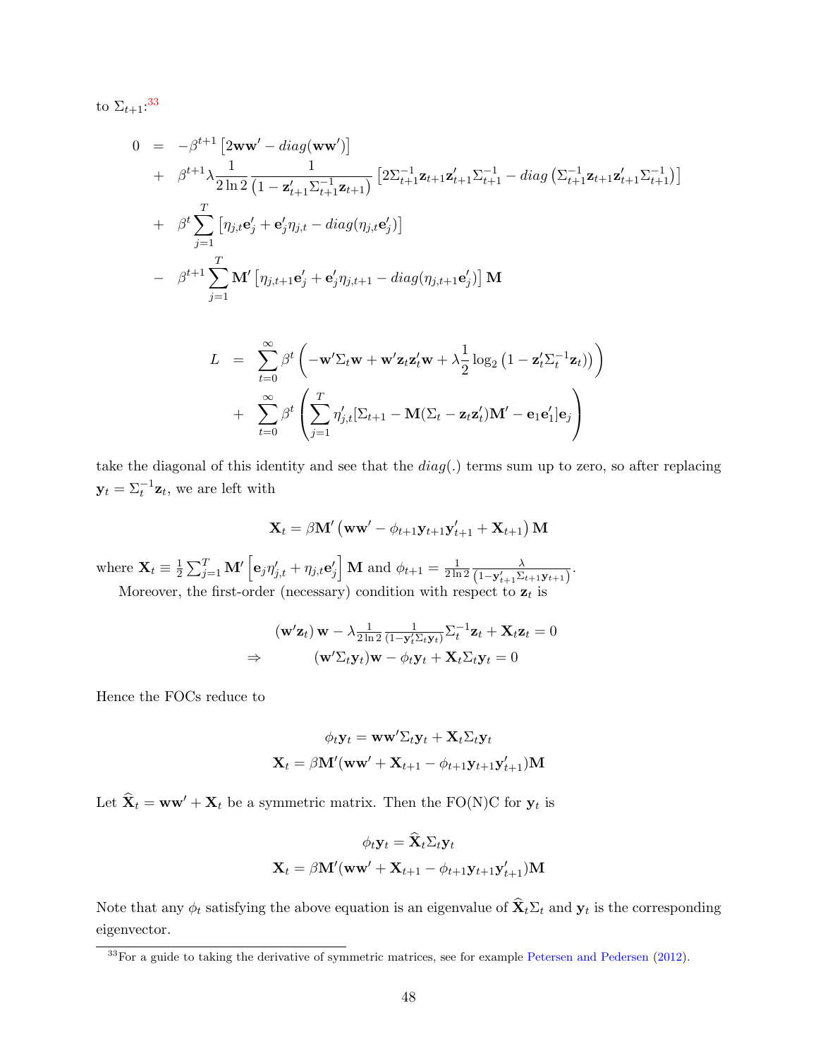to $\Sigma_{t+1}$:[33]

$$
\begin{aligned}
0 &= -\beta^{t+1}\left[2\mathbf{w}\mathbf{w}' - diag(\mathbf{w}\mathbf{w}')\right] \\
&+ \beta^{t+1}\lambda\frac{1}{2\ln 2}\frac{1}{\left(1-\mathbf{z}_{t+1}'\Sigma_{t+1}^{-1}\mathbf{z}_{t+1}\right)}\left[2\Sigma_{t+1}^{-1}\mathbf{z}_{t+1}\mathbf{z}_{t+1}'\Sigma_{t+1}^{-1} - diag\left(\Sigma_{t+1}^{-1}\mathbf{z}_{t+1}\mathbf{z}_{t+1}'\Sigma_{t+1}^{-1}\right)\right] \\
&+ \beta^{t}\sum_{j=1}^{T}\left[\eta_{j,t}\mathbf{e}_j' + \mathbf{e}_j'\eta_{j,t} - diag(\eta_{j,t}\mathbf{e}_j')\right] \\
&- \beta^{t+1}\sum_{j=1}^{T}\mathbf{M}'\left[\eta_{j,t+1}\mathbf{e}_j' + \mathbf{e}_j'\eta_{j,t+1} - diag(\eta_{j,t+1}\mathbf{e}_j')\right]\mathbf{M}
\end{aligned}
$$

$$
\begin{aligned}
L &= \sum_{t=0}^{\infty}\beta^t\left(-\mathbf{w}'\Sigma_t\mathbf{w} + \mathbf{w}'\mathbf{z}_t\mathbf{z}_t'\mathbf{w} + \lambda\frac{1}{2}\log_2\left(1-\mathbf{z}_t'\Sigma_t^{-1}\mathbf{z}_t\right)\right) \\
&+ \sum_{t=0}^{\infty}\beta^t\left(\sum_{j=1}^{T}\eta_{j,t}'[\Sigma_{t+1} - \mathbf{M}(\Sigma_t - \mathbf{z}_t\mathbf{z}_t')\mathbf{M}' - \mathbf{e}_1\mathbf{e}_1']\mathbf{e}_j\right)
\end{aligned}
$$

take the diagonal of this identity and see that the $diag(.)$ terms sum up to zero, so after replacing $\mathbf{y}_t = \Sigma_t^{-1}\mathbf{z}_t$, we are left with

$$
\mathbf{X}_t = \beta\mathbf{M}'\left(\mathbf{w}\mathbf{w}' - \phi_{t+1}\mathbf{y}_{t+1}\mathbf{y}_{t+1}' + \mathbf{X}_{t+1}\right)\mathbf{M}
$$

where $\mathbf{X}_t \equiv \frac{1}{2}\sum_{j=1}^{T}\mathbf{M}'\left[\mathbf{e}_j\eta_{j,t}' + \eta_{j,t}\mathbf{e}_j'\right]\mathbf{M}$ and $\phi_{t+1} = \frac{1}{2\ln 2}\frac{\lambda}{\left(1-\mathbf{y}_{t+1}'\Sigma_{t+1}\mathbf{y}_{t+1}\right)}$.

Moreover, the first-order (necessary) condition with respect to $\mathbf{z}_t$ is

$$
\begin{aligned}
&(\mathbf{w}'\mathbf{z}_t)\,\mathbf{w} - \lambda\frac{1}{2\ln 2}\frac{1}{(1-\mathbf{y}_t'\Sigma_t\mathbf{y}_t)}\Sigma_t^{-1}\mathbf{z}_t + \mathbf{X}_t\mathbf{z}_t = 0 \\
\Rightarrow\quad &(\mathbf{w}'\Sigma_t\mathbf{y}_t)\mathbf{w} - \phi_t\mathbf{y}_t + \mathbf{X}_t\Sigma_t\mathbf{y}_t = 0
\end{aligned}
$$

Hence the FOCs reduce to

$$
\begin{aligned}
\phi_t\mathbf{y}_t &= \mathbf{w}\mathbf{w}'\Sigma_t\mathbf{y}_t + \mathbf{X}_t\Sigma_t\mathbf{y}_t \\
\mathbf{X}_t &= \beta\mathbf{M}'(\mathbf{w}\mathbf{w}' + \mathbf{X}_{t+1} - \phi_{t+1}\mathbf{y}_{t+1}\mathbf{y}_{t+1}')\mathbf{M}
\end{aligned}
$$

Let $\widehat{\mathbf{X}}_t = \mathbf{w}\mathbf{w}' + \mathbf{X}_t$ be a symmetric matrix. Then the FO(N)C for $\mathbf{y}_t$ is

$$
\begin{aligned}
\phi_t\mathbf{y}_t &= \widehat{\mathbf{X}}_t\Sigma_t\mathbf{y}_t \\
\mathbf{X}_t &= \beta\mathbf{M}'(\mathbf{w}\mathbf{w}' + \mathbf{X}_{t+1} - \phi_{t+1}\mathbf{y}_{t+1}\mathbf{y}_{t+1}')\mathbf{M}
\end{aligned}
$$

Note that any $\phi_t$ satisfying the above equation is an eigenvalue of $\widehat{\mathbf{X}}_t\Sigma_t$ and $\mathbf{y}_t$ is the corresponding eigenvector.

---

[33] For a guide to taking the derivative of symmetric matrices, see for example Petersen and Pedersen (2012).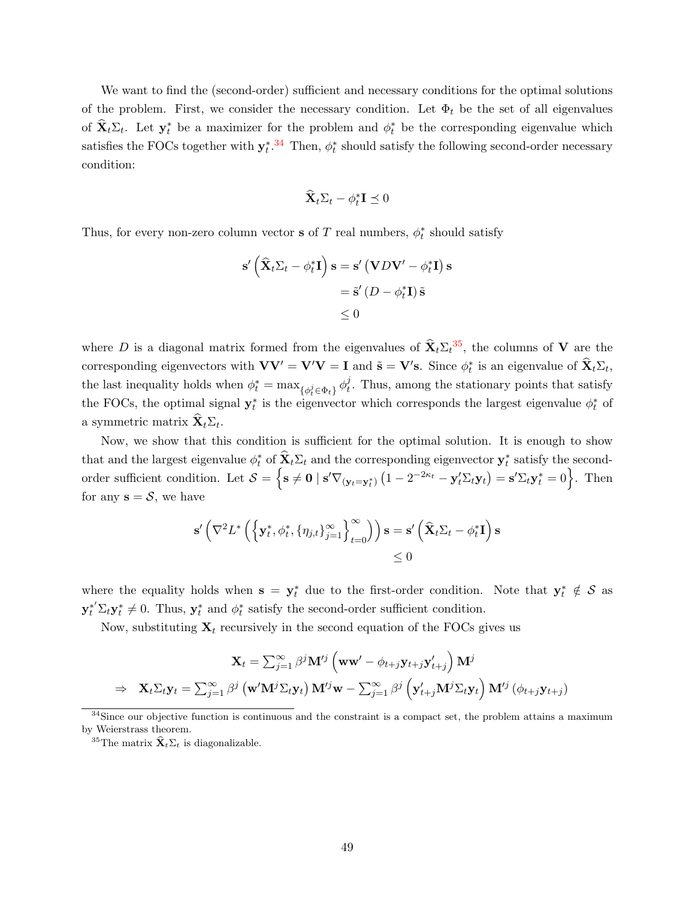We want to find the (second-order) sufficient and necessary conditions for the optimal solutions of the problem. First, we consider the necessary condition. Let $\Phi_t$ be the set of all eigenvalues of $\widehat{\mathbf{X}}_t\Sigma_t$. Let $\mathbf{y}_t^*$ be a maximizer for the problem and $\phi_t^*$ be the corresponding eigenvalue which satisfies the FOCs together with $\mathbf{y}_t^*$.[34] Then, $\phi_t^*$ should satisfy the following second-order necessary condition:

$$\widehat{\mathbf{X}}_t\Sigma_t - \phi_t^*\mathbf{I} \preceq 0$$

Thus, for every non-zero column vector $\mathbf{s}$ of $T$ real numbers, $\phi_t^*$ should satisfy

$$\begin{aligned}
\mathbf{s}'\left(\widehat{\mathbf{X}}_t\Sigma_t - \phi_t^*\mathbf{I}\right)\mathbf{s} &= \mathbf{s}'\left(\mathbf{V}D\mathbf{V}' - \phi_t^*\mathbf{I}\right)\mathbf{s} \\
&= \tilde{\mathbf{s}}'\left(D - \phi_t^*\mathbf{I}\right)\tilde{\mathbf{s}} \\
&\leq 0
\end{aligned}$$

where $D$ is a diagonal matrix formed from the eigenvalues of $\widehat{\mathbf{X}}_t\Sigma_t$[35], the columns of $\mathbf{V}$ are the corresponding eigenvectors with $\mathbf{V}\mathbf{V}' = \mathbf{V}'\mathbf{V} = \mathbf{I}$ and $\tilde{\mathbf{s}} = \mathbf{V}'\mathbf{s}$. Since $\phi_t^*$ is an eigenvalue of $\widehat{\mathbf{X}}_t\Sigma_t$, the last inequality holds when $\phi_t^* = \max_{\{\phi_t^j \in \Phi_t\}} \phi_t^j$. Thus, among the stationary points that satisfy the FOCs, the optimal signal $\mathbf{y}_t^*$ is the eigenvector which corresponds the largest eigenvalue $\phi_t^*$ of a symmetric matrix $\widehat{\mathbf{X}}_t\Sigma_t$.

Now, we show that this condition is sufficient for the optimal solution. It is enough to show that and the largest eigenvalue $\phi_t^*$ of $\widehat{\mathbf{X}}_t\Sigma_t$ and the corresponding eigenvector $\mathbf{y}_t^*$ satisfy the second-order sufficient condition. Let $\mathcal{S} = \left\{\mathbf{s} \neq \mathbf{0} \mid \mathbf{s}'\nabla_{(\mathbf{y}_t=\mathbf{y}_t^*)}\left(1 - 2^{-2\kappa_t} - \mathbf{y}_t'\Sigma_t\mathbf{y}_t\right) = \mathbf{s}'\Sigma_t\mathbf{y}_t^* = 0\right\}$. Then for any $\mathbf{s} = \mathcal{S}$, we have

$$\begin{aligned}
\mathbf{s}'\left(\nabla^2 L^*\left(\left\{\mathbf{y}_t^*, \phi_t^*, \{\eta_{j,t}\}_{j=1}^{\infty}\right\}_{t=0}^{\infty}\right)\right)\mathbf{s} &= \mathbf{s}'\left(\widehat{\mathbf{X}}_t\Sigma_t - \phi_t^*\mathbf{I}\right)\mathbf{s} \\
&\leq 0
\end{aligned}$$

where the equality holds when $\mathbf{s} = \mathbf{y}_t^*$ due to the first-order condition. Note that $\mathbf{y}_t^* \notin \mathcal{S}$ as ${\mathbf{y}_t^*}'\Sigma_t\mathbf{y}_t^* \neq 0$. Thus, $\mathbf{y}_t^*$ and $\phi_t^*$ satisfy the second-order sufficient condition.

Now, substituting $\mathbf{X}_t$ recursively in the second equation of the FOCs gives us

$$\begin{aligned}
&\mathbf{X}_t = \textstyle\sum_{j=1}^{\infty} \beta^j \mathbf{M}'^j \left(\mathbf{w}\mathbf{w}' - \phi_{t+j}\mathbf{y}_{t+j}\mathbf{y}_{t+j}'\right)\mathbf{M}^j \\
\Rightarrow\quad &\mathbf{X}_t\Sigma_t\mathbf{y}_t = \textstyle\sum_{j=1}^{\infty} \beta^j \left(\mathbf{w}'\mathbf{M}^j\Sigma_t\mathbf{y}_t\right)\mathbf{M}'^j\mathbf{w} - \sum_{j=1}^{\infty} \beta^j \left(\mathbf{y}_{t+j}'\mathbf{M}^j\Sigma_t\mathbf{y}_t\right)\mathbf{M}'^j\left(\phi_{t+j}\mathbf{y}_{t+j}\right)
\end{aligned}$$

---

[34] Since our objective function is continuous and the constraint is a compact set, the problem attains a maximum by Weierstrass theorem.

[35] The matrix $\widehat{\mathbf{X}}_t\Sigma_t$ is diagonalizable.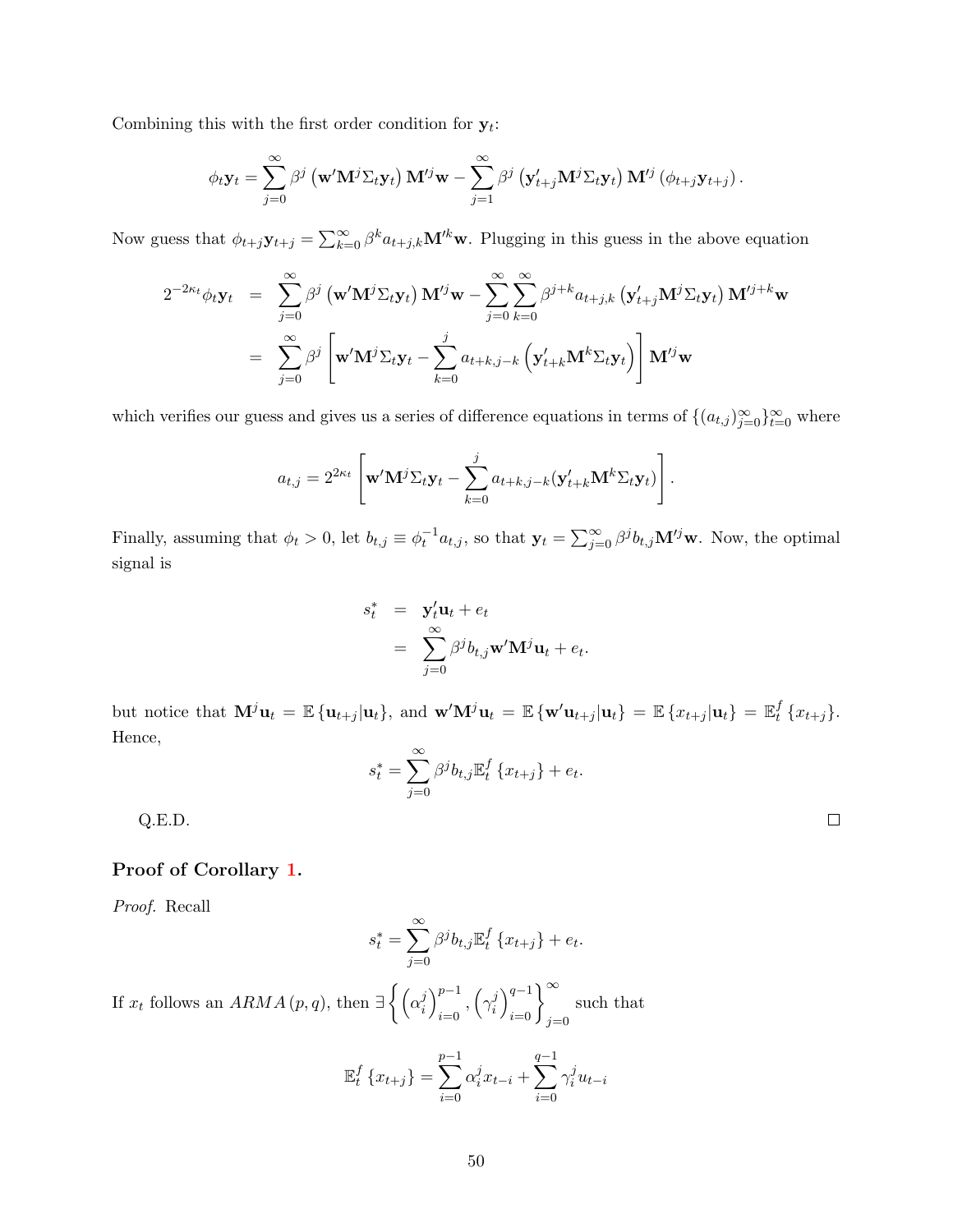Combining this with the first order condition for $\mathbf{y}_t$:

$$\phi_t \mathbf{y}_t = \sum_{j=0}^{\infty} \beta^j \left(\mathbf{w}'\mathbf{M}^j \Sigma_t \mathbf{y}_t\right) \mathbf{M}'^j \mathbf{w} - \sum_{j=1}^{\infty} \beta^j \left(\mathbf{y}_{t+j}'\mathbf{M}^j \Sigma_t \mathbf{y}_t\right) \mathbf{M}'^j \left(\phi_{t+j}\mathbf{y}_{t+j}\right).$$

Now guess that $\phi_{t+j}\mathbf{y}_{t+j} = \sum_{k=0}^{\infty} \beta^k a_{t+j,k} \mathbf{M}'^k \mathbf{w}$. Plugging in this guess in the above equation

$$\begin{aligned}
2^{-2\kappa_t}\phi_t \mathbf{y}_t &= \sum_{j=0}^{\infty} \beta^j \left(\mathbf{w}'\mathbf{M}^j \Sigma_t \mathbf{y}_t\right) \mathbf{M}'^j \mathbf{w} - \sum_{j=0}^{\infty}\sum_{k=0}^{\infty} \beta^{j+k} a_{t+j,k} \left(\mathbf{y}_{t+j}'\mathbf{M}^j \Sigma_t \mathbf{y}_t\right) \mathbf{M}'^{j+k}\mathbf{w} \\
&= \sum_{j=0}^{\infty} \beta^j \left[\mathbf{w}'\mathbf{M}^j \Sigma_t \mathbf{y}_t - \sum_{k=0}^{j} a_{t+k,j-k} \left(\mathbf{y}_{t+k}'\mathbf{M}^k \Sigma_t \mathbf{y}_t\right)\right] \mathbf{M}'^j \mathbf{w}
\end{aligned}$$

which verifies our guess and gives us a series of difference equations in terms of $\{(a_{t,j})_{j=0}^{\infty}\}_{t=0}^{\infty}$ where

$$a_{t,j} = 2^{2\kappa_t}\left[\mathbf{w}'\mathbf{M}^j \Sigma_t \mathbf{y}_t - \sum_{k=0}^{j} a_{t+k,j-k}(\mathbf{y}_{t+k}'\mathbf{M}^k \Sigma_t \mathbf{y}_t)\right].$$

Finally, assuming that $\phi_t > 0$, let $b_{t,j} \equiv \phi_t^{-1} a_{t,j}$, so that $\mathbf{y}_t = \sum_{j=0}^{\infty} \beta^j b_{t,j} \mathbf{M}'^j \mathbf{w}$. Now, the optimal signal is

$$\begin{aligned}
s_t^* &= \mathbf{y}_t'\mathbf{u}_t + e_t \\
&= \sum_{j=0}^{\infty} \beta^j b_{t,j} \mathbf{w}'\mathbf{M}^j \mathbf{u}_t + e_t.
\end{aligned}$$

but notice that $\mathbf{M}^j \mathbf{u}_t = \mathbb{E}\{\mathbf{u}_{t+j}|\mathbf{u}_t\}$, and $\mathbf{w}'\mathbf{M}^j\mathbf{u}_t = \mathbb{E}\{\mathbf{w}'\mathbf{u}_{t+j}|\mathbf{u}_t\} = \mathbb{E}\{x_{t+j}|\mathbf{u}_t\} = \mathbb{E}_t^f\{x_{t+j}\}$. Hence,

$$s_t^* = \sum_{j=0}^{\infty} \beta^j b_{t,j} \mathbb{E}_t^f\{x_{t+j}\} + e_t.$$

Q.E.D. □

### Proof of Corollary 1.

*Proof.* Recall

$$s_t^* = \sum_{j=0}^{\infty} \beta^j b_{t,j} \mathbb{E}_t^f\{x_{t+j}\} + e_t.$$

If $x_t$ follows an $ARMA(p,q)$, then $\exists \left\{ \left(\alpha_i^j\right)_{i=0}^{p-1}, \left(\gamma_i^j\right)_{i=0}^{q-1} \right\}_{j=0}^{\infty}$ such that

$$\mathbb{E}_t^f\{x_{t+j}\} = \sum_{i=0}^{p-1} \alpha_i^j x_{t-i} + \sum_{i=0}^{q-1} \gamma_i^j u_{t-i}$$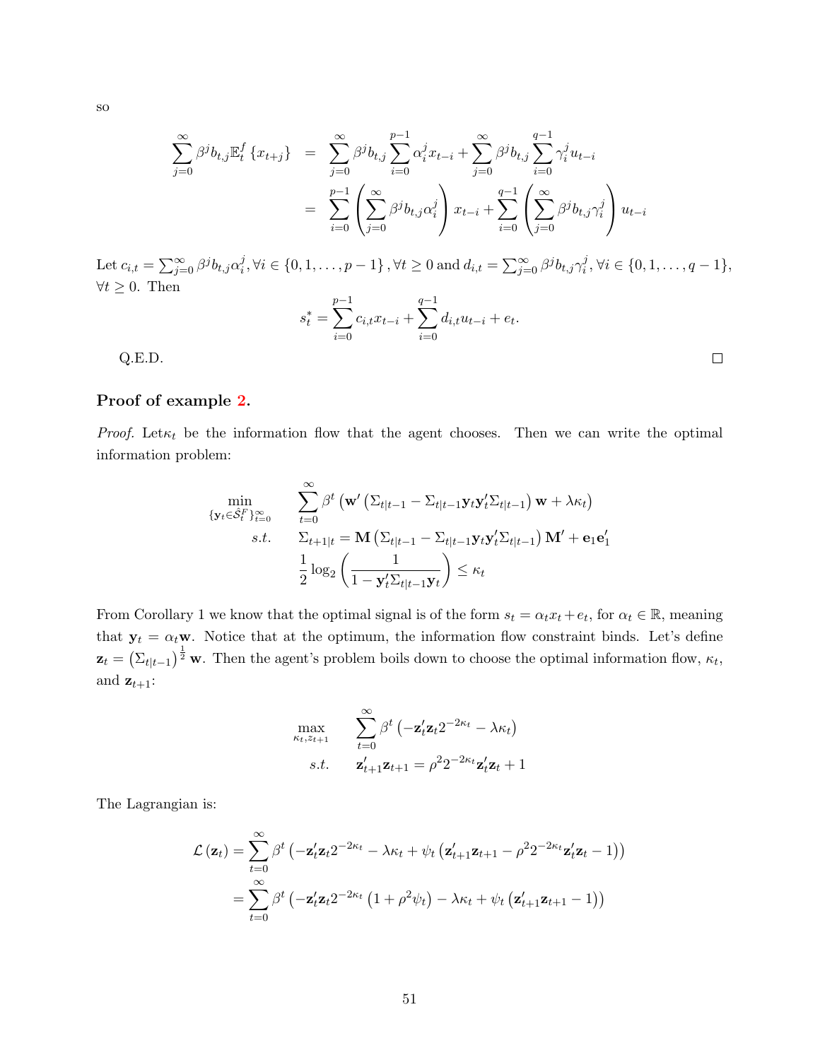so

$$
\begin{aligned}
\sum_{j=0}^{\infty} \beta^j b_{t,j} \mathbb{E}_t^f \{x_{t+j}\} &= \sum_{j=0}^{\infty} \beta^j b_{t,j} \sum_{i=0}^{p-1} \alpha_i^j x_{t-i} + \sum_{j=0}^{\infty} \beta^j b_{t,j} \sum_{i=0}^{q-1} \gamma_i^j u_{t-i} \\
&= \sum_{i=0}^{p-1} \left( \sum_{j=0}^{\infty} \beta^j b_{t,j} \alpha_i^j \right) x_{t-i} + \sum_{i=0}^{q-1} \left( \sum_{j=0}^{\infty} \beta^j b_{t,j} \gamma_i^j \right) u_{t-i}
\end{aligned}
$$

Let $c_{i,t} = \sum_{j=0}^{\infty} \beta^j b_{t,j} \alpha_i^j, \forall i \in \{0, 1, \ldots, p-1\}, \forall t \geq 0$ and $d_{i,t} = \sum_{j=0}^{\infty} \beta^j b_{t,j} \gamma_i^j, \forall i \in \{0, 1, \ldots, q-1\}$, $\forall t \geq 0$. Then

$$
s_t^* = \sum_{i=0}^{p-1} c_{i,t} x_{t-i} + \sum_{i=0}^{q-1} d_{i,t} u_{t-i} + e_t.
$$

Q.E.D. □

**Proof of example 2.**

*Proof.* Let$\kappa_t$ be the information flow that the agent chooses. Then we can write the optimal information problem:

$$
\begin{aligned}
\min_{\{\mathbf{y}_t \in \hat{\mathcal{S}}_t^F\}_{t=0}^{\infty}} \quad & \sum_{t=0}^{\infty} \beta^t \left( \mathbf{w}' \left( \Sigma_{t|t-1} - \Sigma_{t|t-1} \mathbf{y}_t \mathbf{y}_t' \Sigma_{t|t-1} \right) \mathbf{w} + \lambda \kappa_t \right) \\
s.t. \quad & \Sigma_{t+1|t} = \mathbf{M} \left( \Sigma_{t|t-1} - \Sigma_{t|t-1} \mathbf{y}_t \mathbf{y}_t' \Sigma_{t|t-1} \right) \mathbf{M}' + \mathbf{e}_1 \mathbf{e}_1' \\
& \frac{1}{2} \log_2 \left( \frac{1}{1 - \mathbf{y}_t' \Sigma_{t|t-1} \mathbf{y}_t} \right) \leq \kappa_t
\end{aligned}
$$

From Corollary 1 we know that the optimal signal is of the form $s_t = \alpha_t x_t + e_t$, for $\alpha_t \in \mathbb{R}$, meaning that $\mathbf{y}_t = \alpha_t \mathbf{w}$. Notice that at the optimum, the information flow constraint binds. Let's define $\mathbf{z}_t = \left( \Sigma_{t|t-1} \right)^{\frac{1}{2}} \mathbf{w}$. Then the agent's problem boils down to choose the optimal information flow, $\kappa_t$, and $\mathbf{z}_{t+1}$:

$$
\begin{aligned}
\max_{\kappa_t, z_{t+1}} \quad & \sum_{t=0}^{\infty} \beta^t \left( -\mathbf{z}_t' \mathbf{z}_t 2^{-2\kappa_t} - \lambda \kappa_t \right) \\
s.t. \quad & \mathbf{z}_{t+1}' \mathbf{z}_{t+1} = \rho^2 2^{-2\kappa_t} \mathbf{z}_t' \mathbf{z}_t + 1
\end{aligned}
$$

The Lagrangian is:

$$
\begin{aligned}
\mathcal{L}(\mathbf{z}_t) &= \sum_{t=0}^{\infty} \beta^t \left( -\mathbf{z}_t' \mathbf{z}_t 2^{-2\kappa_t} - \lambda \kappa_t + \psi_t \left( \mathbf{z}_{t+1}' \mathbf{z}_{t+1} - \rho^2 2^{-2\kappa_t} \mathbf{z}_t' \mathbf{z}_t - 1 \right) \right) \\
&= \sum_{t=0}^{\infty} \beta^t \left( -\mathbf{z}_t' \mathbf{z}_t 2^{-2\kappa_t} \left( 1 + \rho^2 \psi_t \right) - \lambda \kappa_t + \psi_t \left( \mathbf{z}_{t+1}' \mathbf{z}_{t+1} - 1 \right) \right)
\end{aligned}
$$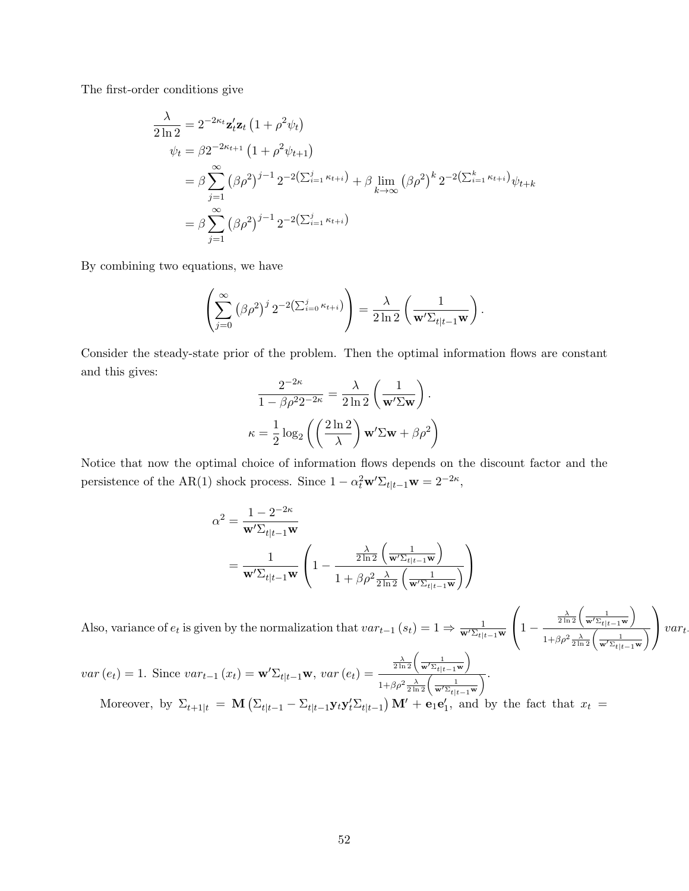The first-order conditions give

$$
\begin{aligned}
\frac{\lambda}{2\ln 2} &= 2^{-2\kappa_t}\mathbf{z}_t'\mathbf{z}_t\left(1+\rho^2\psi_t\right) \\
\psi_t &= \beta 2^{-2\kappa_{t+1}}\left(1+\rho^2\psi_{t+1}\right) \\
&= \beta\sum_{j=1}^{\infty}\left(\beta\rho^2\right)^{j-1}2^{-2\left(\sum_{i=1}^{j}\kappa_{t+i}\right)} + \beta\lim_{k\to\infty}\left(\beta\rho^2\right)^k 2^{-2\left(\sum_{i=1}^{k}\kappa_{t+i}\right)}\psi_{t+k} \\
&= \beta\sum_{j=1}^{\infty}\left(\beta\rho^2\right)^{j-1}2^{-2\left(\sum_{i=1}^{j}\kappa_{t+i}\right)}
\end{aligned}
$$

By combining two equations, we have

$$
\left(\sum_{j=0}^{\infty}\left(\beta\rho^2\right)^j 2^{-2\left(\sum_{i=0}^{j}\kappa_{t+i}\right)}\right) = \frac{\lambda}{2\ln 2}\left(\frac{1}{\mathbf{w}'\Sigma_{t|t-1}\mathbf{w}}\right).
$$

Consider the steady-state prior of the problem. Then the optimal information flows are constant and this gives:

$$
\frac{2^{-2\kappa}}{1-\beta\rho^2 2^{-2\kappa}} = \frac{\lambda}{2\ln 2}\left(\frac{1}{\mathbf{w}'\Sigma\mathbf{w}}\right).
$$

$$
\kappa = \frac{1}{2}\log_2\left(\left(\frac{2\ln 2}{\lambda}\right)\mathbf{w}'\Sigma\mathbf{w} + \beta\rho^2\right)
$$

Notice that now the optimal choice of information flows depends on the discount factor and the persistence of the AR(1) shock process. Since $1-\alpha_t^2\mathbf{w}'\Sigma_{t|t-1}\mathbf{w} = 2^{-2\kappa}$,

$$
\begin{aligned}
\alpha^2 &= \frac{1-2^{-2\kappa}}{\mathbf{w}'\Sigma_{t|t-1}\mathbf{w}} \\
&= \frac{1}{\mathbf{w}'\Sigma_{t|t-1}\mathbf{w}}\left(1-\frac{\frac{\lambda}{2\ln 2}\left(\frac{1}{\mathbf{w}'\Sigma_{t|t-1}\mathbf{w}}\right)}{1+\beta\rho^2\frac{\lambda}{2\ln 2}\left(\frac{1}{\mathbf{w}'\Sigma_{t|t-1}\mathbf{w}}\right)}\right)
\end{aligned}
$$

Also, variance of $e_t$ is given by the normalization that $var_{t-1}(s_t) = 1 \Rightarrow \frac{1}{\mathbf{w}'\Sigma_{t|t-1}\mathbf{w}}\left(1-\frac{\frac{\lambda}{2\ln 2}\left(\frac{1}{\mathbf{w}'\Sigma_{t|t-1}\mathbf{w}}\right)}{1+\beta\rho^2\frac{\lambda}{2\ln 2}\left(\frac{1}{\mathbf{w}'\Sigma_{t|t-1}\mathbf{w}}\right)}\right) var_{t-}$ $var(e_t) = 1$. Since $var_{t-1}(x_t) = \mathbf{w}'\Sigma_{t|t-1}\mathbf{w}$, $var(e_t) = \frac{\frac{\lambda}{2\ln 2}\left(\frac{1}{\mathbf{w}'\Sigma_{t|t-1}\mathbf{w}}\right)}{1+\beta\rho^2\frac{\lambda}{2\ln 2}\left(\frac{1}{\mathbf{w}'\Sigma_{t|t-1}\mathbf{w}}\right)}$.

Moreover, by $\Sigma_{t+1|t} = \mathbf{M}\left(\Sigma_{t|t-1}-\Sigma_{t|t-1}\mathbf{y}_t\mathbf{y}_t'\Sigma_{t|t-1}\right)\mathbf{M}' + \mathbf{e}_1\mathbf{e}_1'$, and by the fact that $x_t =$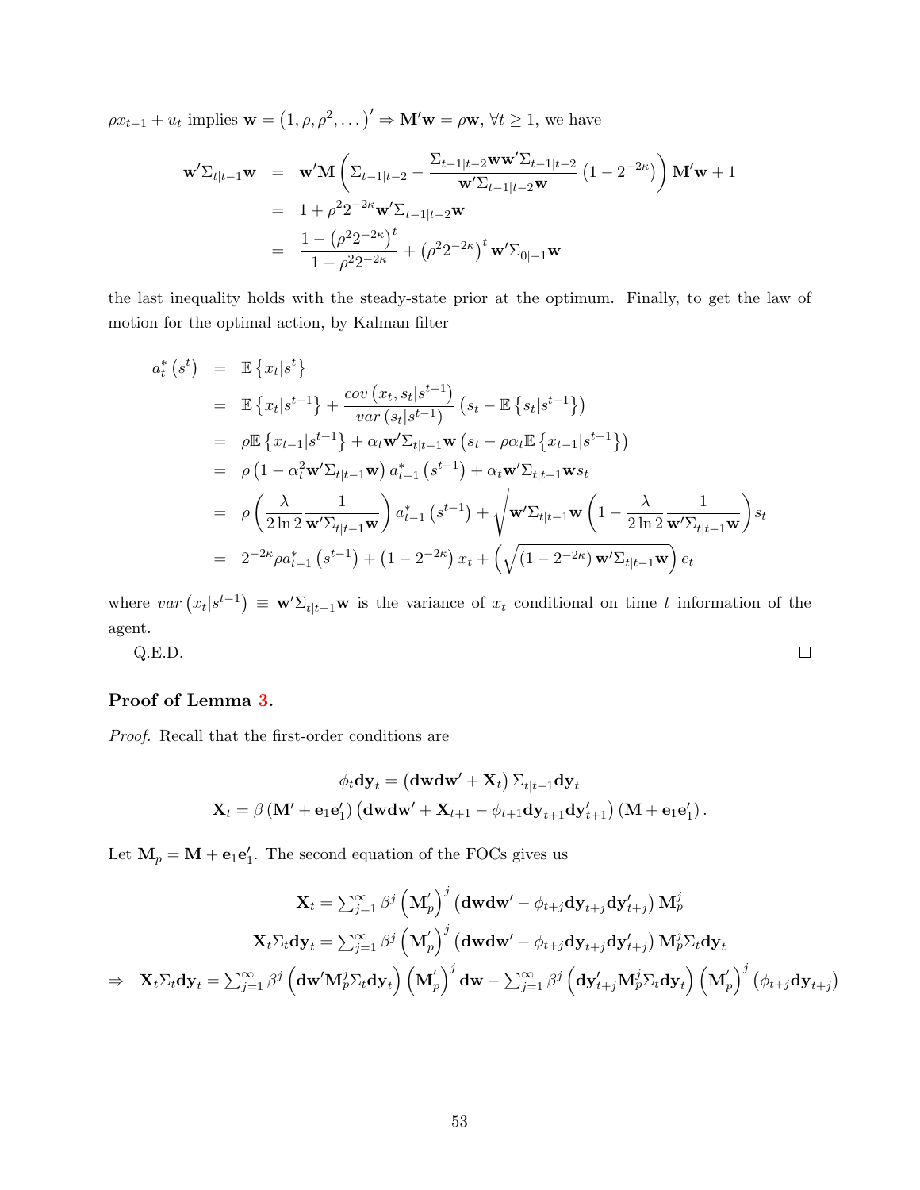$\rho x_{t-1} + u_t$ implies $\mathbf{w} = \left(1, \rho, \rho^2, \dots\right)' \Rightarrow \mathbf{M}'\mathbf{w} = \rho\mathbf{w}$, $\forall t \geq 1$, we have

$$
\begin{aligned}
\mathbf{w}'\Sigma_{t|t-1}\mathbf{w} &= \mathbf{w}'\mathbf{M}\left(\Sigma_{t-1|t-2} - \frac{\Sigma_{t-1|t-2}\mathbf{w}\mathbf{w}'\Sigma_{t-1|t-2}}{\mathbf{w}'\Sigma_{t-1|t-2}\mathbf{w}}\left(1 - 2^{-2\kappa}\right)\right)\mathbf{M}'\mathbf{w} + 1 \\
&= 1 + \rho^2 2^{-2\kappa}\mathbf{w}'\Sigma_{t-1|t-2}\mathbf{w} \\
&= \frac{1 - \left(\rho^2 2^{-2\kappa}\right)^t}{1 - \rho^2 2^{-2\kappa}} + \left(\rho^2 2^{-2\kappa}\right)^t \mathbf{w}'\Sigma_{0|-1}\mathbf{w}
\end{aligned}
$$

the last inequality holds with the steady-state prior at the optimum. Finally, to get the law of motion for the optimal action, by Kalman filter

$$
\begin{aligned}
a_t^*\left(s^t\right) &= \mathbb{E}\left\{x_t | s^t\right\} \\
&= \mathbb{E}\left\{x_t | s^{t-1}\right\} + \frac{cov\left(x_t, s_t | s^{t-1}\right)}{var\left(s_t | s^{t-1}\right)}\left(s_t - \mathbb{E}\left\{s_t | s^{t-1}\right\}\right) \\
&= \rho\mathbb{E}\left\{x_{t-1} | s^{t-1}\right\} + \alpha_t \mathbf{w}'\Sigma_{t|t-1}\mathbf{w}\left(s_t - \rho\alpha_t\mathbb{E}\left\{x_{t-1} | s^{t-1}\right\}\right) \\
&= \rho\left(1 - \alpha_t^2\mathbf{w}'\Sigma_{t|t-1}\mathbf{w}\right)a_{t-1}^*\left(s^{t-1}\right) + \alpha_t\mathbf{w}'\Sigma_{t|t-1}\mathbf{w}s_t \\
&= \rho\left(\frac{\lambda}{2\ln 2}\frac{1}{\mathbf{w}'\Sigma_{t|t-1}\mathbf{w}}\right)a_{t-1}^*\left(s^{t-1}\right) + \sqrt{\mathbf{w}'\Sigma_{t|t-1}\mathbf{w}\left(1 - \frac{\lambda}{2\ln 2}\frac{1}{\mathbf{w}'\Sigma_{t|t-1}\mathbf{w}}\right)}s_t \\
&= 2^{-2\kappa}\rho a_{t-1}^*\left(s^{t-1}\right) + \left(1 - 2^{-2\kappa}\right)x_t + \left(\sqrt{\left(1 - 2^{-2\kappa}\right)\mathbf{w}'\Sigma_{t|t-1}\mathbf{w}}\right)e_t
\end{aligned}
$$

where $var\left(x_t | s^{t-1}\right) \equiv \mathbf{w}'\Sigma_{t|t-1}\mathbf{w}$ is the variance of $x_t$ conditional on time $t$ information of the agent.

Q.E.D. □

### Proof of Lemma 3.

*Proof.* Recall that the first-order conditions are

$$
\phi_t \mathbf{dy}_t = \left(\mathbf{dwdw}' + \mathbf{X}_t\right)\Sigma_{t|t-1}\mathbf{dy}_t
$$

$$
\mathbf{X}_t = \beta\left(\mathbf{M}' + \mathbf{e}_1\mathbf{e}_1'\right)\left(\mathbf{dwdw}' + \mathbf{X}_{t+1} - \phi_{t+1}\mathbf{dy}_{t+1}\mathbf{dy}_{t+1}'\right)\left(\mathbf{M} + \mathbf{e}_1\mathbf{e}_1'\right).
$$

Let $\mathbf{M}_p = \mathbf{M} + \mathbf{e}_1\mathbf{e}_1'$. The second equation of the FOCs gives us

$$
\mathbf{X}_t = \textstyle\sum_{j=1}^{\infty}\beta^j\left(\mathbf{M}_p'\right)^j\left(\mathbf{dwdw}' - \phi_{t+j}\mathbf{dy}_{t+j}\mathbf{dy}_{t+j}'\right)\mathbf{M}_p^j
$$

$$
\mathbf{X}_t\Sigma_t\mathbf{dy}_t = \textstyle\sum_{j=1}^{\infty}\beta^j\left(\mathbf{M}_p'\right)^j\left(\mathbf{dwdw}' - \phi_{t+j}\mathbf{dy}_{t+j}\mathbf{dy}_{t+j}'\right)\mathbf{M}_p^j\Sigma_t\mathbf{dy}_t
$$

$$
\Rightarrow \quad \mathbf{X}_t\Sigma_t\mathbf{dy}_t = \textstyle\sum_{j=1}^{\infty}\beta^j\left(\mathbf{dw}'\mathbf{M}_p^j\Sigma_t\mathbf{dy}_t\right)\left(\mathbf{M}_p'\right)^j\mathbf{dw} - \sum_{j=1}^{\infty}\beta^j\left(\mathbf{dy}_{t+j}'\mathbf{M}_p^j\Sigma_t\mathbf{dy}_t\right)\left(\mathbf{M}_p'\right)^j\left(\phi_{t+j}\mathbf{dy}_{t+j}\right)
$$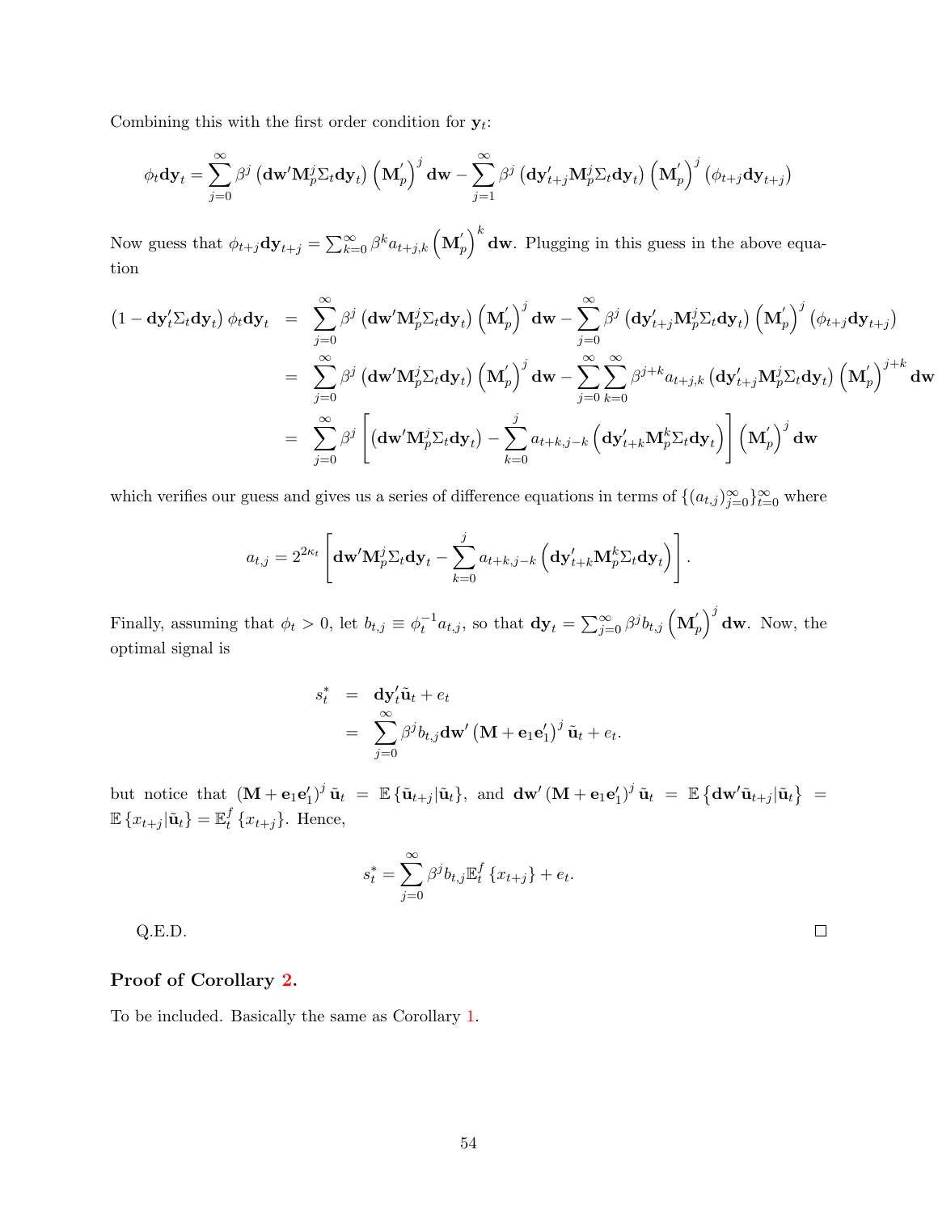Combining this with the first order condition for $\mathbf{y}_t$:

$$\phi_t \mathbf{dy}_t = \sum_{j=0}^{\infty} \beta^j \left(\mathbf{dw}'\mathbf{M}_p^j \Sigma_t \mathbf{dy}_t\right) \left(\mathbf{M}_p^{'}\right)^j \mathbf{dw} - \sum_{j=1}^{\infty} \beta^j \left(\mathbf{dy}_{t+j}'\mathbf{M}_p^j \Sigma_t \mathbf{dy}_t\right) \left(\mathbf{M}_p^{'}\right)^j \left(\phi_{t+j}\mathbf{dy}_{t+j}\right)$$

Now guess that $\phi_{t+j}\mathbf{dy}_{t+j} = \sum_{k=0}^{\infty} \beta^k a_{t+j,k} \left(\mathbf{M}_p^{'}\right)^k \mathbf{dw}$. Plugging in this guess in the above equation

$$\begin{aligned}
\left(1 - \mathbf{dy}_t'\Sigma_t\mathbf{dy}_t\right)\phi_t\mathbf{dy}_t &= \sum_{j=0}^{\infty} \beta^j \left(\mathbf{dw}'\mathbf{M}_p^j \Sigma_t \mathbf{dy}_t\right) \left(\mathbf{M}_p^{'}\right)^j \mathbf{dw} - \sum_{j=0}^{\infty} \beta^j \left(\mathbf{dy}_{t+j}'\mathbf{M}_p^j \Sigma_t \mathbf{dy}_t\right) \left(\mathbf{M}_p^{'}\right)^j \left(\phi_{t+j}\mathbf{dy}_{t+j}\right) \\
&= \sum_{j=0}^{\infty} \beta^j \left(\mathbf{dw}'\mathbf{M}_p^j \Sigma_t \mathbf{dy}_t\right) \left(\mathbf{M}_p^{'}\right)^j \mathbf{dw} - \sum_{j=0}^{\infty}\sum_{k=0}^{\infty} \beta^{j+k} a_{t+j,k} \left(\mathbf{dy}_{t+j}'\mathbf{M}_p^j \Sigma_t \mathbf{dy}_t\right) \left(\mathbf{M}_p^{'}\right)^{j+k} \mathbf{dw} \\
&= \sum_{j=0}^{\infty} \beta^j \left[\left(\mathbf{dw}'\mathbf{M}_p^j \Sigma_t \mathbf{dy}_t\right) - \sum_{k=0}^{j} a_{t+k,j-k} \left(\mathbf{dy}_{t+k}'\mathbf{M}_p^k \Sigma_t \mathbf{dy}_t\right)\right] \left(\mathbf{M}_p^{'}\right)^j \mathbf{dw}
\end{aligned}$$

which verifies our guess and gives us a series of difference equations in terms of $\{(a_{t,j})_{j=0}^{\infty}\}_{t=0}^{\infty}$ where

$$a_{t,j} = 2^{2\kappa_t}\left[\mathbf{dw}'\mathbf{M}_p^j \Sigma_t \mathbf{dy}_t - \sum_{k=0}^{j} a_{t+k,j-k}\left(\mathbf{dy}_{t+k}'\mathbf{M}_p^k \Sigma_t \mathbf{dy}_t\right)\right].$$

Finally, assuming that $\phi_t > 0$, let $b_{t,j} \equiv \phi_t^{-1} a_{t,j}$, so that $\mathbf{dy}_t = \sum_{j=0}^{\infty} \beta^j b_{t,j} \left(\mathbf{M}_p^{'}\right)^j \mathbf{dw}$. Now, the optimal signal is

$$\begin{aligned}
s_t^* &= \mathbf{dy}_t'\tilde{\mathbf{u}}_t + e_t \\
&= \sum_{j=0}^{\infty} \beta^j b_{t,j} \mathbf{dw}' \left(\mathbf{M} + \mathbf{e}_1\mathbf{e}_1'\right)^j \tilde{\mathbf{u}}_t + e_t.
\end{aligned}$$

but notice that $\left(\mathbf{M} + \mathbf{e}_1\mathbf{e}_1'\right)^j \tilde{\mathbf{u}}_t = \mathbb{E}\left\{\tilde{\mathbf{u}}_{t+j}|\tilde{\mathbf{u}}_t\right\}$, and $\mathbf{dw}'\left(\mathbf{M} + \mathbf{e}_1\mathbf{e}_1'\right)^j \tilde{\mathbf{u}}_t = \mathbb{E}\left\{\mathbf{dw}'\tilde{\mathbf{u}}_{t+j}|\tilde{\mathbf{u}}_t\right\} = \mathbb{E}\left\{x_{t+j}|\tilde{\mathbf{u}}_t\right\} = \mathbb{E}_t^f\left\{x_{t+j}\right\}$. Hence,

$$s_t^* = \sum_{j=0}^{\infty} \beta^j b_{t,j} \mathbb{E}_t^f\left\{x_{t+j}\right\} + e_t.$$

Q.E.D. □

**Proof of Corollary 2.**

To be included. Basically the same as Corollary 1.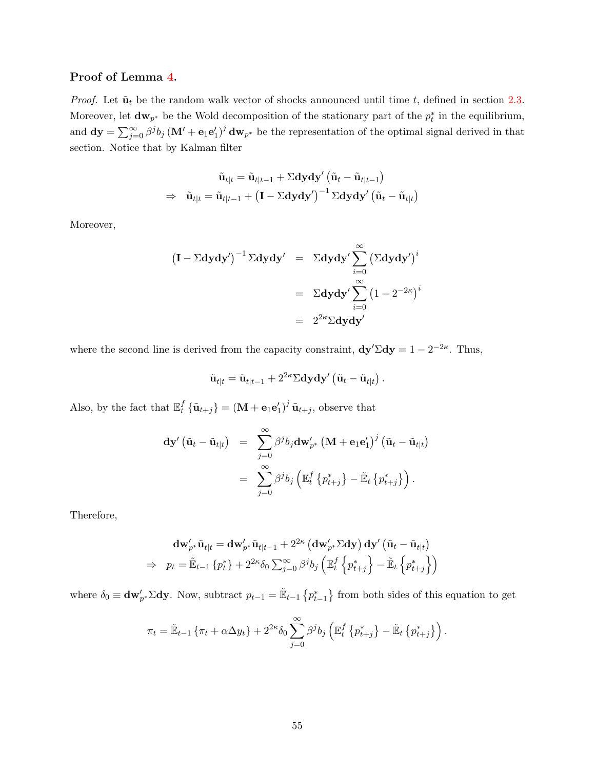**Proof of Lemma 4.**

*Proof.* Let $\tilde{\mathbf{u}}_t$ be the random walk vector of shocks announced until time $t$, defined in section 2.3. Moreover, let $\mathbf{dw}_{p^*}$ be the Wold decomposition of the stationary part of the $p_t^*$ in the equilibrium, and $\mathbf{dy} = \sum_{j=0}^{\infty} \beta^j b_j \left(\mathbf{M}' + \mathbf{e}_1\mathbf{e}_1'\right)^j \mathbf{dw}_{p^*}$ be the representation of the optimal signal derived in that section. Notice that by Kalman filter

$$
\begin{aligned}
\tilde{\mathbf{u}}_{t|t} &= \tilde{\mathbf{u}}_{t|t-1} + \Sigma\mathbf{dy}\mathbf{dy}'\left(\tilde{\mathbf{u}}_t - \tilde{\mathbf{u}}_{t|t-1}\right) \\
\Rightarrow \quad \tilde{\mathbf{u}}_{t|t} &= \tilde{\mathbf{u}}_{t|t-1} + \left(\mathbf{I} - \Sigma\mathbf{dy}\mathbf{dy}'\right)^{-1}\Sigma\mathbf{dy}\mathbf{dy}'\left(\tilde{\mathbf{u}}_t - \tilde{\mathbf{u}}_{t|t}\right)
\end{aligned}
$$

Moreover,

$$
\begin{aligned}
\left(\mathbf{I} - \Sigma\mathbf{dy}\mathbf{dy}'\right)^{-1}\Sigma\mathbf{dy}\mathbf{dy}' &= \Sigma\mathbf{dy}\mathbf{dy}'\sum_{i=0}^{\infty}\left(\Sigma\mathbf{dy}\mathbf{dy}'\right)^i \\
&= \Sigma\mathbf{dy}\mathbf{dy}'\sum_{i=0}^{\infty}\left(1 - 2^{-2\kappa}\right)^i \\
&= 2^{2\kappa}\Sigma\mathbf{dy}\mathbf{dy}'
\end{aligned}
$$

where the second line is derived from the capacity constraint, $\mathbf{dy}'\Sigma\mathbf{dy} = 1 - 2^{-2\kappa}$. Thus,

$$
\tilde{\mathbf{u}}_{t|t} = \tilde{\mathbf{u}}_{t|t-1} + 2^{2\kappa}\Sigma\mathbf{dy}\mathbf{dy}'\left(\tilde{\mathbf{u}}_t - \tilde{\mathbf{u}}_{t|t}\right).
$$

Also, by the fact that $\mathbb{E}_t^f\left\{\tilde{\mathbf{u}}_{t+j}\right\} = \left(\mathbf{M} + \mathbf{e}_1\mathbf{e}_1'\right)^j\tilde{\mathbf{u}}_{t+j}$, observe that

$$
\begin{aligned}
\mathbf{dy}'\left(\tilde{\mathbf{u}}_t - \tilde{\mathbf{u}}_{t|t}\right) &= \sum_{j=0}^{\infty}\beta^j b_j \mathbf{dw}_{p^*}'\left(\mathbf{M} + \mathbf{e}_1\mathbf{e}_1'\right)^j\left(\tilde{\mathbf{u}}_t - \tilde{\mathbf{u}}_{t|t}\right) \\
&= \sum_{j=0}^{\infty}\beta^j b_j\left(\mathbb{E}_t^f\left\{p_{t+j}^*\right\} - \tilde{\mathbb{E}}_t\left\{p_{t+j}^*\right\}\right).
\end{aligned}
$$

Therefore,

$$
\begin{aligned}
\mathbf{dw}_{p^*}'\tilde{\mathbf{u}}_{t|t} &= \mathbf{dw}_{p^*}'\tilde{\mathbf{u}}_{t|t-1} + 2^{2\kappa}\left(\mathbf{dw}_{p^*}'\Sigma\mathbf{dy}\right)\mathbf{dy}'\left(\tilde{\mathbf{u}}_t - \tilde{\mathbf{u}}_{t|t}\right) \\
\Rightarrow \quad p_t &= \tilde{\mathbb{E}}_{t-1}\left\{p_t^*\right\} + 2^{2\kappa}\delta_0\sum_{j=0}^{\infty}\beta^j b_j\left(\mathbb{E}_t^f\left\{p_{t+j}^*\right\} - \tilde{\mathbb{E}}_t\left\{p_{t+j}^*\right\}\right)
\end{aligned}
$$

where $\delta_0 \equiv \mathbf{dw}_{p^*}'\Sigma\mathbf{dy}$. Now, subtract $p_{t-1} = \tilde{\mathbb{E}}_{t-1}\left\{p_{t-1}^*\right\}$ from both sides of this equation to get

$$
\pi_t = \tilde{\mathbb{E}}_{t-1}\left\{\pi_t + \alpha\Delta y_t\right\} + 2^{2\kappa}\delta_0\sum_{j=0}^{\infty}\beta^j b_j\left(\mathbb{E}_t^f\left\{p_{t+j}^*\right\} - \tilde{\mathbb{E}}_t\left\{p_{t+j}^*\right\}\right).
$$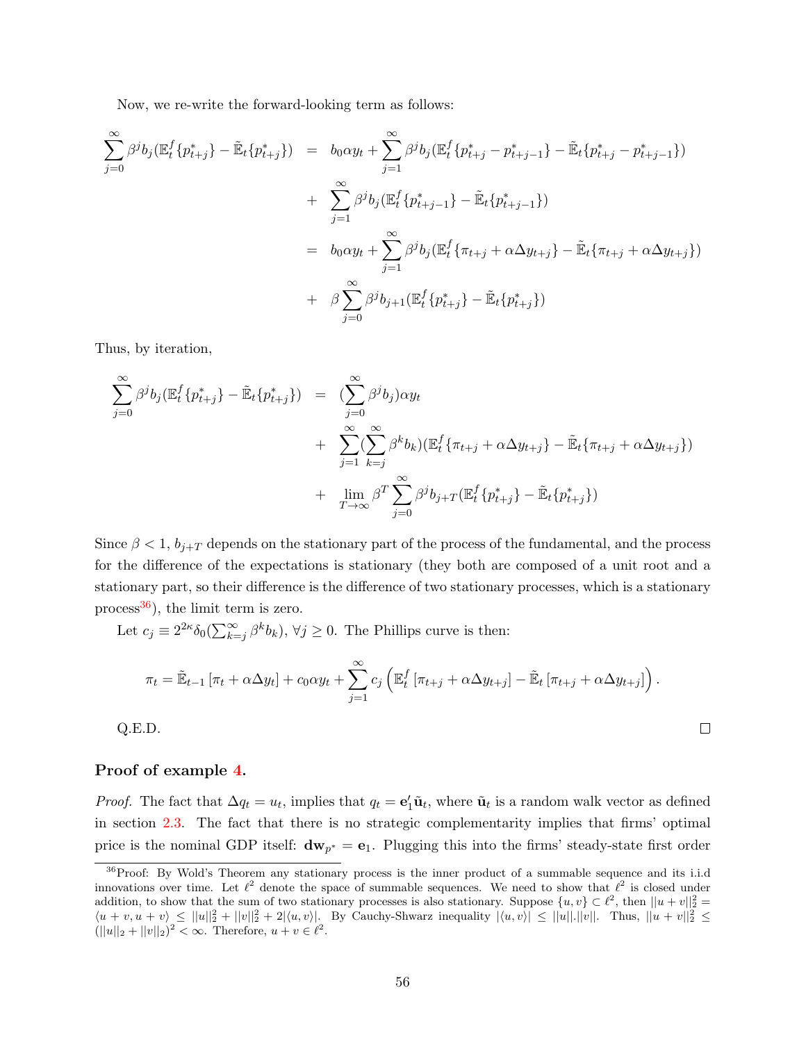Now, we re-write the forward-looking term as follows:

$$
\begin{aligned}
\sum_{j=0}^{\infty} \beta^j b_j (\mathbb{E}_t^f\{p^*_{t+j}\} - \tilde{\mathbb{E}}_t\{p^*_{t+j}\}) &= b_0 \alpha y_t + \sum_{j=1}^{\infty} \beta^j b_j (\mathbb{E}_t^f\{p^*_{t+j} - p^*_{t+j-1}\} - \tilde{\mathbb{E}}_t\{p^*_{t+j} - p^*_{t+j-1}\}) \\
&+ \sum_{j=1}^{\infty} \beta^j b_j (\mathbb{E}_t^f\{p^*_{t+j-1}\} - \tilde{\mathbb{E}}_t\{p^*_{t+j-1}\}) \\
&= b_0 \alpha y_t + \sum_{j=1}^{\infty} \beta^j b_j (\mathbb{E}_t^f\{\pi_{t+j} + \alpha \Delta y_{t+j}\} - \tilde{\mathbb{E}}_t\{\pi_{t+j} + \alpha \Delta y_{t+j}\}) \\
&+ \beta \sum_{j=0}^{\infty} \beta^j b_{j+1} (\mathbb{E}_t^f\{p^*_{t+j}\} - \tilde{\mathbb{E}}_t\{p^*_{t+j}\})
\end{aligned}
$$

Thus, by iteration,

$$
\begin{aligned}
\sum_{j=0}^{\infty} \beta^j b_j (\mathbb{E}_t^f\{p^*_{t+j}\} - \tilde{\mathbb{E}}_t\{p^*_{t+j}\}) &= (\sum_{j=0}^{\infty} \beta^j b_j) \alpha y_t \\
&+ \sum_{j=1}^{\infty} (\sum_{k=j}^{\infty} \beta^k b_k) (\mathbb{E}_t^f\{\pi_{t+j} + \alpha \Delta y_{t+j}\} - \tilde{\mathbb{E}}_t\{\pi_{t+j} + \alpha \Delta y_{t+j}\}) \\
&+ \lim_{T \to \infty} \beta^T \sum_{j=0}^{\infty} \beta^j b_{j+T} (\mathbb{E}_t^f\{p^*_{t+j}\} - \tilde{\mathbb{E}}_t\{p^*_{t+j}\})
\end{aligned}
$$

Since $\beta < 1$, $b_{j+T}$ depends on the stationary part of the process of the fundamental, and the process for the difference of the expectations is stationary (they both are composed of a unit root and a stationary part, so their difference is the difference of two stationary processes, which is a stationary process[36]), the limit term is zero.

Let $c_j \equiv 2^{2\kappa} \delta_0 (\sum_{k=j}^{\infty} \beta^k b_k)$, $\forall j \geq 0$. The Phillips curve is then:

$$
\pi_t = \tilde{\mathbb{E}}_{t-1}\left[\pi_t + \alpha \Delta y_t\right] + c_0 \alpha y_t + \sum_{j=1}^{\infty} c_j \left( \mathbb{E}_t^f \left[\pi_{t+j} + \alpha \Delta y_{t+j}\right] - \tilde{\mathbb{E}}_t \left[\pi_{t+j} + \alpha \Delta y_{t+j}\right] \right).
$$

Q.E.D. □

## Proof of example 4.

*Proof.* The fact that $\Delta q_t = u_t$, implies that $q_t = \mathbf{e}_1' \tilde{\mathbf{u}}_t$, where $\tilde{\mathbf{u}}_t$ is a random walk vector as defined in section 2.3. The fact that there is no strategic complementarity implies that firms' optimal price is the nominal GDP itself: $\mathbf{dw}_{p^*} = \mathbf{e}_1$. Plugging this into the firms' steady-state first order

[36] Proof: By Wold's Theorem any stationary process is the inner product of a summable sequence and its i.i.d innovations over time. Let $\ell^2$ denote the space of summable sequences. We need to show that $\ell^2$ is closed under addition, to show that the sum of two stationary processes is also stationary. Suppose $\{u, v\} \subset \ell^2$, then $||u + v||_2^2 = \langle u + v, u + v \rangle \leq ||u||_2^2 + ||v||_2^2 + 2|\langle u, v \rangle|$. By Cauchy-Shwarz inequality $|\langle u, v \rangle| \leq ||u||.||v||$. Thus, $||u + v||_2^2 \leq (||u||_2 + ||v||_2)^2 < \infty$. Therefore, $u + v \in \ell^2$.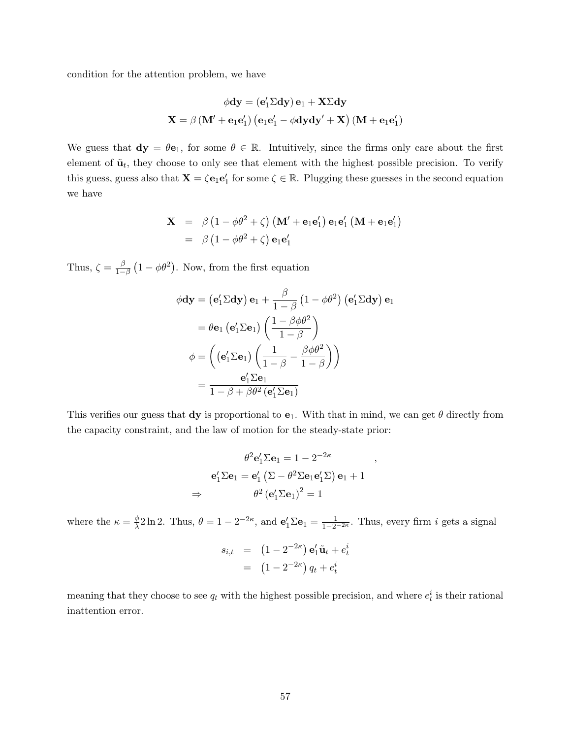condition for the attention problem, we have

$$\phi \mathbf{dy} = \left(\mathbf{e}_1' \Sigma \mathbf{dy}\right) \mathbf{e}_1 + \mathbf{X} \Sigma \mathbf{dy}$$

$$\mathbf{X} = \beta \left(\mathbf{M}' + \mathbf{e}_1 \mathbf{e}_1'\right) \left(\mathbf{e}_1 \mathbf{e}_1' - \phi \mathbf{dy} \mathbf{dy}' + \mathbf{X}\right) \left(\mathbf{M} + \mathbf{e}_1 \mathbf{e}_1'\right)$$

We guess that $\mathbf{dy} = \theta \mathbf{e}_1$, for some $\theta \in \mathbb{R}$. Intuitively, since the firms only care about the first element of $\tilde{\mathbf{u}}_t$, they choose to only see that element with the highest possible precision. To verify this guess, guess also that $\mathbf{X} = \zeta \mathbf{e}_1 \mathbf{e}_1'$ for some $\zeta \in \mathbb{R}$. Plugging these guesses in the second equation we have

$$\begin{aligned}
\mathbf{X} &= \beta \left(1 - \phi \theta^2 + \zeta\right) \left(\mathbf{M}' + \mathbf{e}_1 \mathbf{e}_1'\right) \mathbf{e}_1 \mathbf{e}_1' \left(\mathbf{M} + \mathbf{e}_1 \mathbf{e}_1'\right) \\
&= \beta \left(1 - \phi \theta^2 + \zeta\right) \mathbf{e}_1 \mathbf{e}_1'
\end{aligned}$$

Thus, $\zeta = \frac{\beta}{1-\beta}\left(1 - \phi\theta^2\right)$. Now, from the first equation

$$\begin{aligned}
\phi \mathbf{dy} &= \left(\mathbf{e}_1' \Sigma \mathbf{dy}\right) \mathbf{e}_1 + \frac{\beta}{1-\beta}\left(1 - \phi\theta^2\right)\left(\mathbf{e}_1' \Sigma \mathbf{dy}\right) \mathbf{e}_1 \\
&= \theta \mathbf{e}_1 \left(\mathbf{e}_1' \Sigma \mathbf{e}_1\right) \left(\frac{1 - \beta\phi\theta^2}{1-\beta}\right) \\
\phi &= \left(\left(\mathbf{e}_1' \Sigma \mathbf{e}_1\right)\left(\frac{1}{1-\beta} - \frac{\beta\phi\theta^2}{1-\beta}\right)\right) \\
&= \frac{\mathbf{e}_1' \Sigma \mathbf{e}_1}{1 - \beta + \beta\theta^2 \left(\mathbf{e}_1' \Sigma \mathbf{e}_1\right)}
\end{aligned}$$

This verifies our guess that $\mathbf{dy}$ is proportional to $\mathbf{e}_1$. With that in mind, we can get $\theta$ directly from the capacity constraint, and the law of motion for the steady-state prior:

$$\begin{aligned}
\theta^2 \mathbf{e}_1' \Sigma \mathbf{e}_1 &= 1 - 2^{-2\kappa} \qquad , \\
\mathbf{e}_1' \Sigma \mathbf{e}_1 &= \mathbf{e}_1' \left(\Sigma - \theta^2 \Sigma \mathbf{e}_1 \mathbf{e}_1' \Sigma\right) \mathbf{e}_1 + 1 \\
\Rightarrow \qquad \theta^2 \left(\mathbf{e}_1' \Sigma \mathbf{e}_1\right)^2 &= 1
\end{aligned}$$

where the $\kappa = \frac{\phi}{\lambda} 2 \ln 2$. Thus, $\theta = 1 - 2^{-2\kappa}$, and $\mathbf{e}_1' \Sigma \mathbf{e}_1 = \frac{1}{1 - 2^{-2\kappa}}$. Thus, every firm $i$ gets a signal

$$\begin{aligned}
s_{i,t} &= \left(1 - 2^{-2\kappa}\right) \mathbf{e}_1' \tilde{\mathbf{u}}_t + e_t^i \\
&= \left(1 - 2^{-2\kappa}\right) q_t + e_t^i
\end{aligned}$$

meaning that they choose to see $q_t$ with the highest possible precision, and where $e_t^i$ is their rational inattention error.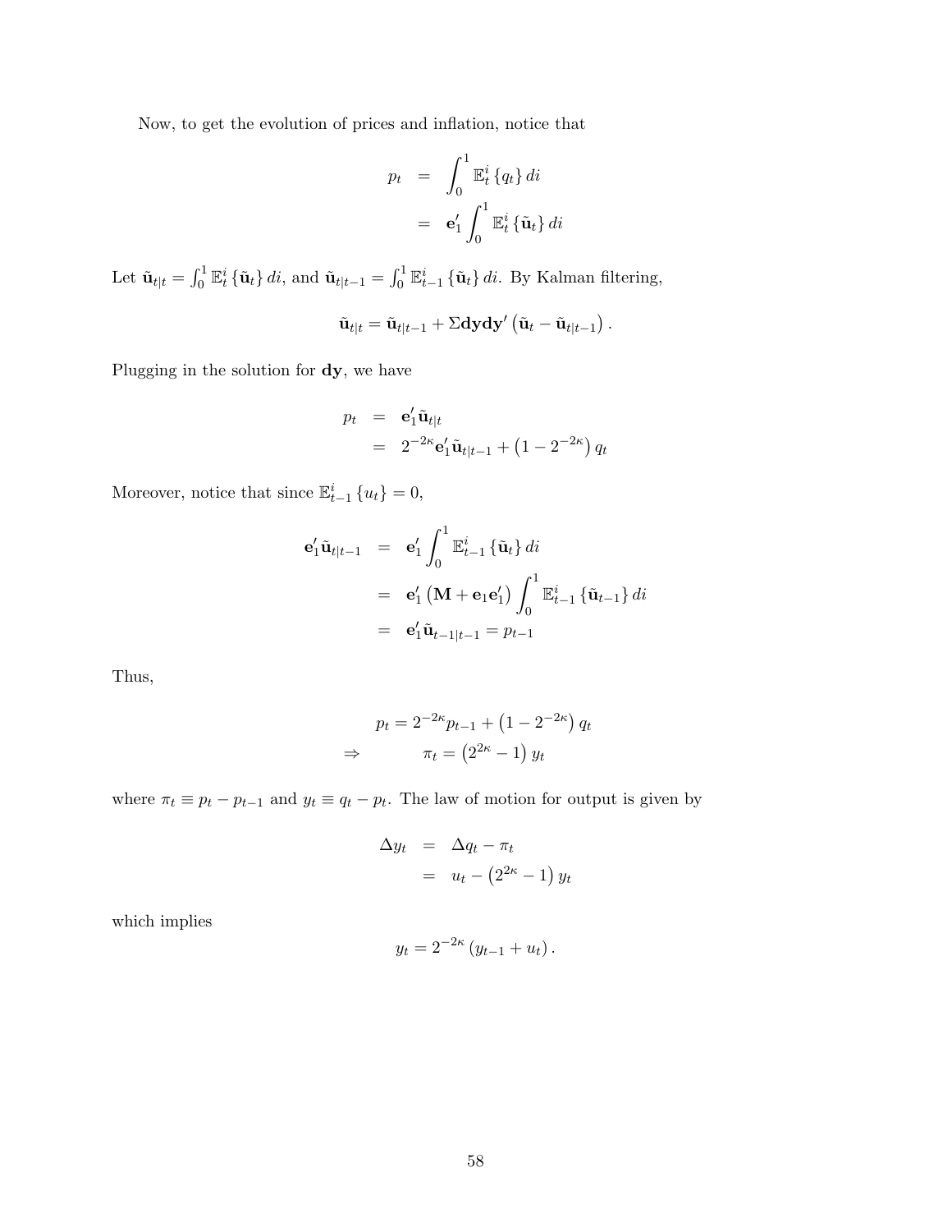Now, to get the evolution of prices and inflation, notice that

$$
\begin{aligned}
p_t &= \int_0^1 \mathbb{E}_t^i \{q_t\} \, di \\
&= \mathbf{e}_1' \int_0^1 \mathbb{E}_t^i \{\tilde{\mathbf{u}}_t\} \, di
\end{aligned}
$$

Let $\tilde{\mathbf{u}}_{t|t} = \int_0^1 \mathbb{E}_t^i \{\tilde{\mathbf{u}}_t\} \, di$, and $\tilde{\mathbf{u}}_{t|t-1} = \int_0^1 \mathbb{E}_{t-1}^i \{\tilde{\mathbf{u}}_t\} \, di$. By Kalman filtering,

$$
\tilde{\mathbf{u}}_{t|t} = \tilde{\mathbf{u}}_{t|t-1} + \Sigma \mathbf{dy}\mathbf{dy}' \left(\tilde{\mathbf{u}}_t - \tilde{\mathbf{u}}_{t|t-1}\right).
$$

Plugging in the solution for $\mathbf{dy}$, we have

$$
\begin{aligned}
p_t &= \mathbf{e}_1' \tilde{\mathbf{u}}_{t|t} \\
&= 2^{-2\kappa} \mathbf{e}_1' \tilde{\mathbf{u}}_{t|t-1} + \left(1 - 2^{-2\kappa}\right) q_t
\end{aligned}
$$

Moreover, notice that since $\mathbb{E}_{t-1}^i \{u_t\} = 0$,

$$
\begin{aligned}
\mathbf{e}_1' \tilde{\mathbf{u}}_{t|t-1} &= \mathbf{e}_1' \int_0^1 \mathbb{E}_{t-1}^i \{\tilde{\mathbf{u}}_t\} \, di \\
&= \mathbf{e}_1' \left(\mathbf{M} + \mathbf{e}_1 \mathbf{e}_1'\right) \int_0^1 \mathbb{E}_{t-1}^i \{\tilde{\mathbf{u}}_{t-1}\} \, di \\
&= \mathbf{e}_1' \tilde{\mathbf{u}}_{t-1|t-1} = p_{t-1}
\end{aligned}
$$

Thus,

$$
\begin{aligned}
& p_t = 2^{-2\kappa} p_{t-1} + \left(1 - 2^{-2\kappa}\right) q_t \\
\Rightarrow \qquad & \pi_t = \left(2^{2\kappa} - 1\right) y_t
\end{aligned}
$$

where $\pi_t \equiv p_t - p_{t-1}$ and $y_t \equiv q_t - p_t$. The law of motion for output is given by

$$
\begin{aligned}
\Delta y_t &= \Delta q_t - \pi_t \\
&= u_t - \left(2^{2\kappa} - 1\right) y_t
\end{aligned}
$$

which implies

$$
y_t = 2^{-2\kappa} \left(y_{t-1} + u_t\right).
$$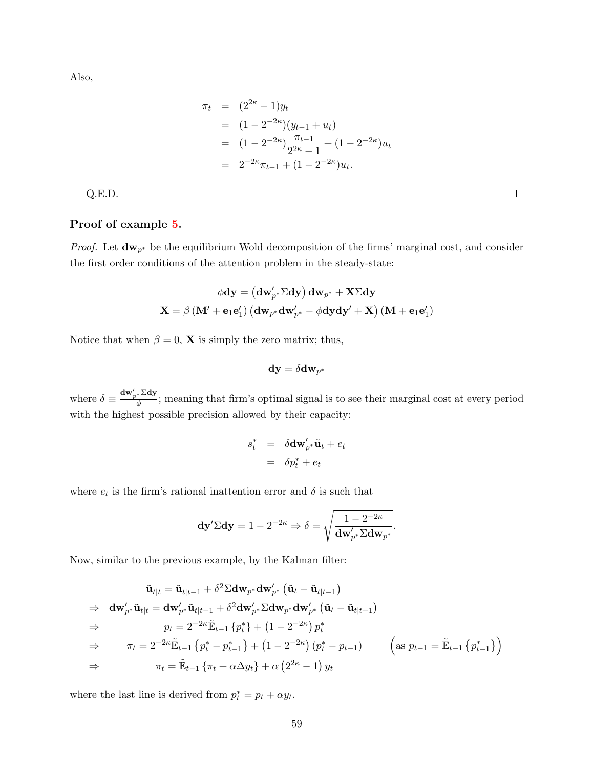Also,

$$
\begin{aligned}
\pi_t &= (2^{2\kappa} - 1) y_t \\
&= (1 - 2^{-2\kappa})(y_{t-1} + u_t) \\
&= (1 - 2^{-2\kappa}) \frac{\pi_{t-1}}{2^{2\kappa} - 1} + (1 - 2^{-2\kappa}) u_t \\
&= 2^{-2\kappa} \pi_{t-1} + (1 - 2^{-2\kappa}) u_t.
\end{aligned}
$$

Q.E.D. □

### Proof of example 5.

*Proof.* Let $\mathbf{dw}_{p^*}$ be the equilibrium Wold decomposition of the firms' marginal cost, and consider the first order conditions of the attention problem in the steady-state:

$$
\phi \mathbf{dy} = \left(\mathbf{dw}'_{p^*} \Sigma \mathbf{dy}\right) \mathbf{dw}_{p^*} + \mathbf{X} \Sigma \mathbf{dy}
$$

$$
\mathbf{X} = \beta \left(\mathbf{M}' + \mathbf{e}_1 \mathbf{e}'_1\right) \left(\mathbf{dw}_{p^*} \mathbf{dw}'_{p^*} - \phi \mathbf{dy} \mathbf{dy}' + \mathbf{X}\right) \left(\mathbf{M} + \mathbf{e}_1 \mathbf{e}'_1\right)
$$

Notice that when $\beta = 0$, $\mathbf{X}$ is simply the zero matrix; thus,

$$
\mathbf{dy} = \delta \mathbf{dw}_{p^*}
$$

where $\delta \equiv \frac{\mathbf{dw}'_{p^*} \Sigma \mathbf{dy}}{\phi}$; meaning that firm's optimal signal is to see their marginal cost at every period with the highest possible precision allowed by their capacity:

$$
\begin{aligned}
s^*_t &= \delta \mathbf{dw}'_{p^*} \tilde{\mathbf{u}}_t + e_t \\
&= \delta p^*_t + e_t
\end{aligned}
$$

where $e_t$ is the firm's rational inattention error and $\delta$ is such that

$$
\mathbf{dy}' \Sigma \mathbf{dy} = 1 - 2^{-2\kappa} \Rightarrow \delta = \sqrt{\frac{1 - 2^{-2\kappa}}{\mathbf{dw}'_{p^*} \Sigma \mathbf{dw}_{p^*}}}.
$$

Now, similar to the previous example, by the Kalman filter:

$$
\begin{aligned}
& \tilde{\mathbf{u}}_{t|t} = \tilde{\mathbf{u}}_{t|t-1} + \delta^2 \Sigma \mathbf{dw}_{p^*} \mathbf{dw}'_{p^*} \left(\tilde{\mathbf{u}}_t - \tilde{\mathbf{u}}_{t|t-1}\right) \\
\Rightarrow \quad & \mathbf{dw}'_{p^*} \tilde{\mathbf{u}}_{t|t} = \mathbf{dw}'_{p^*} \tilde{\mathbf{u}}_{t|t-1} + \delta^2 \mathbf{dw}'_{p^*} \Sigma \mathbf{dw}_{p^*} \mathbf{dw}'_{p^*} \left(\tilde{\mathbf{u}}_t - \tilde{\mathbf{u}}_{t|t-1}\right) \\
\Rightarrow \quad & p_t = 2^{-2\kappa} \tilde{\mathbb{E}}_{t-1} \left\{p^*_t\right\} + \left(1 - 2^{-2\kappa}\right) p^*_t \\
\Rightarrow \quad & \pi_t = 2^{-2\kappa} \tilde{\mathbb{E}}_{t-1} \left\{p^*_t - p^*_{t-1}\right\} + \left(1 - 2^{-2\kappa}\right) \left(p^*_t - p_{t-1}\right) \qquad \left(\text{as } p_{t-1} = \tilde{\mathbb{E}}_{t-1} \left\{p^*_{t-1}\right\}\right) \\
\Rightarrow \quad & \pi_t = \tilde{\mathbb{E}}_{t-1} \left\{\pi_t + \alpha \Delta y_t\right\} + \alpha \left(2^{2\kappa} - 1\right) y_t
\end{aligned}
$$

where the last line is derived from $p^*_t = p_t + \alpha y_t$.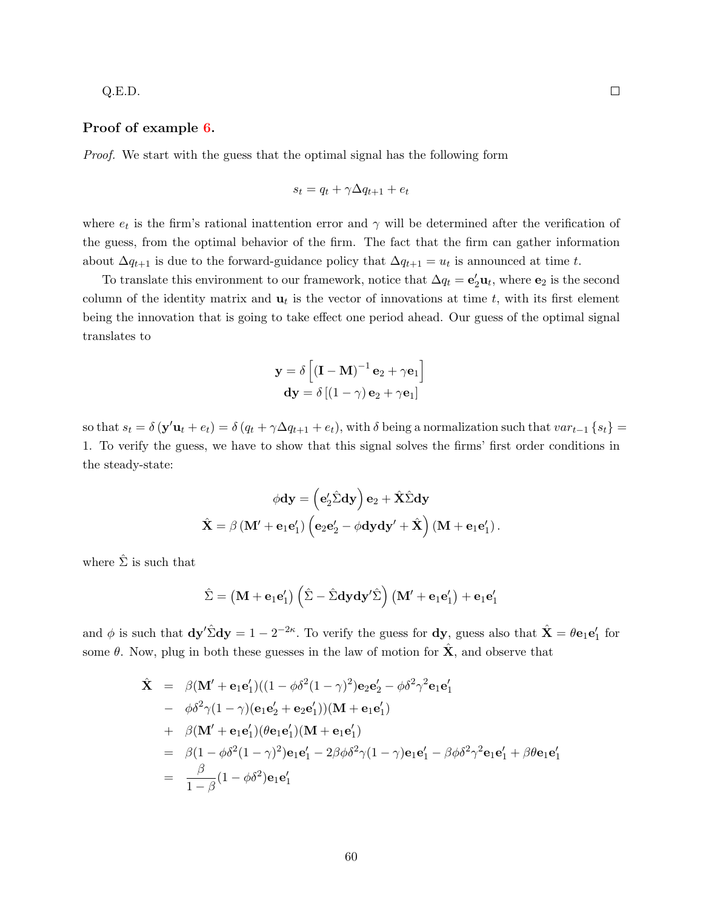Q.E.D. □

**Proof of example 6.**

*Proof.* We start with the guess that the optimal signal has the following form

$$s_t = q_t + \gamma \Delta q_{t+1} + e_t$$

where $e_t$ is the firm's rational inattention error and $\gamma$ will be determined after the verification of the guess, from the optimal behavior of the firm. The fact that the firm can gather information about $\Delta q_{t+1}$ is due to the forward-guidance policy that $\Delta q_{t+1} = u_t$ is announced at time $t$.

To translate this environment to our framework, notice that $\Delta q_t = \mathbf{e}_2'\mathbf{u}_t$, where $\mathbf{e}_2$ is the second column of the identity matrix and $\mathbf{u}_t$ is the vector of innovations at time $t$, with its first element being the innovation that is going to take effect one period ahead. Our guess of the optimal signal translates to

$$\mathbf{y} = \delta \left[ (\mathbf{I} - \mathbf{M})^{-1} \mathbf{e}_2 + \gamma \mathbf{e}_1 \right]$$
$$\mathbf{dy} = \delta \left[ (1-\gamma) \mathbf{e}_2 + \gamma \mathbf{e}_1 \right]$$

so that $s_t = \delta (\mathbf{y}'\mathbf{u}_t + e_t) = \delta (q_t + \gamma \Delta q_{t+1} + e_t)$, with $\delta$ being a normalization such that $var_{t-1}\{s_t\} = 1$. To verify the guess, we have to show that this signal solves the firms' first order conditions in the steady-state:

$$\phi \mathbf{dy} = \left( \mathbf{e}_2' \hat{\Sigma} \mathbf{dy} \right) \mathbf{e}_2 + \hat{\mathbf{X}} \hat{\Sigma} \mathbf{dy}$$
$$\hat{\mathbf{X}} = \beta \left( \mathbf{M}' + \mathbf{e}_1\mathbf{e}_1' \right) \left( \mathbf{e}_2\mathbf{e}_2' - \phi \mathbf{dy}\mathbf{dy}' + \hat{\mathbf{X}} \right) \left( \mathbf{M} + \mathbf{e}_1\mathbf{e}_1' \right).$$

where $\hat{\Sigma}$ is such that

$$\hat{\Sigma} = \left( \mathbf{M} + \mathbf{e}_1\mathbf{e}_1' \right) \left( \hat{\Sigma} - \hat{\Sigma} \mathbf{dy}\mathbf{dy}' \hat{\Sigma} \right) \left( \mathbf{M}' + \mathbf{e}_1\mathbf{e}_1' \right) + \mathbf{e}_1\mathbf{e}_1'$$

and $\phi$ is such that $\mathbf{dy}'\hat{\Sigma}\mathbf{dy} = 1 - 2^{-2\kappa}$. To verify the guess for $\mathbf{dy}$, guess also that $\hat{\mathbf{X}} = \theta \mathbf{e}_1\mathbf{e}_1'$ for some $\theta$. Now, plug in both these guesses in the law of motion for $\hat{\mathbf{X}}$, and observe that

$$\begin{aligned}
\hat{\mathbf{X}} &= \beta(\mathbf{M}' + \mathbf{e}_1\mathbf{e}_1')((1 - \phi\delta^2(1-\gamma)^2)\mathbf{e}_2\mathbf{e}_2' - \phi\delta^2\gamma^2\mathbf{e}_1\mathbf{e}_1' \\
&- \phi\delta^2\gamma(1-\gamma)(\mathbf{e}_1\mathbf{e}_2' + \mathbf{e}_2\mathbf{e}_1'))(\mathbf{M} + \mathbf{e}_1\mathbf{e}_1') \\
&+ \beta(\mathbf{M}' + \mathbf{e}_1\mathbf{e}_1')(\theta\mathbf{e}_1\mathbf{e}_1')(\mathbf{M} + \mathbf{e}_1\mathbf{e}_1') \\
&= \beta(1 - \phi\delta^2(1-\gamma)^2)\mathbf{e}_1\mathbf{e}_1' - 2\beta\phi\delta^2\gamma(1-\gamma)\mathbf{e}_1\mathbf{e}_1' - \beta\phi\delta^2\gamma^2\mathbf{e}_1\mathbf{e}_1' + \beta\theta\mathbf{e}_1\mathbf{e}_1' \\
&= \frac{\beta}{1-\beta}(1 - \phi\delta^2)\mathbf{e}_1\mathbf{e}_1'
\end{aligned}$$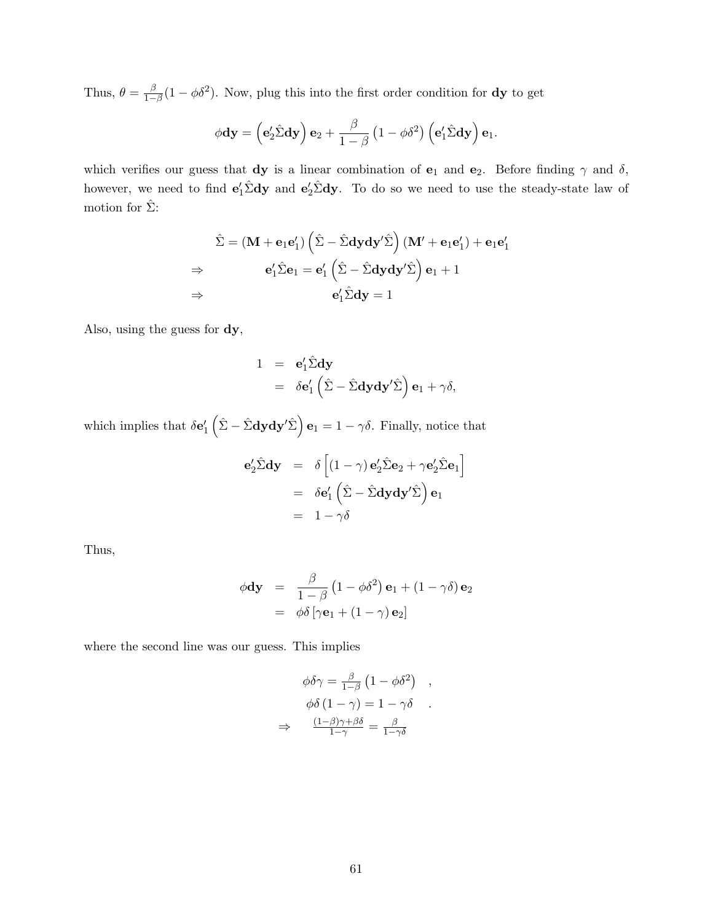Thus, $\theta = \frac{\beta}{1-\beta}(1 - \phi\delta^2)$. Now, plug this into the first order condition for $\mathbf{dy}$ to get

$$\phi\mathbf{dy} = \left(\mathbf{e}_2'\hat{\Sigma}\mathbf{dy}\right)\mathbf{e}_2 + \frac{\beta}{1-\beta}\left(1 - \phi\delta^2\right)\left(\mathbf{e}_1'\hat{\Sigma}\mathbf{dy}\right)\mathbf{e}_1.$$

which verifies our guess that $\mathbf{dy}$ is a linear combination of $\mathbf{e}_1$ and $\mathbf{e}_2$. Before finding $\gamma$ and $\delta$, however, we need to find $\mathbf{e}_1'\hat{\Sigma}\mathbf{dy}$ and $\mathbf{e}_2'\hat{\Sigma}\mathbf{dy}$. To do so we need to use the steady-state law of motion for $\hat{\Sigma}$:

$$
\begin{aligned}
& \hat{\Sigma} = \left(\mathbf{M} + \mathbf{e}_1\mathbf{e}_1'\right)\left(\hat{\Sigma} - \hat{\Sigma}\mathbf{dy}\mathbf{dy}'\hat{\Sigma}\right)\left(\mathbf{M}' + \mathbf{e}_1\mathbf{e}_1'\right) + \mathbf{e}_1\mathbf{e}_1' \\
\Rightarrow \quad & \mathbf{e}_1'\hat{\Sigma}\mathbf{e}_1 = \mathbf{e}_1'\left(\hat{\Sigma} - \hat{\Sigma}\mathbf{dy}\mathbf{dy}'\hat{\Sigma}\right)\mathbf{e}_1 + 1 \\
\Rightarrow \quad & \mathbf{e}_1'\hat{\Sigma}\mathbf{dy} = 1
\end{aligned}
$$

Also, using the guess for $\mathbf{dy}$,

$$
\begin{aligned}
1 &= \mathbf{e}_1'\hat{\Sigma}\mathbf{dy} \\
&= \delta\mathbf{e}_1'\left(\hat{\Sigma} - \hat{\Sigma}\mathbf{dy}\mathbf{dy}'\hat{\Sigma}\right)\mathbf{e}_1 + \gamma\delta,
\end{aligned}
$$

which implies that $\delta\mathbf{e}_1'\left(\hat{\Sigma} - \hat{\Sigma}\mathbf{dy}\mathbf{dy}'\hat{\Sigma}\right)\mathbf{e}_1 = 1 - \gamma\delta$. Finally, notice that

$$
\begin{aligned}
\mathbf{e}_2'\hat{\Sigma}\mathbf{dy} &= \delta\left[(1-\gamma)\,\mathbf{e}_2'\hat{\Sigma}\mathbf{e}_2 + \gamma\mathbf{e}_2'\hat{\Sigma}\mathbf{e}_1\right] \\
&= \delta\mathbf{e}_1'\left(\hat{\Sigma} - \hat{\Sigma}\mathbf{dy}\mathbf{dy}'\hat{\Sigma}\right)\mathbf{e}_1 \\
&= 1 - \gamma\delta
\end{aligned}
$$

Thus,

$$
\begin{aligned}
\phi\mathbf{dy} &= \frac{\beta}{1-\beta}\left(1 - \phi\delta^2\right)\mathbf{e}_1 + (1 - \gamma\delta)\,\mathbf{e}_2 \\
&= \phi\delta\left[\gamma\mathbf{e}_1 + (1-\gamma)\,\mathbf{e}_2\right]
\end{aligned}
$$

where the second line was our guess. This implies

$$
\begin{aligned}
& \phi\delta\gamma = \tfrac{\beta}{1-\beta}\left(1 - \phi\delta^2\right) \quad , \\
& \phi\delta\,(1-\gamma) = 1 - \gamma\delta \quad . \\
\Rightarrow \quad & \tfrac{(1-\beta)\gamma + \beta\delta}{1-\gamma} = \tfrac{\beta}{1-\gamma\delta}
\end{aligned}
$$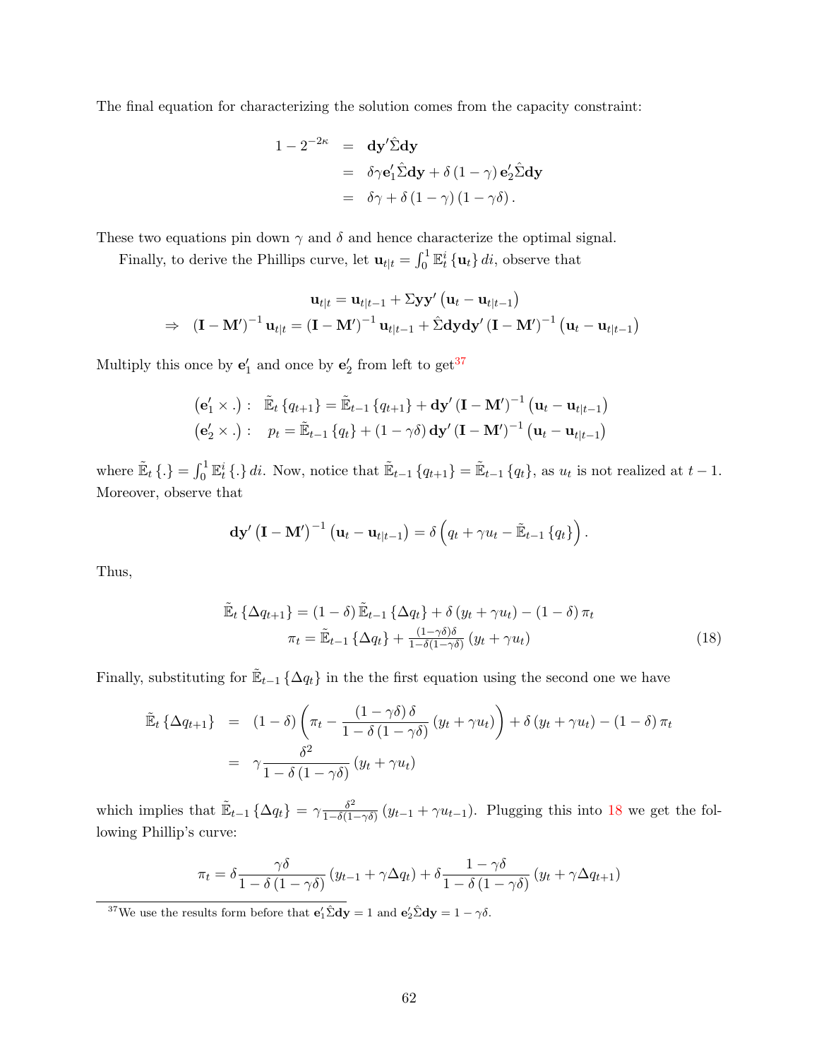The final equation for characterizing the solution comes from the capacity constraint:

$$
\begin{aligned}
1-2^{-2\kappa} &= \mathbf{dy}'\hat{\Sigma}\mathbf{dy} \\
&= \delta\gamma\mathbf{e}_1'\hat{\Sigma}\mathbf{dy} + \delta(1-\gamma)\mathbf{e}_2'\hat{\Sigma}\mathbf{dy} \\
&= \delta\gamma + \delta(1-\gamma)(1-\gamma\delta).
\end{aligned}
$$

These two equations pin down $\gamma$ and $\delta$ and hence characterize the optimal signal.

Finally, to derive the Phillips curve, let $\mathbf{u}_{t|t} = \int_0^1 \mathbb{E}_t^i\{\mathbf{u}_t\}\,di$, observe that

$$
\begin{aligned}
&\mathbf{u}_{t|t} = \mathbf{u}_{t|t-1} + \Sigma\mathbf{y}\mathbf{y}'\left(\mathbf{u}_t - \mathbf{u}_{t|t-1}\right) \\
\Rightarrow\quad &\left(\mathbf{I}-\mathbf{M}'\right)^{-1}\mathbf{u}_{t|t} = \left(\mathbf{I}-\mathbf{M}'\right)^{-1}\mathbf{u}_{t|t-1} + \hat{\Sigma}\mathbf{dy}\mathbf{dy}'\left(\mathbf{I}-\mathbf{M}'\right)^{-1}\left(\mathbf{u}_t - \mathbf{u}_{t|t-1}\right)
\end{aligned}
$$

Multiply this once by $\mathbf{e}_1'$ and once by $\mathbf{e}_2'$ from left to get[37]

$$
\begin{aligned}
\left(\mathbf{e}_1'\times .\right):&\quad \tilde{\mathbb{E}}_t\{q_{t+1}\} = \tilde{\mathbb{E}}_{t-1}\{q_{t+1}\} + \mathbf{dy}'\left(\mathbf{I}-\mathbf{M}'\right)^{-1}\left(\mathbf{u}_t - \mathbf{u}_{t|t-1}\right) \\
\left(\mathbf{e}_2'\times .\right):&\quad p_t = \tilde{\mathbb{E}}_{t-1}\{q_t\} + (1-\gamma\delta)\,\mathbf{dy}'\left(\mathbf{I}-\mathbf{M}'\right)^{-1}\left(\mathbf{u}_t - \mathbf{u}_{t|t-1}\right)
\end{aligned}
$$

where $\tilde{\mathbb{E}}_t\{.\} = \int_0^1 \mathbb{E}_t^i\{.\}\,di$. Now, notice that $\tilde{\mathbb{E}}_{t-1}\{q_{t+1}\} = \tilde{\mathbb{E}}_{t-1}\{q_t\}$, as $u_t$ is not realized at $t-1$. Moreover, observe that

$$
\mathbf{dy}'\left(\mathbf{I}-\mathbf{M}'\right)^{-1}\left(\mathbf{u}_t - \mathbf{u}_{t|t-1}\right) = \delta\left(q_t + \gamma u_t - \tilde{\mathbb{E}}_{t-1}\{q_t\}\right).
$$

Thus,

$$
\begin{aligned}
\tilde{\mathbb{E}}_t\{\Delta q_{t+1}\} &= (1-\delta)\,\tilde{\mathbb{E}}_{t-1}\{\Delta q_t\} + \delta\left(y_t + \gamma u_t\right) - (1-\delta)\,\pi_t \\
\pi_t &= \tilde{\mathbb{E}}_{t-1}\{\Delta q_t\} + \tfrac{(1-\gamma\delta)\delta}{1-\delta(1-\gamma\delta)}\left(y_t + \gamma u_t\right)
\end{aligned}
\tag{18}
$$

Finally, substituting for $\tilde{\mathbb{E}}_{t-1}\{\Delta q_t\}$ in the the first equation using the second one we have

$$
\begin{aligned}
\tilde{\mathbb{E}}_t\{\Delta q_{t+1}\} &= (1-\delta)\left(\pi_t - \frac{(1-\gamma\delta)\,\delta}{1-\delta(1-\gamma\delta)}\left(y_t + \gamma u_t\right)\right) + \delta\left(y_t + \gamma u_t\right) - (1-\delta)\,\pi_t \\
&= \gamma\frac{\delta^2}{1-\delta(1-\gamma\delta)}\left(y_t + \gamma u_t\right)
\end{aligned}
$$

which implies that $\tilde{\mathbb{E}}_{t-1}\{\Delta q_t\} = \gamma\frac{\delta^2}{1-\delta(1-\gamma\delta)}\left(y_{t-1} + \gamma u_{t-1}\right)$. Plugging this into 18 we get the following Phillip's curve:

$$
\pi_t = \delta\frac{\gamma\delta}{1-\delta(1-\gamma\delta)}\left(y_{t-1} + \gamma\Delta q_t\right) + \delta\frac{1-\gamma\delta}{1-\delta(1-\gamma\delta)}\left(y_t + \gamma\Delta q_{t+1}\right)
$$

[37] We use the results form before that $\mathbf{e}_1'\hat{\Sigma}\mathbf{dy} = 1$ and $\mathbf{e}_2'\hat{\Sigma}\mathbf{dy} = 1-\gamma\delta$.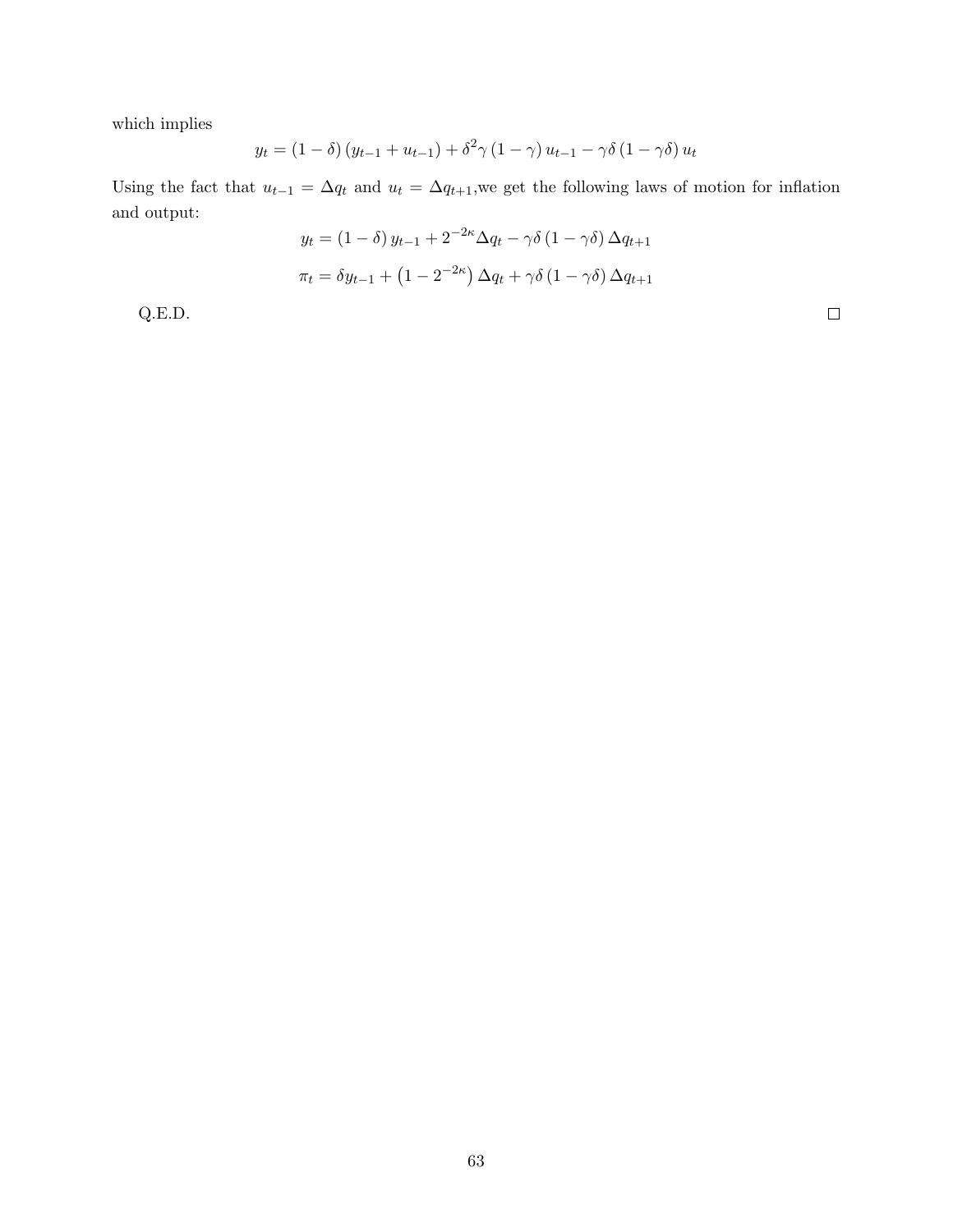which implies

$$y_t = (1-\delta)(y_{t-1} + u_{t-1}) + \delta^2 \gamma (1-\gamma) u_{t-1} - \gamma\delta (1-\gamma\delta) u_t$$

Using the fact that $u_{t-1} = \Delta q_t$ and $u_t = \Delta q_{t+1}$,we get the following laws of motion for inflation and output:

$$y_t = (1-\delta) y_{t-1} + 2^{-2\kappa} \Delta q_t - \gamma\delta (1-\gamma\delta) \Delta q_{t+1}$$

$$\pi_t = \delta y_{t-1} + \left(1 - 2^{-2\kappa}\right) \Delta q_t + \gamma\delta (1-\gamma\delta) \Delta q_{t+1}$$

Q.E.D. □